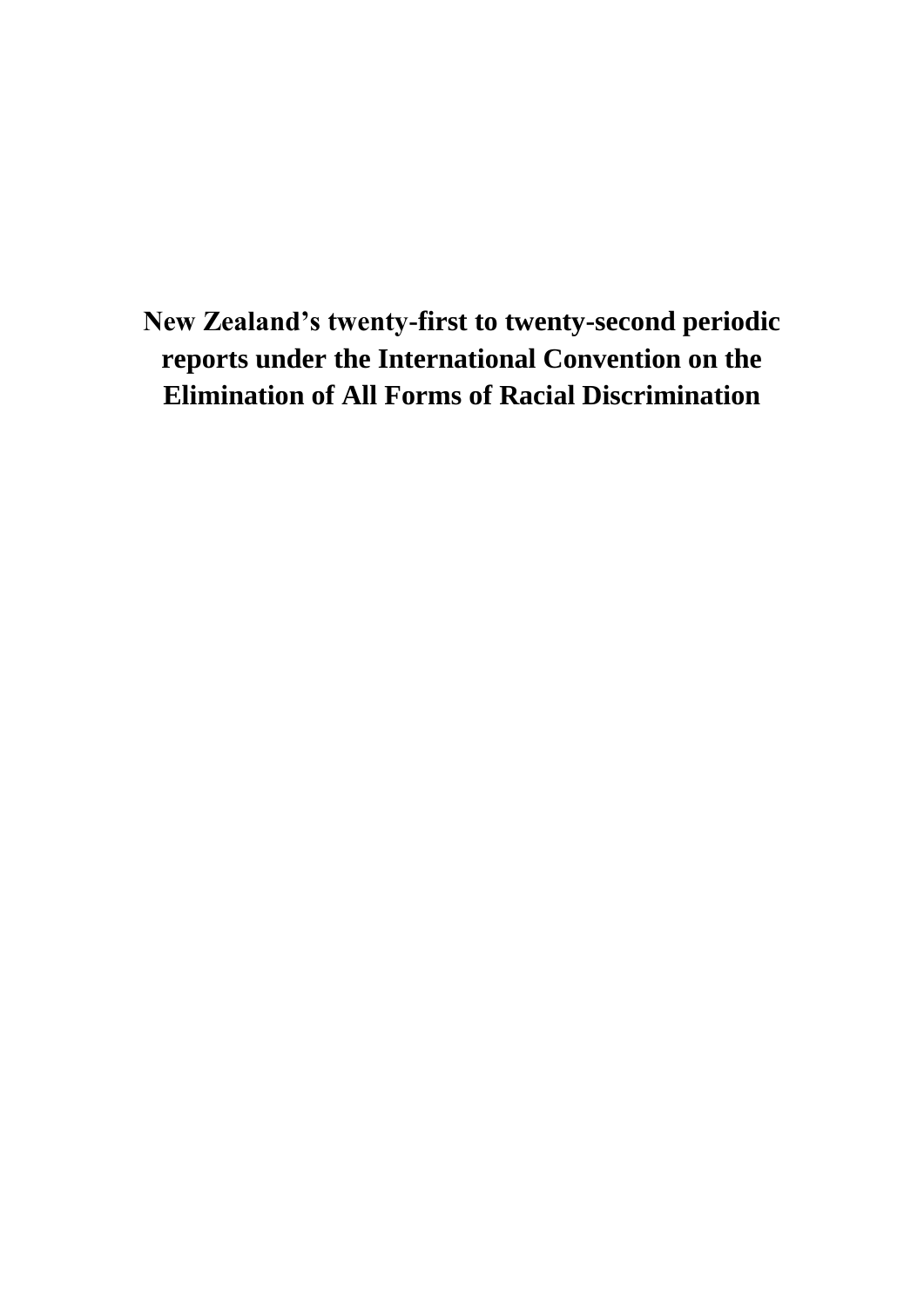# New Zealand's twenty-first to twenty-second periodic reports under the International Convention on the Elimination of All Forms of Racial Discrimination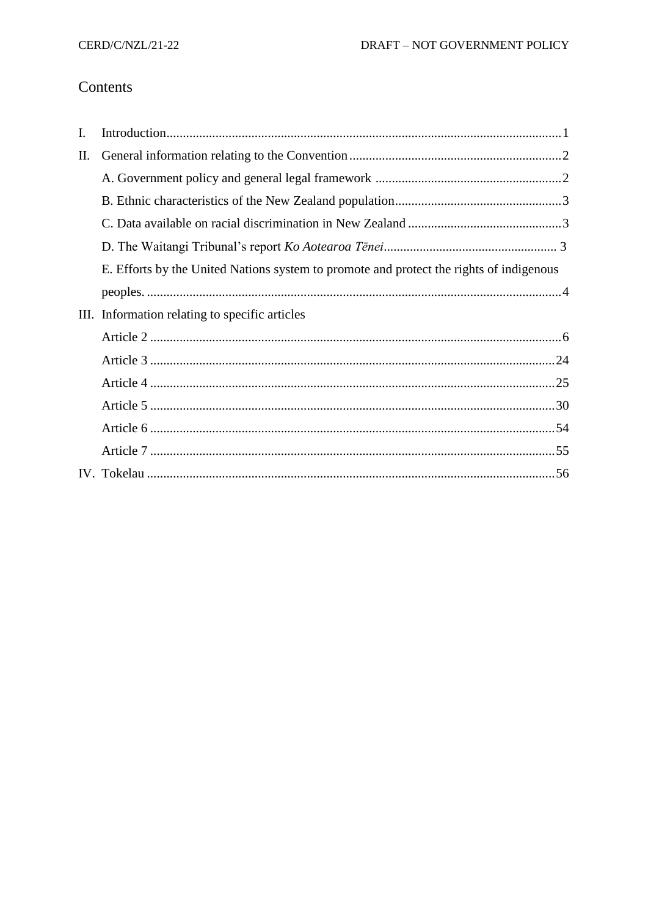# Contents

I. Introduction 1

II. General information relating to the Convention 2

- A. Government policy and general legal framework 2
- B. Ethnic characteristics of the New Zealand population 3
- C. Data available on racial discrimination in New Zealand 3
- D. The Waitangi Tribunal's report *Ko Aotearoa Tēnei* 3
- E. Efforts by the United Nations system to promote and protect the rights of indigenous peoples. 4

III. Information relating to specific articles

- Article 2 6
- Article 3 24
- Article 4 25
- Article 5 30
- Article 6 54
- Article 7 55

IV. Tokelau 56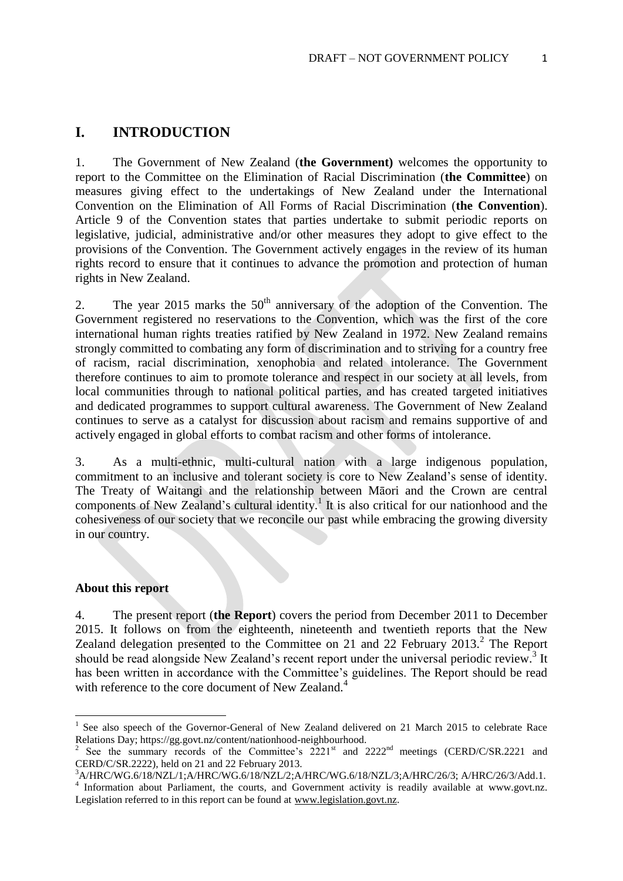# I. INTRODUCTION

1. The Government of New Zealand (**the Government)** welcomes the opportunity to report to the Committee on the Elimination of Racial Discrimination (**the Committee**) on measures giving effect to the undertakings of New Zealand under the International Convention on the Elimination of All Forms of Racial Discrimination (**the Convention**). Article 9 of the Convention states that parties undertake to submit periodic reports on legislative, judicial, administrative and/or other measures they adopt to give effect to the provisions of the Convention. The Government actively engages in the review of its human rights record to ensure that it continues to advance the promotion and protection of human rights in New Zealand.

2. The year 2015 marks the 50th anniversary of the adoption of the Convention. The Government registered no reservations to the Convention, which was the first of the core international human rights treaties ratified by New Zealand in 1972. New Zealand remains strongly committed to combating any form of discrimination and to striving for a country free of racism, racial discrimination, xenophobia and related intolerance. The Government therefore continues to aim to promote tolerance and respect in our society at all levels, from local communities through to national political parties, and has created targeted initiatives and dedicated programmes to support cultural awareness. The Government of New Zealand continues to serve as a catalyst for discussion about racism and remains supportive of and actively engaged in global efforts to combat racism and other forms of intolerance.

3. As a multi-ethnic, multi-cultural nation with a large indigenous population, commitment to an inclusive and tolerant society is core to New Zealand's sense of identity. The Treaty of Waitangi and the relationship between Māori and the Crown are central components of New Zealand's cultural identity.[1] It is also critical for our nationhood and the cohesiveness of our society that we reconcile our past while embracing the growing diversity in our country.

**About this report**

4. The present report (**the Report**) covers the period from December 2011 to December 2015. It follows on from the eighteenth, nineteenth and twentieth reports that the New Zealand delegation presented to the Committee on 21 and 22 February 2013.[2] The Report should be read alongside New Zealand's recent report under the universal periodic review.[3] It has been written in accordance with the Committee's guidelines. The Report should be read with reference to the core document of New Zealand.[4]

---

[1] See also speech of the Governor-General of New Zealand delivered on 21 March 2015 to celebrate Race Relations Day; https://gg.govt.nz/content/nationhood-neighbourhood.

[2] See the summary records of the Committee's 2221st and 2222nd meetings (CERD/C/SR.2221 and CERD/C/SR.2222), held on 21 and 22 February 2013.

[3] A/HRC/WG.6/18/NZL/1;A/HRC/WG.6/18/NZL/2;A/HRC/WG.6/18/NZL/3;A/HRC/26/3; A/HRC/26/3/Add.1.

[4] Information about Parliament, the courts, and Government activity is readily available at www.govt.nz. Legislation referred to in this report can be found at www.legislation.govt.nz.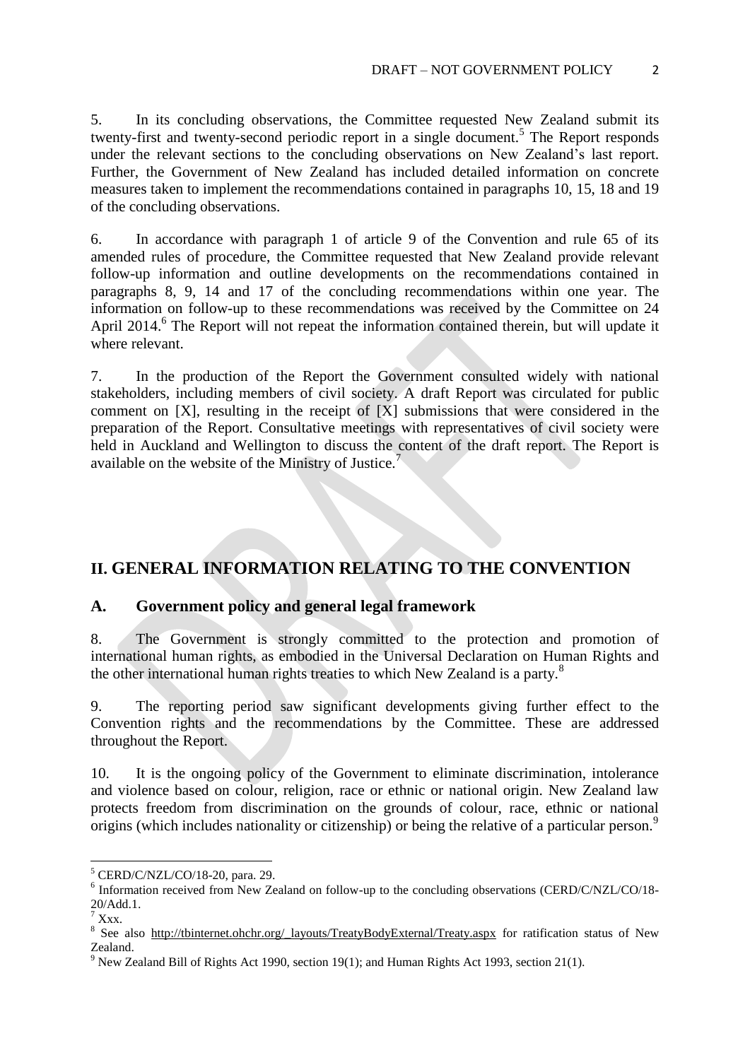5. In its concluding observations, the Committee requested New Zealand submit its twenty-first and twenty-second periodic report in a single document.[5] The Report responds under the relevant sections to the concluding observations on New Zealand's last report. Further, the Government of New Zealand has included detailed information on concrete measures taken to implement the recommendations contained in paragraphs 10, 15, 18 and 19 of the concluding observations.

6. In accordance with paragraph 1 of article 9 of the Convention and rule 65 of its amended rules of procedure, the Committee requested that New Zealand provide relevant follow-up information and outline developments on the recommendations contained in paragraphs 8, 9, 14 and 17 of the concluding recommendations within one year. The information on follow-up to these recommendations was received by the Committee on 24 April 2014.[6] The Report will not repeat the information contained therein, but will update it where relevant.

7. In the production of the Report the Government consulted widely with national stakeholders, including members of civil society. A draft Report was circulated for public comment on [X], resulting in the receipt of [X] submissions that were considered in the preparation of the Report. Consultative meetings with representatives of civil society were held in Auckland and Wellington to discuss the content of the draft report. The Report is available on the website of the Ministry of Justice.[7]

## II. GENERAL INFORMATION RELATING TO THE CONVENTION

### A. Government policy and general legal framework

8. The Government is strongly committed to the protection and promotion of international human rights, as embodied in the Universal Declaration on Human Rights and the other international human rights treaties to which New Zealand is a party.[8]

9. The reporting period saw significant developments giving further effect to the Convention rights and the recommendations by the Committee. These are addressed throughout the Report.

10. It is the ongoing policy of the Government to eliminate discrimination, intolerance and violence based on colour, religion, race or ethnic or national origin. New Zealand law protects freedom from discrimination on the grounds of colour, race, ethnic or national origins (which includes nationality or citizenship) or being the relative of a particular person.[9]

---

[5] CERD/C/NZL/CO/18-20, para. 29.

[6] Information received from New Zealand on follow-up to the concluding observations (CERD/C/NZL/CO/18-20/Add.1.

[7] Xxx.

[8] See also http://tbinternet.ohchr.org/_layouts/TreatyBodyExternal/Treaty.aspx for ratification status of New Zealand.

[9] New Zealand Bill of Rights Act 1990, section 19(1); and Human Rights Act 1993, section 21(1).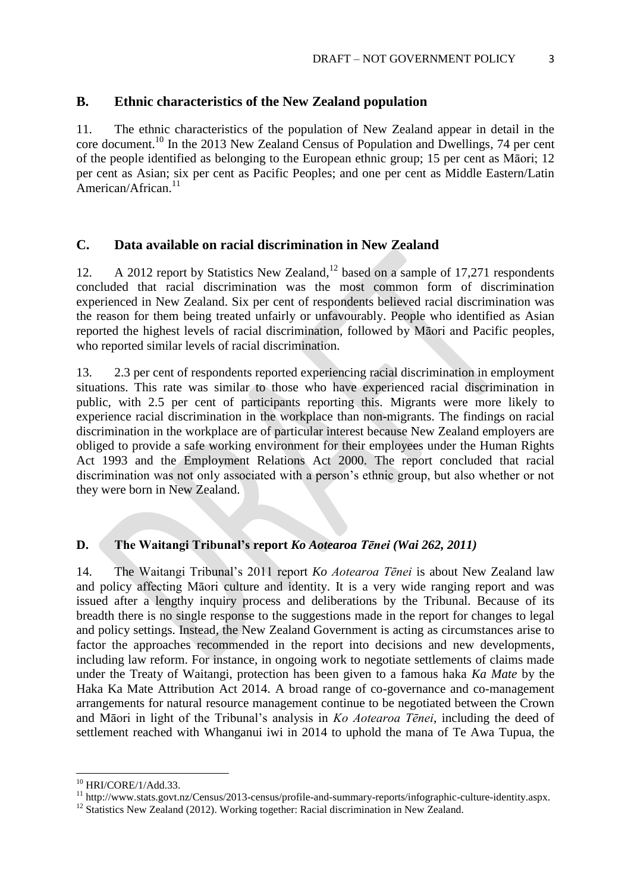## B. Ethnic characteristics of the New Zealand population

11. The ethnic characteristics of the population of New Zealand appear in detail in the core document.[10] In the 2013 New Zealand Census of Population and Dwellings, 74 per cent of the people identified as belonging to the European ethnic group; 15 per cent as Māori; 12 per cent as Asian; six per cent as Pacific Peoples; and one per cent as Middle Eastern/Latin American/African.[11]

## C. Data available on racial discrimination in New Zealand

12. A 2012 report by Statistics New Zealand,[12] based on a sample of 17,271 respondents concluded that racial discrimination was the most common form of discrimination experienced in New Zealand. Six per cent of respondents believed racial discrimination was the reason for them being treated unfairly or unfavourably. People who identified as Asian reported the highest levels of racial discrimination, followed by Māori and Pacific peoples, who reported similar levels of racial discrimination.

13. 2.3 per cent of respondents reported experiencing racial discrimination in employment situations. This rate was similar to those who have experienced racial discrimination in public, with 2.5 per cent of participants reporting this. Migrants were more likely to experience racial discrimination in the workplace than non-migrants. The findings on racial discrimination in the workplace are of particular interest because New Zealand employers are obliged to provide a safe working environment for their employees under the Human Rights Act 1993 and the Employment Relations Act 2000. The report concluded that racial discrimination was not only associated with a person's ethnic group, but also whether or not they were born in New Zealand.

## D. The Waitangi Tribunal's report *Ko Aotearoa Tēnei (Wai 262, 2011)*

14. The Waitangi Tribunal's 2011 report *Ko Aotearoa Tēnei* is about New Zealand law and policy affecting Māori culture and identity. It is a very wide ranging report and was issued after a lengthy inquiry process and deliberations by the Tribunal. Because of its breadth there is no single response to the suggestions made in the report for changes to legal and policy settings. Instead, the New Zealand Government is acting as circumstances arise to factor the approaches recommended in the report into decisions and new developments, including law reform. For instance, in ongoing work to negotiate settlements of claims made under the Treaty of Waitangi, protection has been given to a famous haka *Ka Mate* by the Haka Ka Mate Attribution Act 2014. A broad range of co-governance and co-management arrangements for natural resource management continue to be negotiated between the Crown and Māori in light of the Tribunal's analysis in *Ko Aotearoa Tēnei*, including the deed of settlement reached with Whanganui iwi in 2014 to uphold the mana of Te Awa Tupua, the

---

[10] HRI/CORE/1/Add.33.

[11] http://www.stats.govt.nz/Census/2013-census/profile-and-summary-reports/infographic-culture-identity.aspx.

[12] Statistics New Zealand (2012). Working together: Racial discrimination in New Zealand.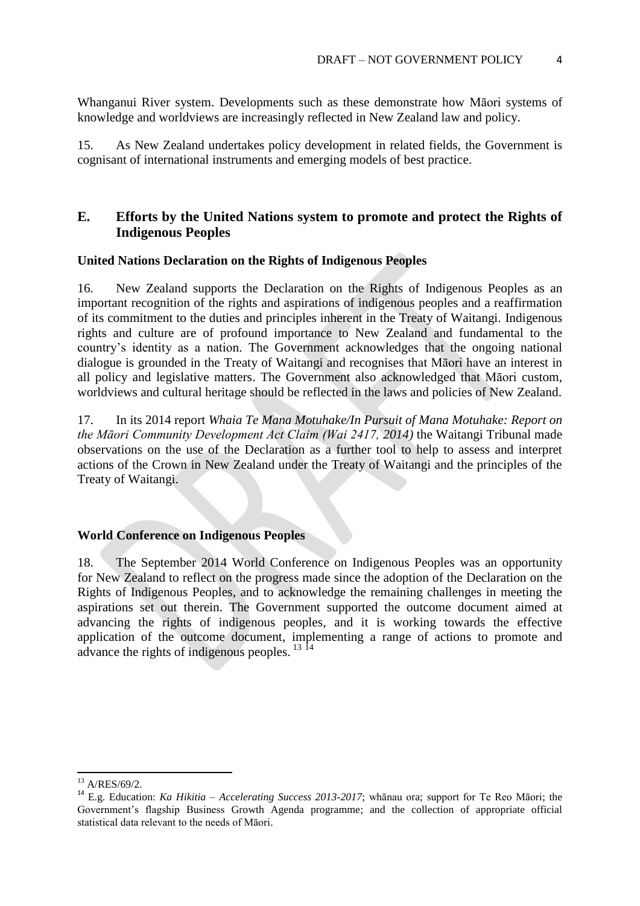Whanganui River system. Developments such as these demonstrate how Māori systems of knowledge and worldviews are increasingly reflected in New Zealand law and policy.

15. As New Zealand undertakes policy development in related fields, the Government is cognisant of international instruments and emerging models of best practice.

## E. Efforts by the United Nations system to promote and protect the Rights of Indigenous Peoples

### United Nations Declaration on the Rights of Indigenous Peoples

16. New Zealand supports the Declaration on the Rights of Indigenous Peoples as an important recognition of the rights and aspirations of indigenous peoples and a reaffirmation of its commitment to the duties and principles inherent in the Treaty of Waitangi. Indigenous rights and culture are of profound importance to New Zealand and fundamental to the country's identity as a nation. The Government acknowledges that the ongoing national dialogue is grounded in the Treaty of Waitangi and recognises that Māori have an interest in all policy and legislative matters. The Government also acknowledged that Māori custom, worldviews and cultural heritage should be reflected in the laws and policies of New Zealand.

17. In its 2014 report *Whaia Te Mana Motuhake/In Pursuit of Mana Motuhake: Report on the Māori Community Development Act Claim (Wai 2417, 2014)* the Waitangi Tribunal made observations on the use of the Declaration as a further tool to help to assess and interpret actions of the Crown in New Zealand under the Treaty of Waitangi and the principles of the Treaty of Waitangi.

### World Conference on Indigenous Peoples

18. The September 2014 World Conference on Indigenous Peoples was an opportunity for New Zealand to reflect on the progress made since the adoption of the Declaration on the Rights of Indigenous Peoples, and to acknowledge the remaining challenges in meeting the aspirations set out therein. The Government supported the outcome document aimed at advancing the rights of indigenous peoples, and it is working towards the effective application of the outcome document, implementing a range of actions to promote and advance the rights of indigenous peoples. [13] [14]

---

[13] A/RES/69/2.

[14] E.g. Education: *Ka Hikitia – Accelerating Success 2013-2017*; whānau ora; support for Te Reo Māori; the Government's flagship Business Growth Agenda programme; and the collection of appropriate official statistical data relevant to the needs of Māori.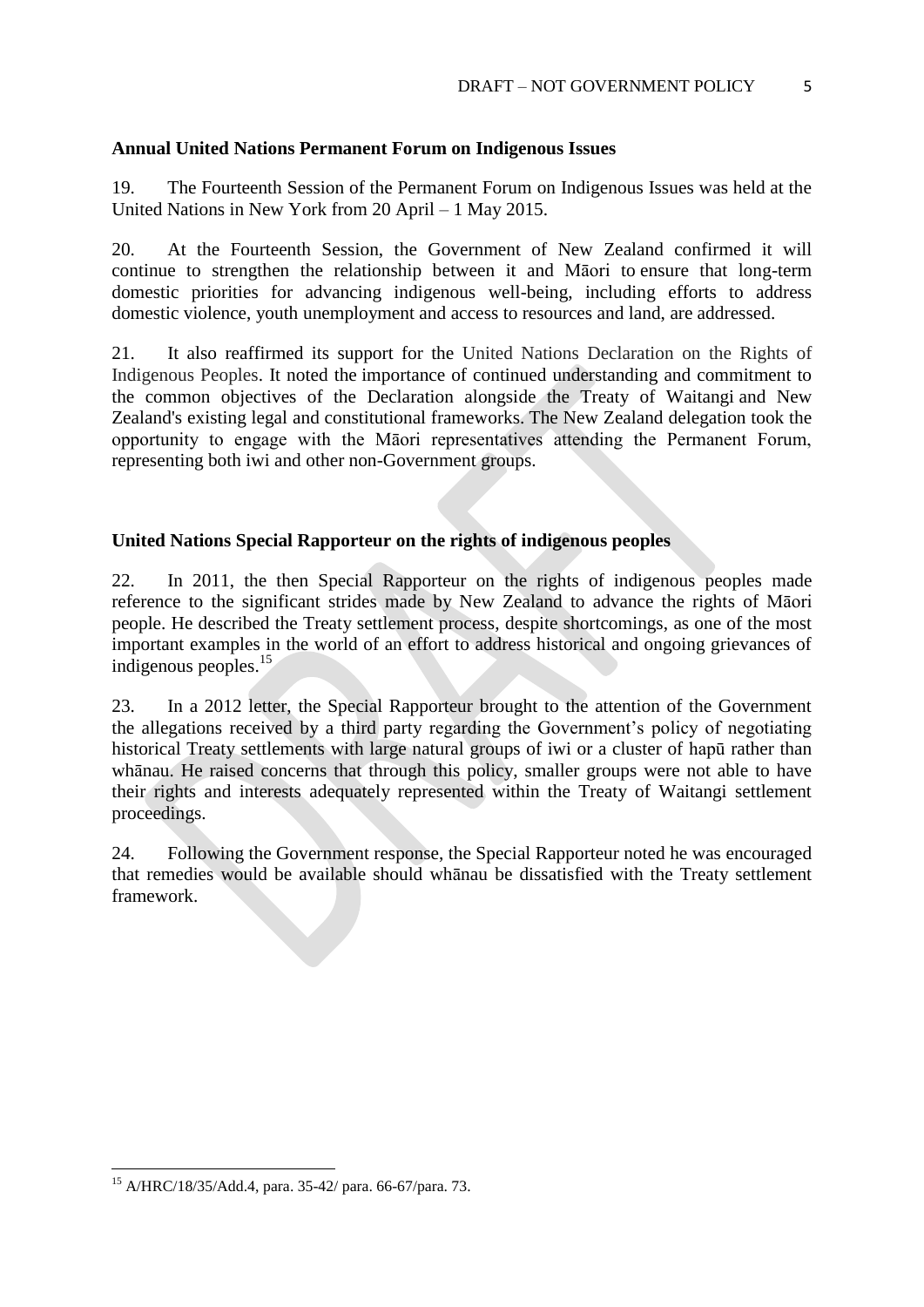**Annual United Nations Permanent Forum on Indigenous Issues**

19. The Fourteenth Session of the Permanent Forum on Indigenous Issues was held at the United Nations in New York from 20 April – 1 May 2015.

20. At the Fourteenth Session, the Government of New Zealand confirmed it will continue to strengthen the relationship between it and Māori to ensure that long-term domestic priorities for advancing indigenous well-being, including efforts to address domestic violence, youth unemployment and access to resources and land, are addressed.

21. It also reaffirmed its support for the United Nations Declaration on the Rights of Indigenous Peoples. It noted the importance of continued understanding and commitment to the common objectives of the Declaration alongside the Treaty of Waitangi and New Zealand's existing legal and constitutional frameworks. The New Zealand delegation took the opportunity to engage with the Māori representatives attending the Permanent Forum, representing both iwi and other non-Government groups.

**United Nations Special Rapporteur on the rights of indigenous peoples**

22. In 2011, the then Special Rapporteur on the rights of indigenous peoples made reference to the significant strides made by New Zealand to advance the rights of Māori people. He described the Treaty settlement process, despite shortcomings, as one of the most important examples in the world of an effort to address historical and ongoing grievances of indigenous peoples.[15]

23. In a 2012 letter, the Special Rapporteur brought to the attention of the Government the allegations received by a third party regarding the Government's policy of negotiating historical Treaty settlements with large natural groups of iwi or a cluster of hapū rather than whānau. He raised concerns that through this policy, smaller groups were not able to have their rights and interests adequately represented within the Treaty of Waitangi settlement proceedings.

24. Following the Government response, the Special Rapporteur noted he was encouraged that remedies would be available should whānau be dissatisfied with the Treaty settlement framework.

---

[15] A/HRC/18/35/Add.4, para. 35-42/ para. 66-67/para. 73.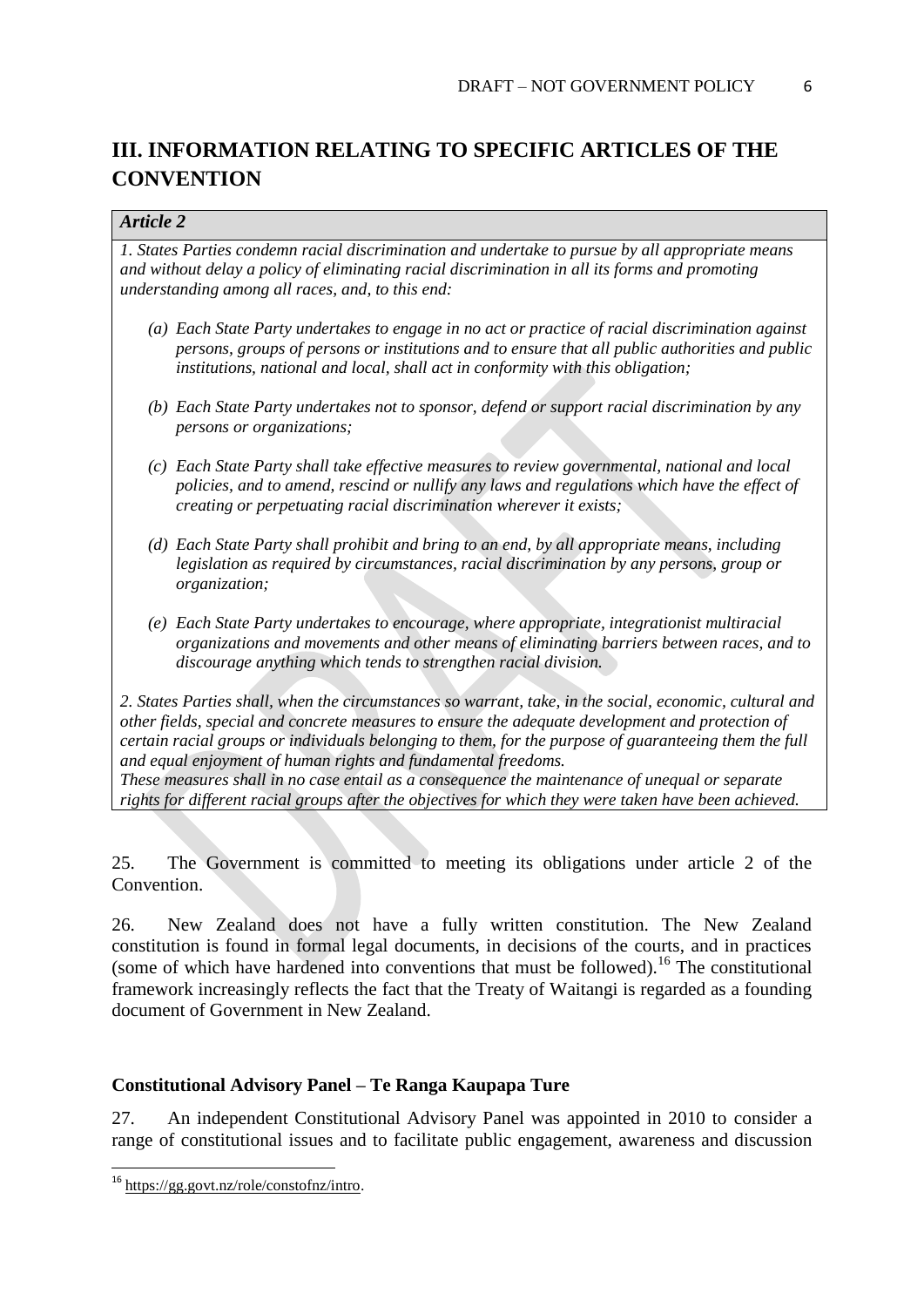## III. INFORMATION RELATING TO SPECIFIC ARTICLES OF THE CONVENTION

***Article 2***

*1. States Parties condemn racial discrimination and undertake to pursue by all appropriate means and without delay a policy of eliminating racial discrimination in all its forms and promoting understanding among all races, and, to this end:*

- *(a) Each State Party undertakes to engage in no act or practice of racial discrimination against persons, groups of persons or institutions and to ensure that all public authorities and public institutions, national and local, shall act in conformity with this obligation;*
- *(b) Each State Party undertakes not to sponsor, defend or support racial discrimination by any persons or organizations;*
- *(c) Each State Party shall take effective measures to review governmental, national and local policies, and to amend, rescind or nullify any laws and regulations which have the effect of creating or perpetuating racial discrimination wherever it exists;*
- *(d) Each State Party shall prohibit and bring to an end, by all appropriate means, including legislation as required by circumstances, racial discrimination by any persons, group or organization;*
- *(e) Each State Party undertakes to encourage, where appropriate, integrationist multiracial organizations and movements and other means of eliminating barriers between races, and to discourage anything which tends to strengthen racial division.*

*2. States Parties shall, when the circumstances so warrant, take, in the social, economic, cultural and other fields, special and concrete measures to ensure the adequate development and protection of certain racial groups or individuals belonging to them, for the purpose of guaranteeing them the full and equal enjoyment of human rights and fundamental freedoms.*
*These measures shall in no case entail as a consequence the maintenance of unequal or separate rights for different racial groups after the objectives for which they were taken have been achieved.*

25. The Government is committed to meeting its obligations under article 2 of the Convention.

26. New Zealand does not have a fully written constitution. The New Zealand constitution is found in formal legal documents, in decisions of the courts, and in practices (some of which have hardened into conventions that must be followed).[16] The constitutional framework increasingly reflects the fact that the Treaty of Waitangi is regarded as a founding document of Government in New Zealand.

### Constitutional Advisory Panel – Te Ranga Kaupapa Ture

27. An independent Constitutional Advisory Panel was appointed in 2010 to consider a range of constitutional issues and to facilitate public engagement, awareness and discussion

[16] https://gg.govt.nz/role/constofnz/intro.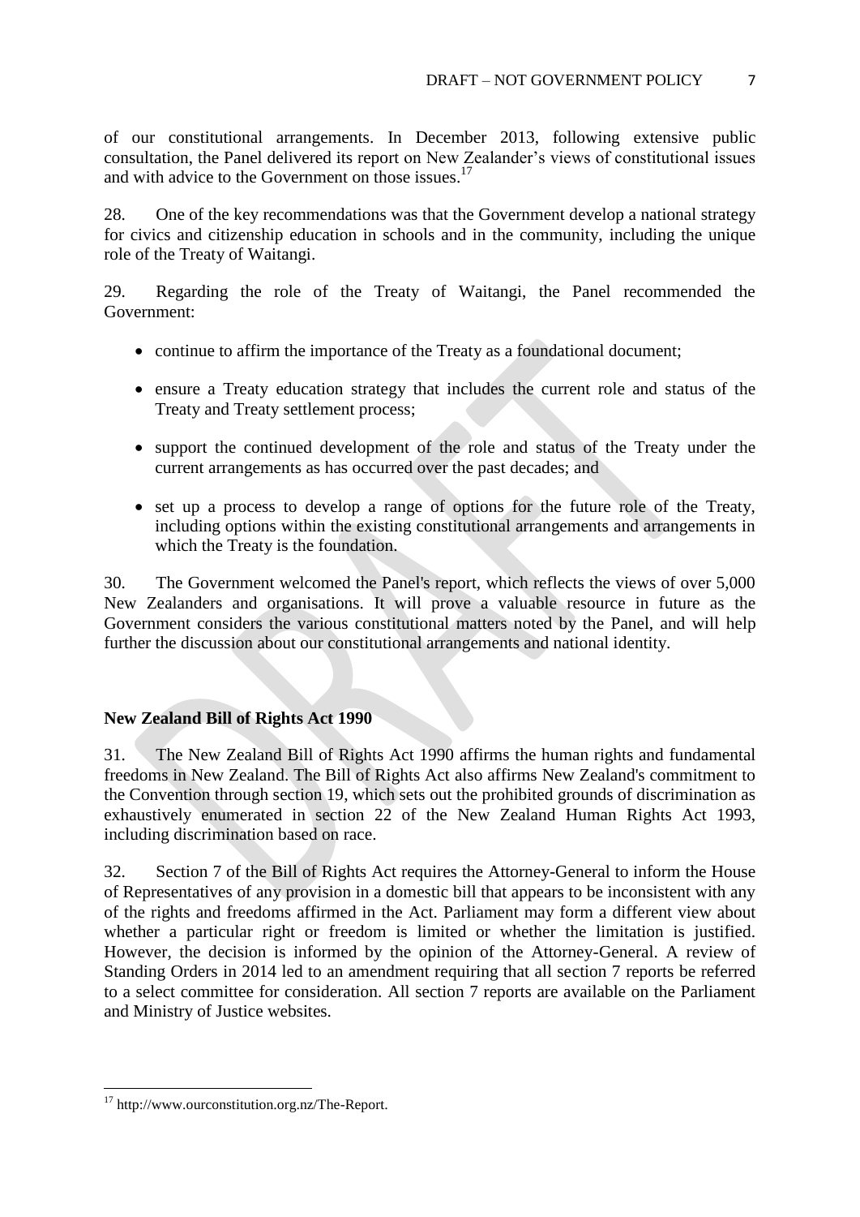of our constitutional arrangements. In December 2013, following extensive public consultation, the Panel delivered its report on New Zealander's views of constitutional issues and with advice to the Government on those issues.[17]

28. One of the key recommendations was that the Government develop a national strategy for civics and citizenship education in schools and in the community, including the unique role of the Treaty of Waitangi.

29. Regarding the role of the Treaty of Waitangi, the Panel recommended the Government:

- continue to affirm the importance of the Treaty as a foundational document;
- ensure a Treaty education strategy that includes the current role and status of the Treaty and Treaty settlement process;
- support the continued development of the role and status of the Treaty under the current arrangements as has occurred over the past decades; and
- set up a process to develop a range of options for the future role of the Treaty, including options within the existing constitutional arrangements and arrangements in which the Treaty is the foundation.

30. The Government welcomed the Panel's report, which reflects the views of over 5,000 New Zealanders and organisations. It will prove a valuable resource in future as the Government considers the various constitutional matters noted by the Panel, and will help further the discussion about our constitutional arrangements and national identity.

**New Zealand Bill of Rights Act 1990**

31. The New Zealand Bill of Rights Act 1990 affirms the human rights and fundamental freedoms in New Zealand. The Bill of Rights Act also affirms New Zealand's commitment to the Convention through section 19, which sets out the prohibited grounds of discrimination as exhaustively enumerated in section 22 of the New Zealand Human Rights Act 1993, including discrimination based on race.

32. Section 7 of the Bill of Rights Act requires the Attorney-General to inform the House of Representatives of any provision in a domestic bill that appears to be inconsistent with any of the rights and freedoms affirmed in the Act. Parliament may form a different view about whether a particular right or freedom is limited or whether the limitation is justified. However, the decision is informed by the opinion of the Attorney-General. A review of Standing Orders in 2014 led to an amendment requiring that all section 7 reports be referred to a select committee for consideration. All section 7 reports are available on the Parliament and Ministry of Justice websites.

[17] http://www.ourconstitution.org.nz/The-Report.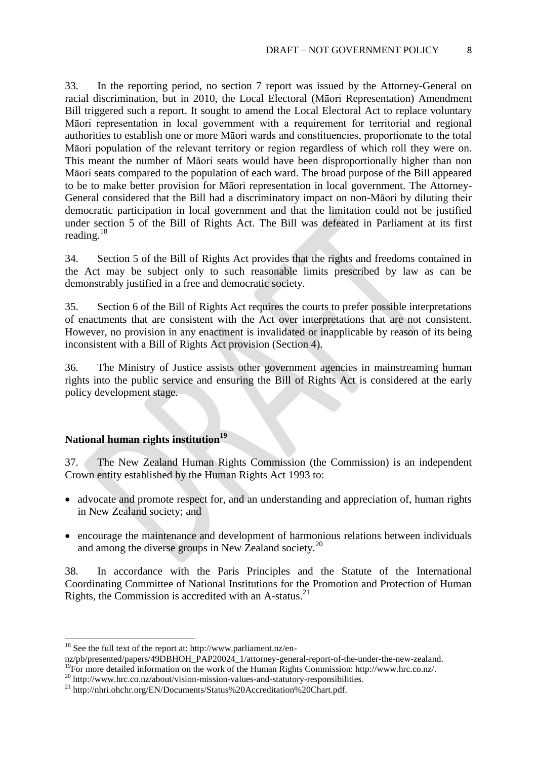33. In the reporting period, no section 7 report was issued by the Attorney-General on racial discrimination, but in 2010, the Local Electoral (Māori Representation) Amendment Bill triggered such a report. It sought to amend the Local Electoral Act to replace voluntary Māori representation in local government with a requirement for territorial and regional authorities to establish one or more Māori wards and constituencies, proportionate to the total Māori population of the relevant territory or region regardless of which roll they were on. This meant the number of Māori seats would have been disproportionally higher than non Māori seats compared to the population of each ward. The broad purpose of the Bill appeared to be to make better provision for Māori representation in local government. The Attorney-General considered that the Bill had a discriminatory impact on non-Māori by diluting their democratic participation in local government and that the limitation could not be justified under section 5 of the Bill of Rights Act. The Bill was defeated in Parliament at its first reading.[18]

34. Section 5 of the Bill of Rights Act provides that the rights and freedoms contained in the Act may be subject only to such reasonable limits prescribed by law as can be demonstrably justified in a free and democratic society.

35. Section 6 of the Bill of Rights Act requires the courts to prefer possible interpretations of enactments that are consistent with the Act over interpretations that are not consistent. However, no provision in any enactment is invalidated or inapplicable by reason of its being inconsistent with a Bill of Rights Act provision (Section 4).

36. The Ministry of Justice assists other government agencies in mainstreaming human rights into the public service and ensuring the Bill of Rights Act is considered at the early policy development stage.

## National human rights institution[19]

37. The New Zealand Human Rights Commission (the Commission) is an independent Crown entity established by the Human Rights Act 1993 to:

- advocate and promote respect for, and an understanding and appreciation of, human rights in New Zealand society; and
- encourage the maintenance and development of harmonious relations between individuals and among the diverse groups in New Zealand society.[20]

38. In accordance with the Paris Principles and the Statute of the International Coordinating Committee of National Institutions for the Promotion and Protection of Human Rights, the Commission is accredited with an A-status.[21]

---

[18] See the full text of the report at: http://www.parliament.nz/en-nz/pb/presented/papers/49DBHOH_PAP20024_1/attorney-general-report-of-the-under-the-new-zealand.

[19] For more detailed information on the work of the Human Rights Commission: http://www.hrc.co.nz/.

[20] http://www.hrc.co.nz/about/vision-mission-values-and-statutory-responsibilities.

[21] http://nhri.ohchr.org/EN/Documents/Status%20Accreditation%20Chart.pdf.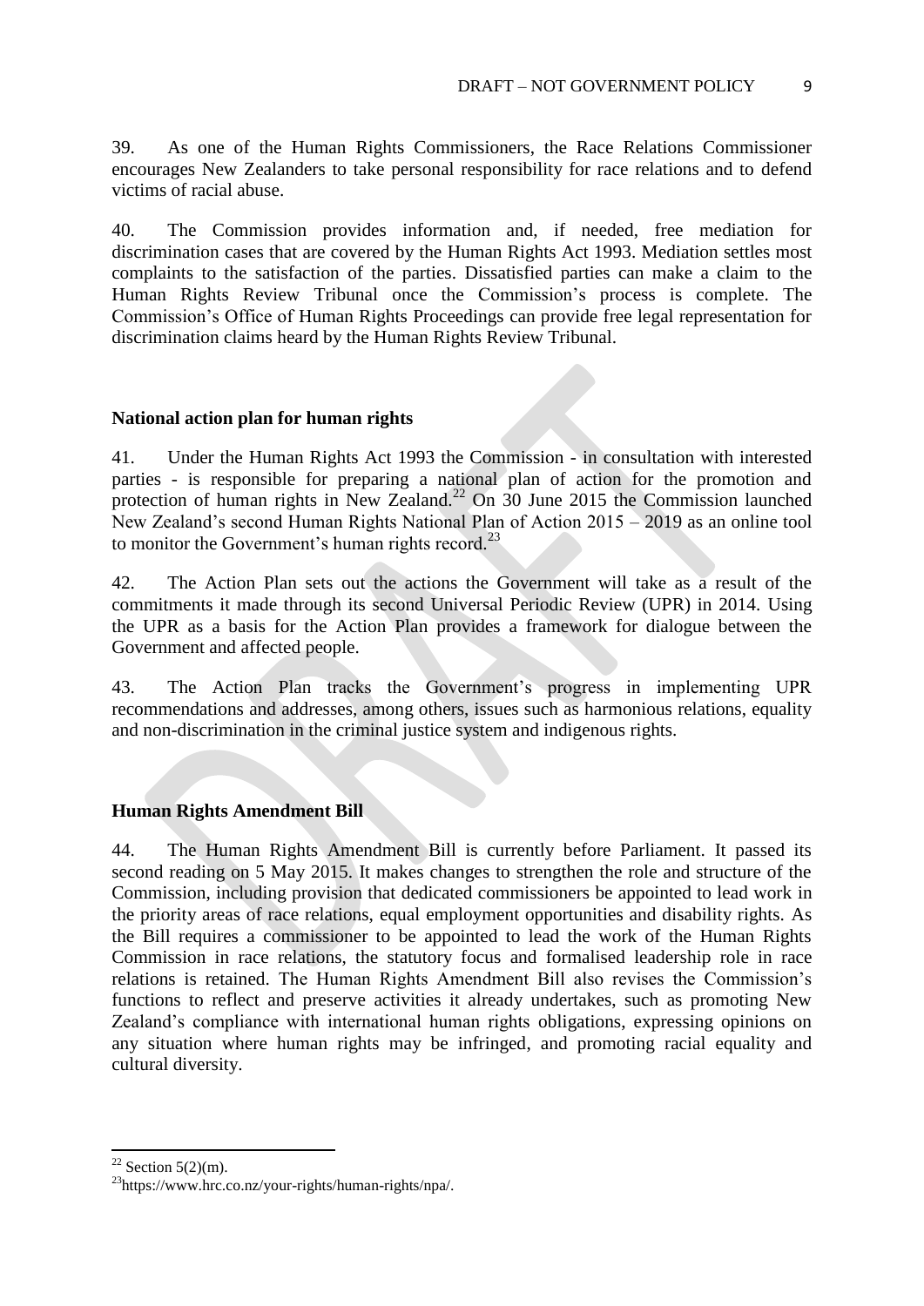39. As one of the Human Rights Commissioners, the Race Relations Commissioner encourages New Zealanders to take personal responsibility for race relations and to defend victims of racial abuse.

40. The Commission provides information and, if needed, free mediation for discrimination cases that are covered by the Human Rights Act 1993. Mediation settles most complaints to the satisfaction of the parties. Dissatisfied parties can make a claim to the Human Rights Review Tribunal once the Commission's process is complete. The Commission's Office of Human Rights Proceedings can provide free legal representation for discrimination claims heard by the Human Rights Review Tribunal.

**National action plan for human rights**

41. Under the Human Rights Act 1993 the Commission - in consultation with interested parties - is responsible for preparing a national plan of action for the promotion and protection of human rights in New Zealand.[22] On 30 June 2015 the Commission launched New Zealand's second Human Rights National Plan of Action 2015 – 2019 as an online tool to monitor the Government's human rights record.[23]

42. The Action Plan sets out the actions the Government will take as a result of the commitments it made through its second Universal Periodic Review (UPR) in 2014. Using the UPR as a basis for the Action Plan provides a framework for dialogue between the Government and affected people.

43. The Action Plan tracks the Government's progress in implementing UPR recommendations and addresses, among others, issues such as harmonious relations, equality and non-discrimination in the criminal justice system and indigenous rights.

**Human Rights Amendment Bill**

44. The Human Rights Amendment Bill is currently before Parliament. It passed its second reading on 5 May 2015. It makes changes to strengthen the role and structure of the Commission, including provision that dedicated commissioners be appointed to lead work in the priority areas of race relations, equal employment opportunities and disability rights. As the Bill requires a commissioner to be appointed to lead the work of the Human Rights Commission in race relations, the statutory focus and formalised leadership role in race relations is retained. The Human Rights Amendment Bill also revises the Commission's functions to reflect and preserve activities it already undertakes, such as promoting New Zealand's compliance with international human rights obligations, expressing opinions on any situation where human rights may be infringed, and promoting racial equality and cultural diversity.

---

[22] Section 5(2)(m).

[23] https://www.hrc.co.nz/your-rights/human-rights/npa/.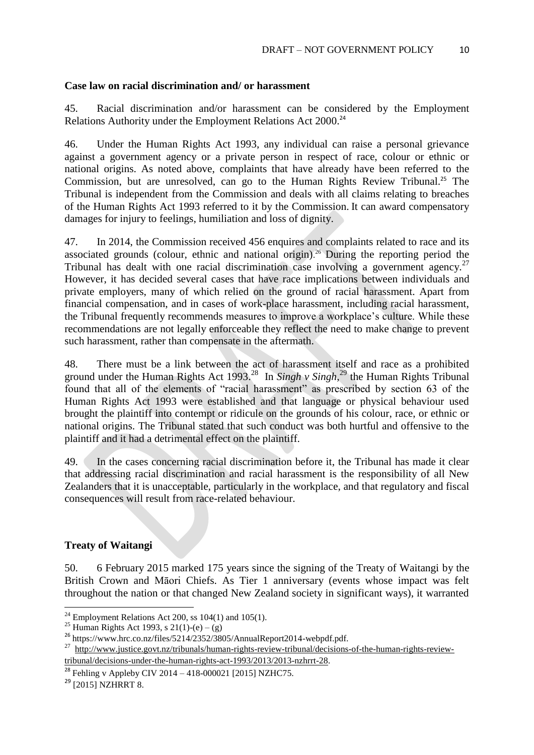**Case law on racial discrimination and/ or harassment**

45. Racial discrimination and/or harassment can be considered by the Employment Relations Authority under the Employment Relations Act 2000.[24]

46. Under the Human Rights Act 1993, any individual can raise a personal grievance against a government agency or a private person in respect of race, colour or ethnic or national origins. As noted above, complaints that have already have been referred to the Commission, but are unresolved, can go to the Human Rights Review Tribunal.[25] The Tribunal is independent from the Commission and deals with all claims relating to breaches of the Human Rights Act 1993 referred to it by the Commission. It can award compensatory damages for injury to feelings, humiliation and loss of dignity.

47. In 2014, the Commission received 456 enquires and complaints related to race and its associated grounds (colour, ethnic and national origin).[26] During the reporting period the Tribunal has dealt with one racial discrimination case involving a government agency.[27] However, it has decided several cases that have race implications between individuals and private employers, many of which relied on the ground of racial harassment. Apart from financial compensation, and in cases of work-place harassment, including racial harassment, the Tribunal frequently recommends measures to improve a workplace's culture. While these recommendations are not legally enforceable they reflect the need to make change to prevent such harassment, rather than compensate in the aftermath.

48. There must be a link between the act of harassment itself and race as a prohibited ground under the Human Rights Act 1993.[28] In *Singh v Singh*,[29] the Human Rights Tribunal found that all of the elements of "racial harassment" as prescribed by section 63 of the Human Rights Act 1993 were established and that language or physical behaviour used brought the plaintiff into contempt or ridicule on the grounds of his colour, race, or ethnic or national origins. The Tribunal stated that such conduct was both hurtful and offensive to the plaintiff and it had a detrimental effect on the plaintiff.

49. In the cases concerning racial discrimination before it, the Tribunal has made it clear that addressing racial discrimination and racial harassment is the responsibility of all New Zealanders that it is unacceptable, particularly in the workplace, and that regulatory and fiscal consequences will result from race-related behaviour.

**Treaty of Waitangi**

50. 6 February 2015 marked 175 years since the signing of the Treaty of Waitangi by the British Crown and Māori Chiefs. As Tier 1 anniversary (events whose impact was felt throughout the nation or that changed New Zealand society in significant ways), it warranted

---

[24] Employment Relations Act 200, ss 104(1) and 105(1).

[25] Human Rights Act 1993, s 21(1)-(e) – (g)

[26] https://www.hrc.co.nz/files/5214/2352/3805/AnnualReport2014-webpdf.pdf.

[27] http://www.justice.govt.nz/tribunals/human-rights-review-tribunal/decisions-of-the-human-rights-review-tribunal/decisions-under-the-human-rights-act-1993/2013/2013-nzhrrt-28.

[28] Fehling v Appleby CIV 2014 – 418-000021 [2015] NZHC75.

[29] [2015] NZHRRT 8.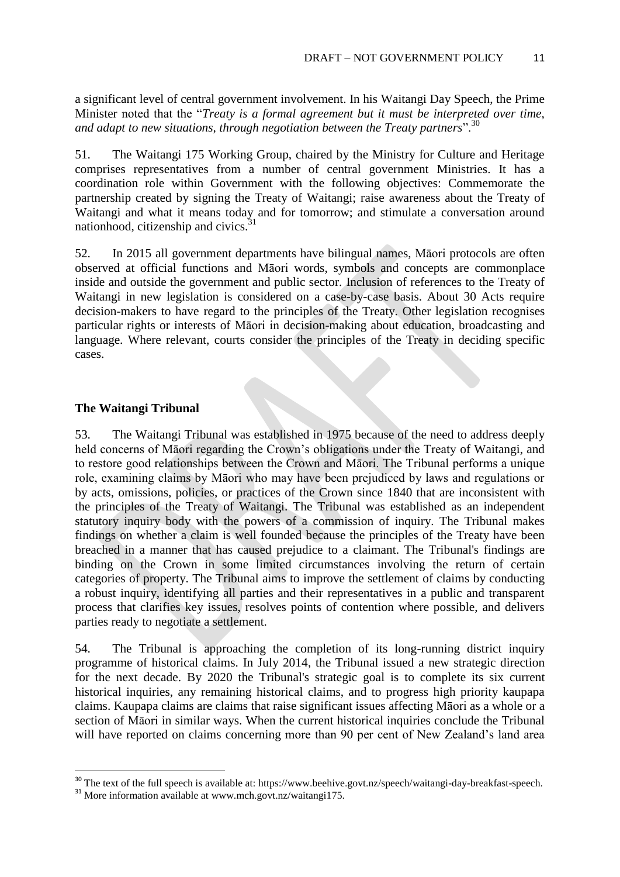a significant level of central government involvement. In his Waitangi Day Speech, the Prime Minister noted that the "*Treaty is a formal agreement but it must be interpreted over time, and adapt to new situations, through negotiation between the Treaty partners*".[30]

51. The Waitangi 175 Working Group, chaired by the Ministry for Culture and Heritage comprises representatives from a number of central government Ministries. It has a coordination role within Government with the following objectives: Commemorate the partnership created by signing the Treaty of Waitangi; raise awareness about the Treaty of Waitangi and what it means today and for tomorrow; and stimulate a conversation around nationhood, citizenship and civics.[31]

52. In 2015 all government departments have bilingual names, Māori protocols are often observed at official functions and Māori words, symbols and concepts are commonplace inside and outside the government and public sector. Inclusion of references to the Treaty of Waitangi in new legislation is considered on a case-by-case basis. About 30 Acts require decision-makers to have regard to the principles of the Treaty. Other legislation recognises particular rights or interests of Māori in decision-making about education, broadcasting and language. Where relevant, courts consider the principles of the Treaty in deciding specific cases.

**The Waitangi Tribunal**

53. The Waitangi Tribunal was established in 1975 because of the need to address deeply held concerns of Māori regarding the Crown's obligations under the Treaty of Waitangi, and to restore good relationships between the Crown and Māori. The Tribunal performs a unique role, examining claims by Māori who may have been prejudiced by laws and regulations or by acts, omissions, policies, or practices of the Crown since 1840 that are inconsistent with the principles of the Treaty of Waitangi. The Tribunal was established as an independent statutory inquiry body with the powers of a commission of inquiry. The Tribunal makes findings on whether a claim is well founded because the principles of the Treaty have been breached in a manner that has caused prejudice to a claimant. The Tribunal's findings are binding on the Crown in some limited circumstances involving the return of certain categories of property. The Tribunal aims to improve the settlement of claims by conducting a robust inquiry, identifying all parties and their representatives in a public and transparent process that clarifies key issues, resolves points of contention where possible, and delivers parties ready to negotiate a settlement.

54. The Tribunal is approaching the completion of its long-running district inquiry programme of historical claims. In July 2014, the Tribunal issued a new strategic direction for the next decade. By 2020 the Tribunal's strategic goal is to complete its six current historical inquiries, any remaining historical claims, and to progress high priority kaupapa claims. Kaupapa claims are claims that raise significant issues affecting Māori as a whole or a section of Māori in similar ways. When the current historical inquiries conclude the Tribunal will have reported on claims concerning more than 90 per cent of New Zealand's land area

[30] The text of the full speech is available at: https://www.beehive.govt.nz/speech/waitangi-day-breakfast-speech.

[31] More information available at www.mch.govt.nz/waitangi175.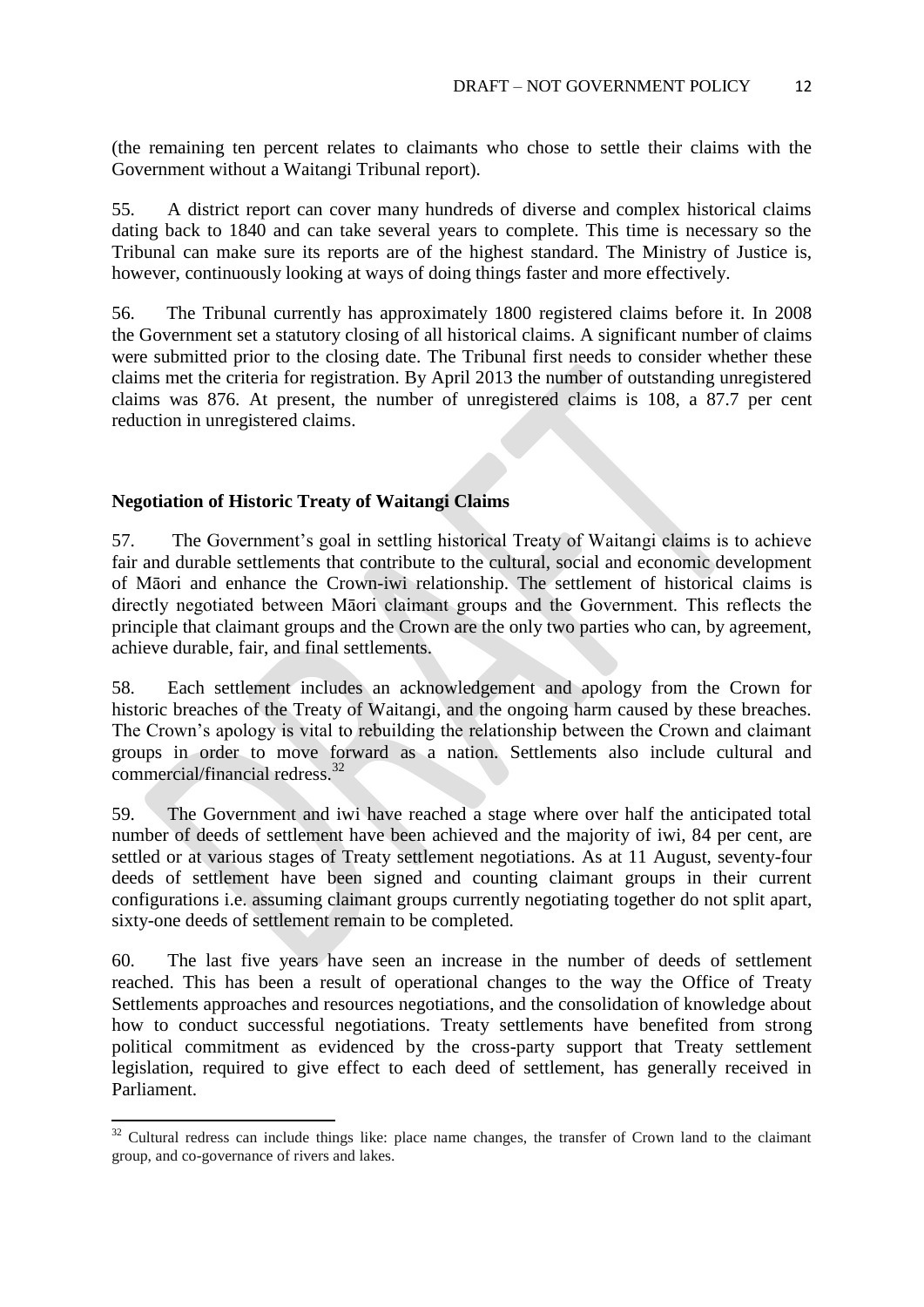(the remaining ten percent relates to claimants who chose to settle their claims with the Government without a Waitangi Tribunal report).

55. A district report can cover many hundreds of diverse and complex historical claims dating back to 1840 and can take several years to complete. This time is necessary so the Tribunal can make sure its reports are of the highest standard. The Ministry of Justice is, however, continuously looking at ways of doing things faster and more effectively.

56. The Tribunal currently has approximately 1800 registered claims before it. In 2008 the Government set a statutory closing of all historical claims. A significant number of claims were submitted prior to the closing date. The Tribunal first needs to consider whether these claims met the criteria for registration. By April 2013 the number of outstanding unregistered claims was 876. At present, the number of unregistered claims is 108, a 87.7 per cent reduction in unregistered claims.

## Negotiation of Historic Treaty of Waitangi Claims

57. The Government's goal in settling historical Treaty of Waitangi claims is to achieve fair and durable settlements that contribute to the cultural, social and economic development of Māori and enhance the Crown-iwi relationship. The settlement of historical claims is directly negotiated between Māori claimant groups and the Government. This reflects the principle that claimant groups and the Crown are the only two parties who can, by agreement, achieve durable, fair, and final settlements.

58. Each settlement includes an acknowledgement and apology from the Crown for historic breaches of the Treaty of Waitangi, and the ongoing harm caused by these breaches. The Crown's apology is vital to rebuilding the relationship between the Crown and claimant groups in order to move forward as a nation. Settlements also include cultural and commercial/financial redress.[32]

59. The Government and iwi have reached a stage where over half the anticipated total number of deeds of settlement have been achieved and the majority of iwi, 84 per cent, are settled or at various stages of Treaty settlement negotiations. As at 11 August, seventy-four deeds of settlement have been signed and counting claimant groups in their current configurations i.e. assuming claimant groups currently negotiating together do not split apart, sixty-one deeds of settlement remain to be completed.

60. The last five years have seen an increase in the number of deeds of settlement reached. This has been a result of operational changes to the way the Office of Treaty Settlements approaches and resources negotiations, and the consolidation of knowledge about how to conduct successful negotiations. Treaty settlements have benefited from strong political commitment as evidenced by the cross-party support that Treaty settlement legislation, required to give effect to each deed of settlement, has generally received in Parliament.

---

[32] Cultural redress can include things like: place name changes, the transfer of Crown land to the claimant group, and co-governance of rivers and lakes.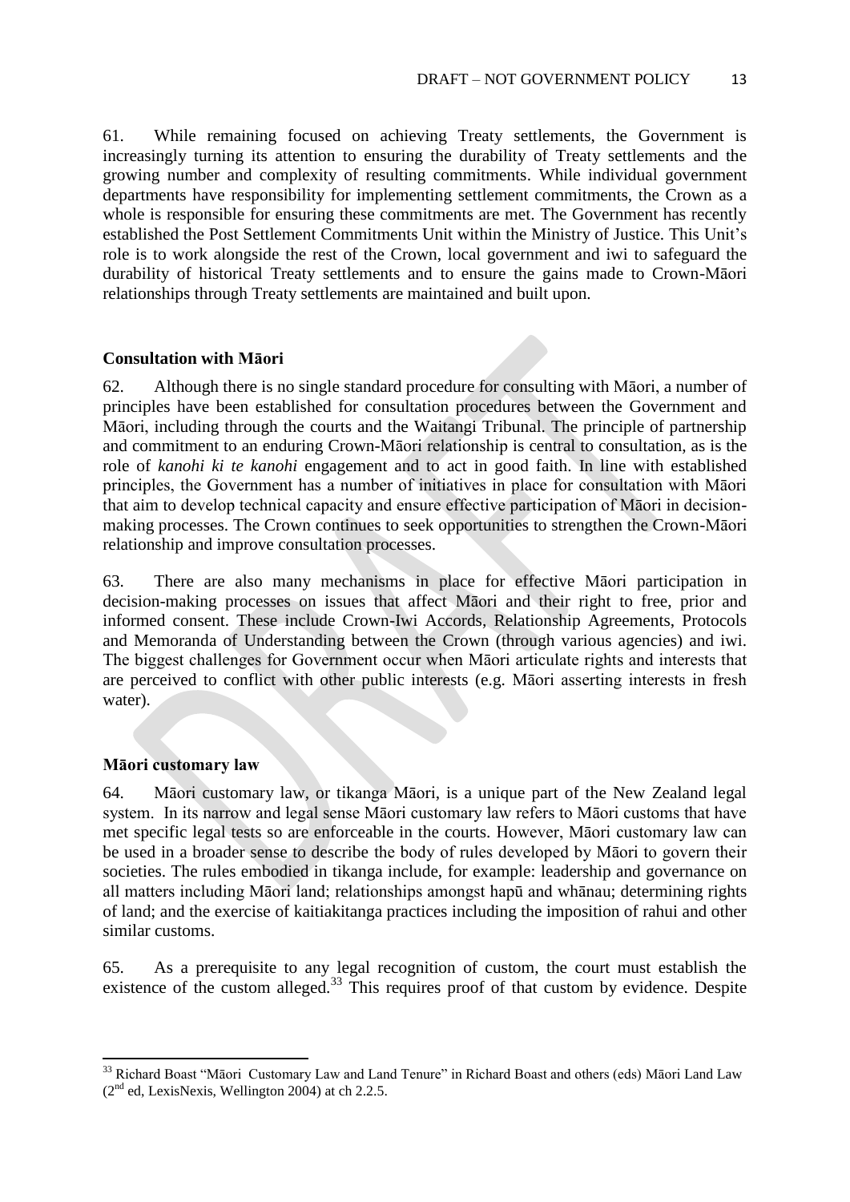61. While remaining focused on achieving Treaty settlements, the Government is increasingly turning its attention to ensuring the durability of Treaty settlements and the growing number and complexity of resulting commitments. While individual government departments have responsibility for implementing settlement commitments, the Crown as a whole is responsible for ensuring these commitments are met. The Government has recently established the Post Settlement Commitments Unit within the Ministry of Justice. This Unit's role is to work alongside the rest of the Crown, local government and iwi to safeguard the durability of historical Treaty settlements and to ensure the gains made to Crown-Māori relationships through Treaty settlements are maintained and built upon.

**Consultation with Māori**

62. Although there is no single standard procedure for consulting with Māori, a number of principles have been established for consultation procedures between the Government and Māori, including through the courts and the Waitangi Tribunal. The principle of partnership and commitment to an enduring Crown-Māori relationship is central to consultation, as is the role of *kanohi ki te kanohi* engagement and to act in good faith. In line with established principles, the Government has a number of initiatives in place for consultation with Māori that aim to develop technical capacity and ensure effective participation of Māori in decision-making processes. The Crown continues to seek opportunities to strengthen the Crown-Māori relationship and improve consultation processes.

63. There are also many mechanisms in place for effective Māori participation in decision-making processes on issues that affect Māori and their right to free, prior and informed consent. These include Crown-Iwi Accords, Relationship Agreements, Protocols and Memoranda of Understanding between the Crown (through various agencies) and iwi. The biggest challenges for Government occur when Māori articulate rights and interests that are perceived to conflict with other public interests (e.g. Māori asserting interests in fresh water).

**Māori customary law**

64. Māori customary law, or tikanga Māori, is a unique part of the New Zealand legal system. In its narrow and legal sense Māori customary law refers to Māori customs that have met specific legal tests so are enforceable in the courts. However, Māori customary law can be used in a broader sense to describe the body of rules developed by Māori to govern their societies. The rules embodied in tikanga include, for example: leadership and governance on all matters including Māori land; relationships amongst hapū and whānau; determining rights of land; and the exercise of kaitiakitanga practices including the imposition of rahui and other similar customs.

65. As a prerequisite to any legal recognition of custom, the court must establish the existence of the custom alleged.[33] This requires proof of that custom by evidence. Despite

[33] Richard Boast "Māori Customary Law and Land Tenure" in Richard Boast and others (eds) Māori Land Law (2nd ed, LexisNexis, Wellington 2004) at ch 2.2.5.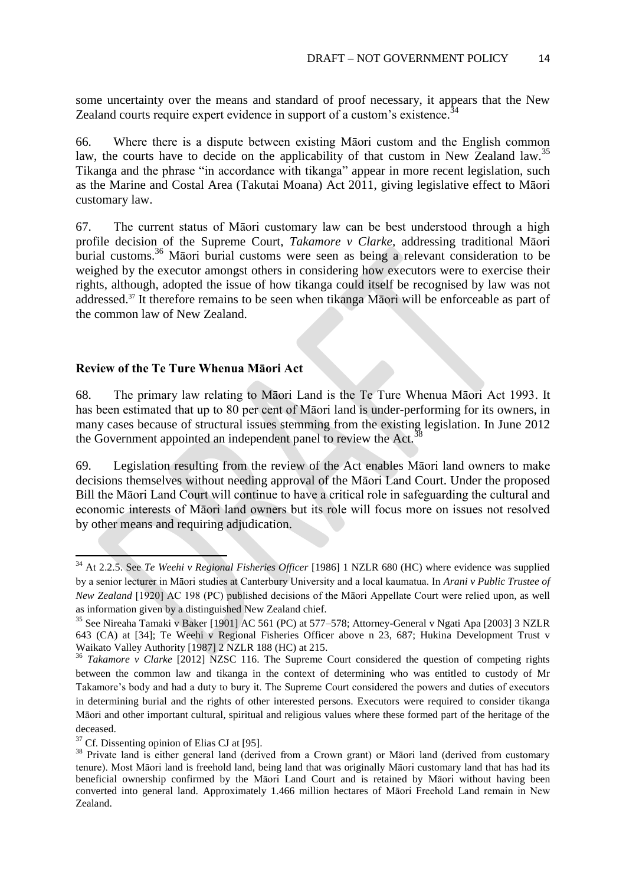some uncertainty over the means and standard of proof necessary, it appears that the New Zealand courts require expert evidence in support of a custom's existence.[34]

66. Where there is a dispute between existing Māori custom and the English common law, the courts have to decide on the applicability of that custom in New Zealand law.[35] Tikanga and the phrase "in accordance with tikanga" appear in more recent legislation, such as the Marine and Costal Area (Takutai Moana) Act 2011, giving legislative effect to Māori customary law.

67. The current status of Māori customary law can be best understood through a high profile decision of the Supreme Court, *Takamore v Clarke,* addressing traditional Māori burial customs.[36] Māori burial customs were seen as being a relevant consideration to be weighed by the executor amongst others in considering how executors were to exercise their rights, although, adopted the issue of how tikanga could itself be recognised by law was not addressed.[37] It therefore remains to be seen when tikanga Māori will be enforceable as part of the common law of New Zealand.

### Review of the Te Ture Whenua Māori Act

68. The primary law relating to Māori Land is the Te Ture Whenua Māori Act 1993. It has been estimated that up to 80 per cent of Māori land is under-performing for its owners, in many cases because of structural issues stemming from the existing legislation. In June 2012 the Government appointed an independent panel to review the Act.[38]

69. Legislation resulting from the review of the Act enables Māori land owners to make decisions themselves without needing approval of the Māori Land Court. Under the proposed Bill the Māori Land Court will continue to have a critical role in safeguarding the cultural and economic interests of Māori land owners but its role will focus more on issues not resolved by other means and requiring adjudication.

---

[34] At 2.2.5. See *Te Weehi v Regional Fisheries Officer* [1986] 1 NZLR 680 (HC) where evidence was supplied by a senior lecturer in Māori studies at Canterbury University and a local kaumatua. In *Arani v Public Trustee of New Zealand* [1920] AC 198 (PC) published decisions of the Māori Appellate Court were relied upon, as well as information given by a distinguished New Zealand chief.

[35] See Nireaha Tamaki v Baker [1901] AC 561 (PC) at 577–578; Attorney-General v Ngati Apa [2003] 3 NZLR 643 (CA) at [34]; Te Weehi v Regional Fisheries Officer above n 23, 687; Hukina Development Trust v Waikato Valley Authority [1987] 2 NZLR 188 (HC) at 215.

[36] *Takamore v Clarke* [2012] NZSC 116. The Supreme Court considered the question of competing rights between the common law and tikanga in the context of determining who was entitled to custody of Mr Takamore's body and had a duty to bury it. The Supreme Court considered the powers and duties of executors in determining burial and the rights of other interested persons. Executors were required to consider tikanga Māori and other important cultural, spiritual and religious values where these formed part of the heritage of the deceased.

[37] Cf. Dissenting opinion of Elias CJ at [95].

[38] Private land is either general land (derived from a Crown grant) or Māori land (derived from customary tenure). Most Māori land is freehold land, being land that was originally Māori customary land that has had its beneficial ownership confirmed by the Māori Land Court and is retained by Māori without having been converted into general land. Approximately 1.466 million hectares of Māori Freehold Land remain in New Zealand.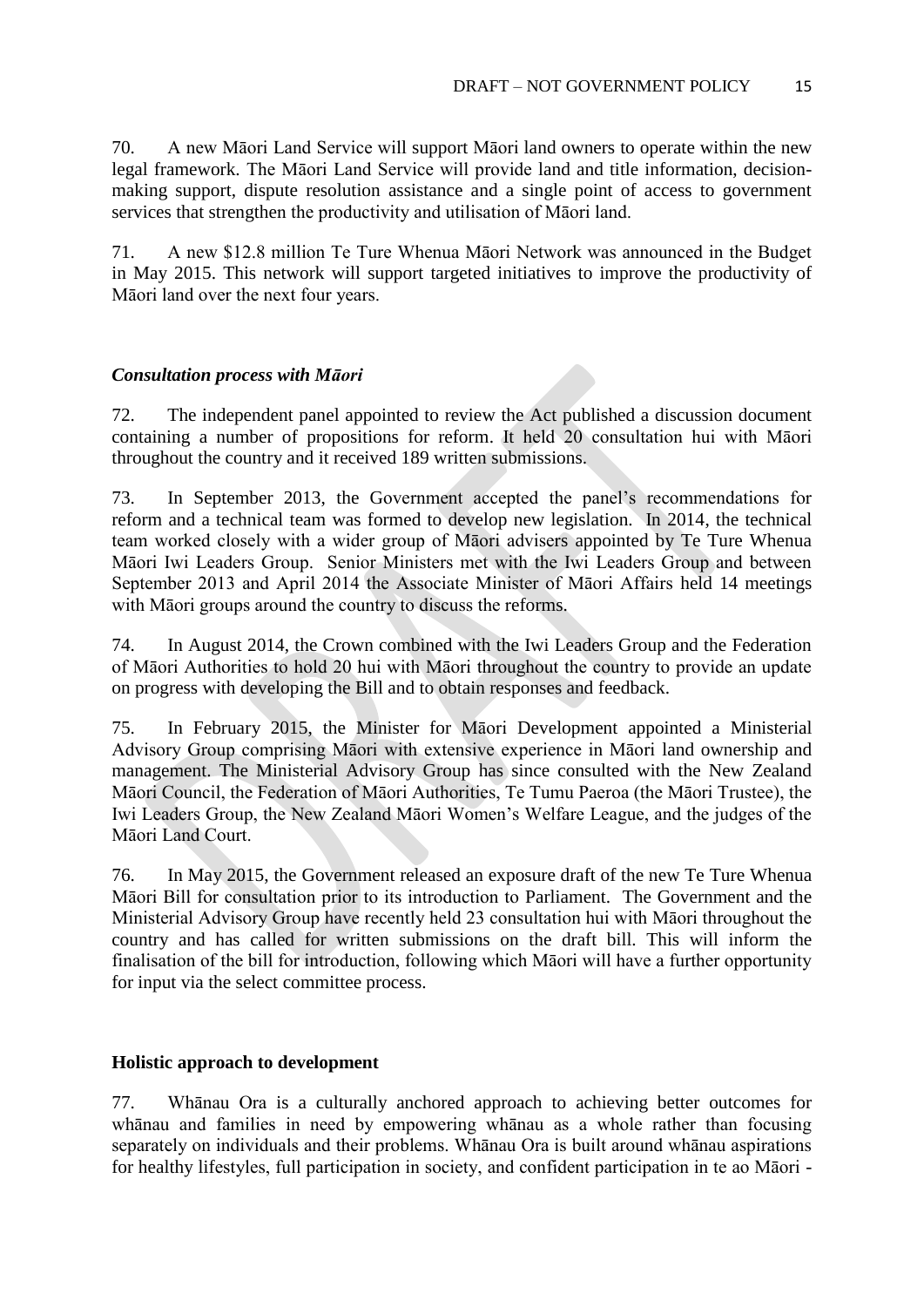70. A new Māori Land Service will support Māori land owners to operate within the new legal framework. The Māori Land Service will provide land and title information, decision-making support, dispute resolution assistance and a single point of access to government services that strengthen the productivity and utilisation of Māori land.

71. A new $12.8 million Te Ture Whenua Māori Network was announced in the Budget in May 2015. This network will support targeted initiatives to improve the productivity of Māori land over the next four years.

### *Consultation process with Māori*

72. The independent panel appointed to review the Act published a discussion document containing a number of propositions for reform. It held 20 consultation hui with Māori throughout the country and it received 189 written submissions.

73. In September 2013, the Government accepted the panel's recommendations for reform and a technical team was formed to develop new legislation. In 2014, the technical team worked closely with a wider group of Māori advisers appointed by Te Ture Whenua Māori Iwi Leaders Group. Senior Ministers met with the Iwi Leaders Group and between September 2013 and April 2014 the Associate Minister of Māori Affairs held 14 meetings with Māori groups around the country to discuss the reforms.

74. In August 2014, the Crown combined with the Iwi Leaders Group and the Federation of Māori Authorities to hold 20 hui with Māori throughout the country to provide an update on progress with developing the Bill and to obtain responses and feedback.

75. In February 2015, the Minister for Māori Development appointed a Ministerial Advisory Group comprising Māori with extensive experience in Māori land ownership and management. The Ministerial Advisory Group has since consulted with the New Zealand Māori Council, the Federation of Māori Authorities, Te Tumu Paeroa (the Māori Trustee), the Iwi Leaders Group, the New Zealand Māori Women's Welfare League, and the judges of the Māori Land Court.

76. In May 2015, the Government released an exposure draft of the new Te Ture Whenua Māori Bill for consultation prior to its introduction to Parliament. The Government and the Ministerial Advisory Group have recently held 23 consultation hui with Māori throughout the country and has called for written submissions on the draft bill. This will inform the finalisation of the bill for introduction, following which Māori will have a further opportunity for input via the select committee process.

## **Holistic approach to development**

77. Whānau Ora is a culturally anchored approach to achieving better outcomes for whānau and families in need by empowering whānau as a whole rather than focusing separately on individuals and their problems. Whānau Ora is built around whānau aspirations for healthy lifestyles, full participation in society, and confident participation in te ao Māori -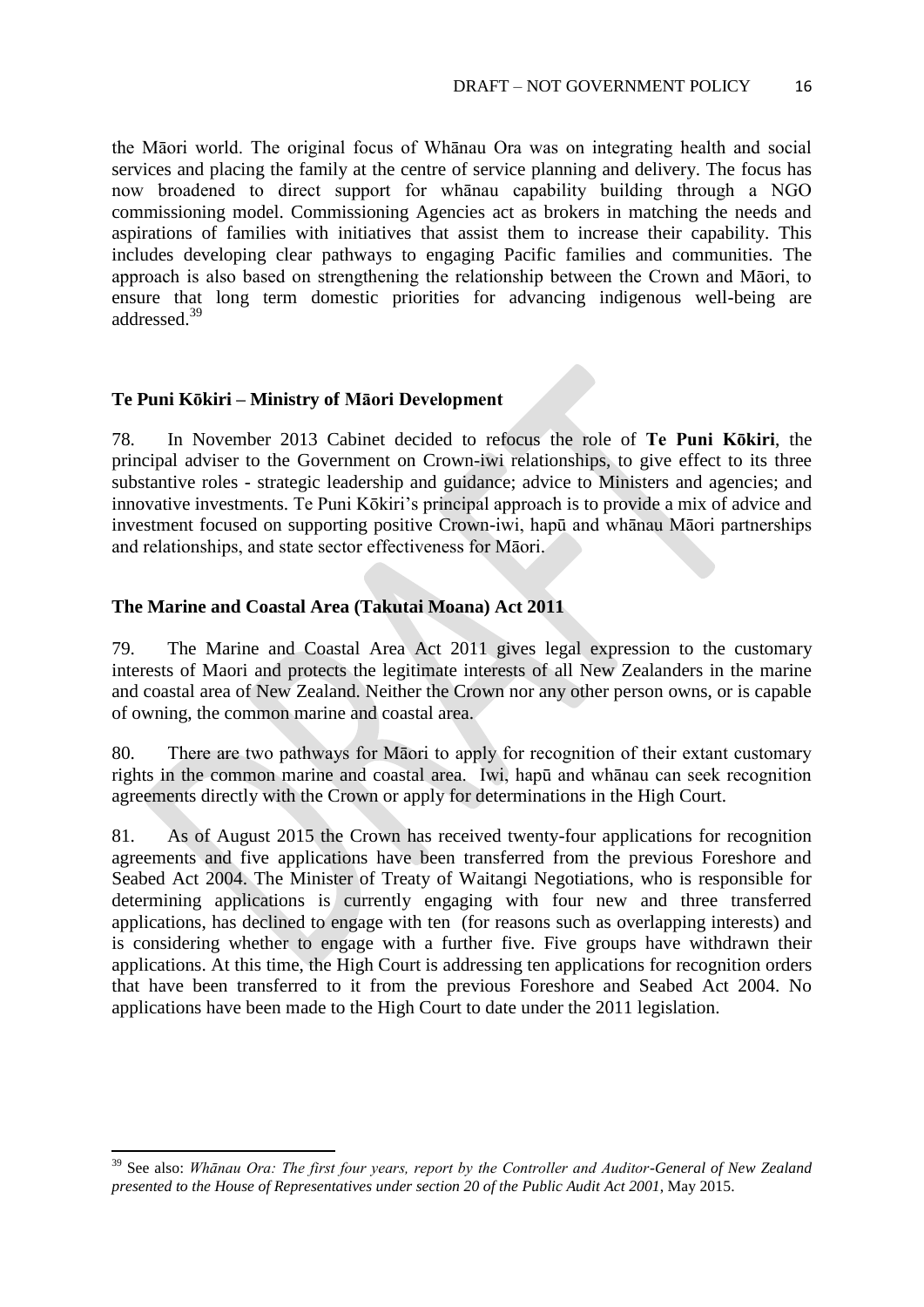the Māori world. The original focus of Whānau Ora was on integrating health and social services and placing the family at the centre of service planning and delivery. The focus has now broadened to direct support for whānau capability building through a NGO commissioning model. Commissioning Agencies act as brokers in matching the needs and aspirations of families with initiatives that assist them to increase their capability. This includes developing clear pathways to engaging Pacific families and communities. The approach is also based on strengthening the relationship between the Crown and Māori, to ensure that long term domestic priorities for advancing indigenous well-being are addressed.[39]

### Te Puni Kōkiri – Ministry of Māori Development

78. In November 2013 Cabinet decided to refocus the role of **Te Puni Kōkiri**, the principal adviser to the Government on Crown-iwi relationships, to give effect to its three substantive roles - strategic leadership and guidance; advice to Ministers and agencies; and innovative investments. Te Puni Kōkiri's principal approach is to provide a mix of advice and investment focused on supporting positive Crown-iwi, hapū and whānau Māori partnerships and relationships, and state sector effectiveness for Māori.

### The Marine and Coastal Area (Takutai Moana) Act 2011

79. The Marine and Coastal Area Act 2011 gives legal expression to the customary interests of Maori and protects the legitimate interests of all New Zealanders in the marine and coastal area of New Zealand. Neither the Crown nor any other person owns, or is capable of owning, the common marine and coastal area.

80. There are two pathways for Māori to apply for recognition of their extant customary rights in the common marine and coastal area. Iwi, hapū and whānau can seek recognition agreements directly with the Crown or apply for determinations in the High Court.

81. As of August 2015 the Crown has received twenty-four applications for recognition agreements and five applications have been transferred from the previous Foreshore and Seabed Act 2004. The Minister of Treaty of Waitangi Negotiations, who is responsible for determining applications is currently engaging with four new and three transferred applications, has declined to engage with ten (for reasons such as overlapping interests) and is considering whether to engage with a further five. Five groups have withdrawn their applications. At this time, the High Court is addressing ten applications for recognition orders that have been transferred to it from the previous Foreshore and Seabed Act 2004. No applications have been made to the High Court to date under the 2011 legislation.

---

[39] See also: *Whānau Ora: The first four years, report by the Controller and Auditor-General of New Zealand presented to the House of Representatives under section 20 of the Public Audit Act 2001*, May 2015.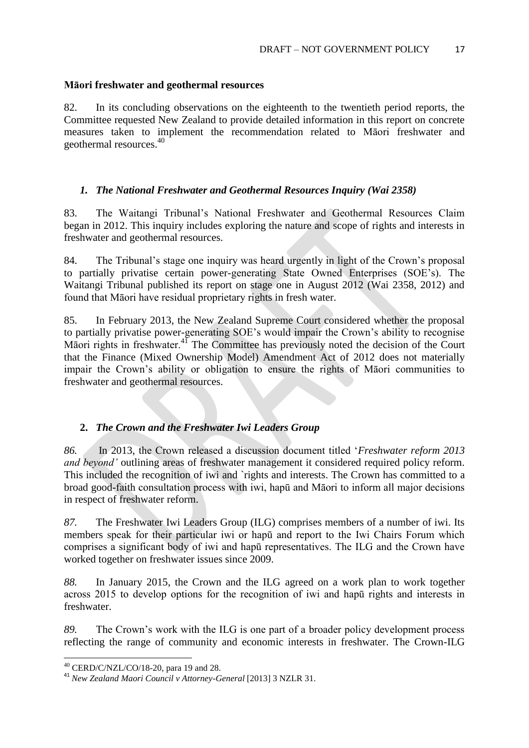**Māori freshwater and geothermal resources**

82. In its concluding observations on the eighteenth to the twentieth period reports, the Committee requested New Zealand to provide detailed information in this report on concrete measures taken to implement the recommendation related to Māori freshwater and geothermal resources.[40]

### *1. The National Freshwater and Geothermal Resources Inquiry (Wai 2358)*

83. The Waitangi Tribunal's National Freshwater and Geothermal Resources Claim began in 2012. This inquiry includes exploring the nature and scope of rights and interests in freshwater and geothermal resources.

84. The Tribunal's stage one inquiry was heard urgently in light of the Crown's proposal to partially privatise certain power-generating State Owned Enterprises (SOE's). The Waitangi Tribunal published its report on stage one in August 2012 (Wai 2358, 2012) and found that Māori have residual proprietary rights in fresh water.

85. In February 2013, the New Zealand Supreme Court considered whether the proposal to partially privatise power-generating SOE's would impair the Crown's ability to recognise Māori rights in freshwater.[41] The Committee has previously noted the decision of the Court that the Finance (Mixed Ownership Model) Amendment Act of 2012 does not materially impair the Crown's ability or obligation to ensure the rights of Māori communities to freshwater and geothermal resources.

### **2.** *The Crown and the Freshwater Iwi Leaders Group*

*86.* In 2013, the Crown released a discussion document titled '*Freshwater reform 2013 and beyond'* outlining areas of freshwater management it considered required policy reform. This included the recognition of iwi and `rights and interests. The Crown has committed to a broad good-faith consultation process with iwi, hapū and Māori to inform all major decisions in respect of freshwater reform.

*87.* The Freshwater Iwi Leaders Group (ILG) comprises members of a number of iwi. Its members speak for their particular iwi or hapū and report to the Iwi Chairs Forum which comprises a significant body of iwi and hapū representatives. The ILG and the Crown have worked together on freshwater issues since 2009.

*88.* In January 2015, the Crown and the ILG agreed on a work plan to work together across 2015 to develop options for the recognition of iwi and hapū rights and interests in freshwater.

*89.* The Crown's work with the ILG is one part of a broader policy development process reflecting the range of community and economic interests in freshwater. The Crown-ILG

---

[40] CERD/C/NZL/CO/18-20, para 19 and 28.

[41] *New Zealand Maori Council v Attorney-General* [2013] 3 NZLR 31.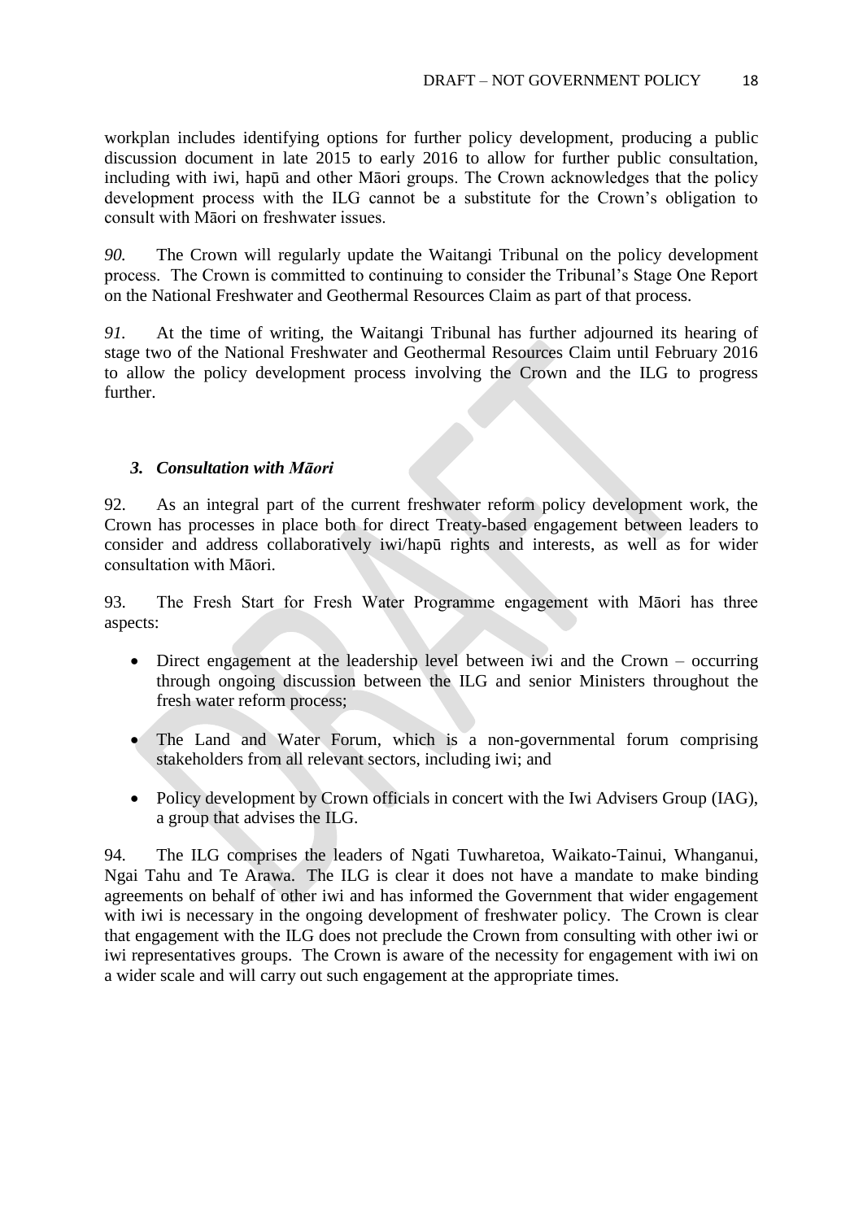workplan includes identifying options for further policy development, producing a public discussion document in late 2015 to early 2016 to allow for further public consultation, including with iwi, hapū and other Māori groups. The Crown acknowledges that the policy development process with the ILG cannot be a substitute for the Crown's obligation to consult with Māori on freshwater issues.

*90.* The Crown will regularly update the Waitangi Tribunal on the policy development process. The Crown is committed to continuing to consider the Tribunal's Stage One Report on the National Freshwater and Geothermal Resources Claim as part of that process.

*91.* At the time of writing, the Waitangi Tribunal has further adjourned its hearing of stage two of the National Freshwater and Geothermal Resources Claim until February 2016 to allow the policy development process involving the Crown and the ILG to progress further.

### *3. Consultation with Māori*

92. As an integral part of the current freshwater reform policy development work, the Crown has processes in place both for direct Treaty-based engagement between leaders to consider and address collaboratively iwi/hapū rights and interests, as well as for wider consultation with Māori.

93. The Fresh Start for Fresh Water Programme engagement with Māori has three aspects:

- Direct engagement at the leadership level between iwi and the Crown – occurring through ongoing discussion between the ILG and senior Ministers throughout the fresh water reform process;
- The Land and Water Forum, which is a non-governmental forum comprising stakeholders from all relevant sectors, including iwi; and
- Policy development by Crown officials in concert with the Iwi Advisers Group (IAG), a group that advises the ILG.

94. The ILG comprises the leaders of Ngati Tuwharetoa, Waikato-Tainui, Whanganui, Ngai Tahu and Te Arawa. The ILG is clear it does not have a mandate to make binding agreements on behalf of other iwi and has informed the Government that wider engagement with iwi is necessary in the ongoing development of freshwater policy. The Crown is clear that engagement with the ILG does not preclude the Crown from consulting with other iwi or iwi representatives groups. The Crown is aware of the necessity for engagement with iwi on a wider scale and will carry out such engagement at the appropriate times.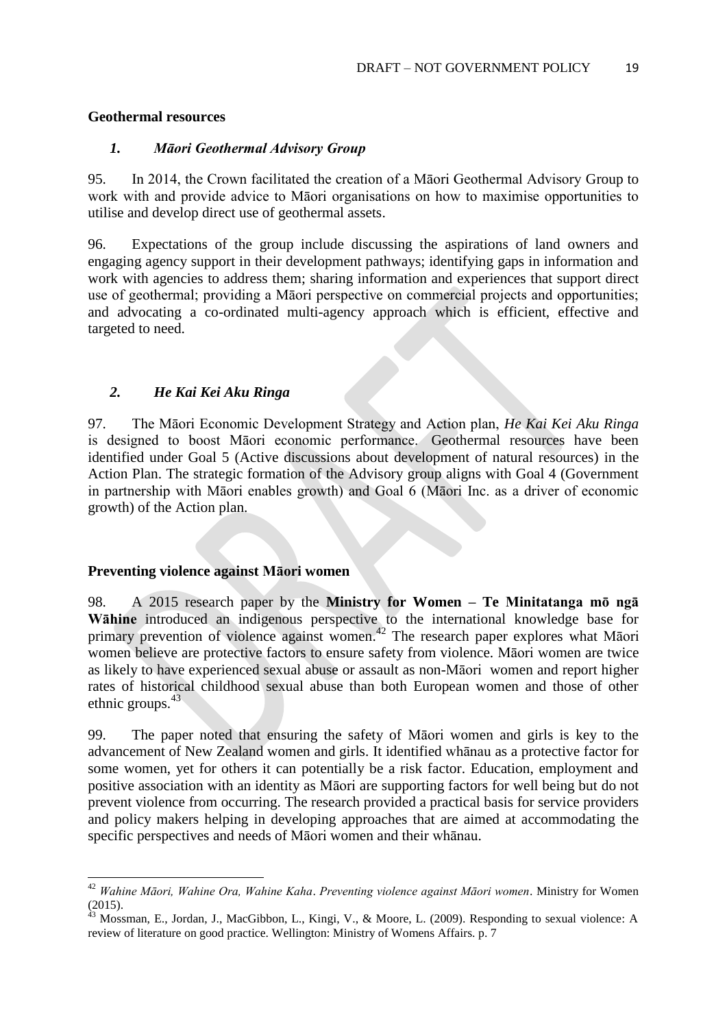**Geothermal resources**

### *1. Māori Geothermal Advisory Group*

95. In 2014, the Crown facilitated the creation of a Māori Geothermal Advisory Group to work with and provide advice to Māori organisations on how to maximise opportunities to utilise and develop direct use of geothermal assets.

96. Expectations of the group include discussing the aspirations of land owners and engaging agency support in their development pathways; identifying gaps in information and work with agencies to address them; sharing information and experiences that support direct use of geothermal; providing a Māori perspective on commercial projects and opportunities; and advocating a co-ordinated multi-agency approach which is efficient, effective and targeted to need.

### *2. He Kai Kei Aku Ringa*

97. The Māori Economic Development Strategy and Action plan, *He Kai Kei Aku Ringa* is designed to boost Māori economic performance. Geothermal resources have been identified under Goal 5 (Active discussions about development of natural resources) in the Action Plan. The strategic formation of the Advisory group aligns with Goal 4 (Government in partnership with Māori enables growth) and Goal 6 (Māori Inc. as a driver of economic growth) of the Action plan.

**Preventing violence against Māori women**

98. A 2015 research paper by the **Ministry for Women – Te Minitatanga mō ngā Wāhine** introduced an indigenous perspective to the international knowledge base for primary prevention of violence against women.[42] The research paper explores what Māori women believe are protective factors to ensure safety from violence. Māori women are twice as likely to have experienced sexual abuse or assault as non-Māori women and report higher rates of historical childhood sexual abuse than both European women and those of other ethnic groups.[43]

99. The paper noted that ensuring the safety of Māori women and girls is key to the advancement of New Zealand women and girls. It identified whānau as a protective factor for some women, yet for others it can potentially be a risk factor. Education, employment and positive association with an identity as Māori are supporting factors for well being but do not prevent violence from occurring. The research provided a practical basis for service providers and policy makers helping in developing approaches that are aimed at accommodating the specific perspectives and needs of Māori women and their whānau.

---

[42] *Wahine Māori, Wahine Ora, Wahine Kaha*. *Preventing violence against Māori women*. Ministry for Women (2015).

[43] Mossman, E., Jordan, J., MacGibbon, L., Kingi, V., & Moore, L. (2009). Responding to sexual violence: A review of literature on good practice. Wellington: Ministry of Womens Affairs. p. 7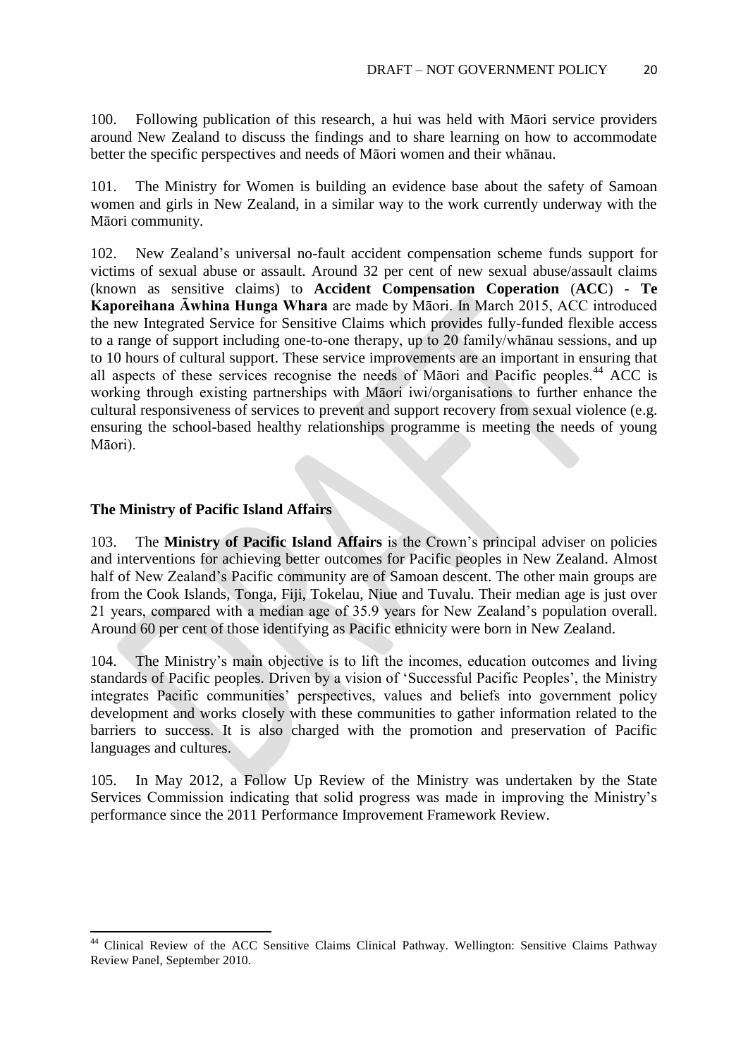100. Following publication of this research, a hui was held with Māori service providers around New Zealand to discuss the findings and to share learning on how to accommodate better the specific perspectives and needs of Māori women and their whānau.

101. The Ministry for Women is building an evidence base about the safety of Samoan women and girls in New Zealand, in a similar way to the work currently underway with the Māori community.

102. New Zealand's universal no-fault accident compensation scheme funds support for victims of sexual abuse or assault. Around 32 per cent of new sexual abuse/assault claims (known as sensitive claims) to **Accident Compensation Coperation** (**ACC**) - **Te Kaporeihana Āwhina Hunga Whara** are made by Māori. In March 2015, ACC introduced the new Integrated Service for Sensitive Claims which provides fully-funded flexible access to a range of support including one-to-one therapy, up to 20 family/whānau sessions, and up to 10 hours of cultural support. These service improvements are an important in ensuring that all aspects of these services recognise the needs of Māori and Pacific peoples.[44] ACC is working through existing partnerships with Māori iwi/organisations to further enhance the cultural responsiveness of services to prevent and support recovery from sexual violence (e.g. ensuring the school-based healthy relationships programme is meeting the needs of young Māori).

### The Ministry of Pacific Island Affairs

103. The **Ministry of Pacific Island Affairs** is the Crown's principal adviser on policies and interventions for achieving better outcomes for Pacific peoples in New Zealand. Almost half of New Zealand's Pacific community are of Samoan descent. The other main groups are from the Cook Islands, Tonga, Fiji, Tokelau, Niue and Tuvalu. Their median age is just over 21 years, compared with a median age of 35.9 years for New Zealand's population overall. Around 60 per cent of those identifying as Pacific ethnicity were born in New Zealand.

104. The Ministry's main objective is to lift the incomes, education outcomes and living standards of Pacific peoples. Driven by a vision of 'Successful Pacific Peoples', the Ministry integrates Pacific communities' perspectives, values and beliefs into government policy development and works closely with these communities to gather information related to the barriers to success. It is also charged with the promotion and preservation of Pacific languages and cultures.

105. In May 2012, a Follow Up Review of the Ministry was undertaken by the State Services Commission indicating that solid progress was made in improving the Ministry's performance since the 2011 Performance Improvement Framework Review.

---

[44] Clinical Review of the ACC Sensitive Claims Clinical Pathway. Wellington: Sensitive Claims Pathway Review Panel, September 2010.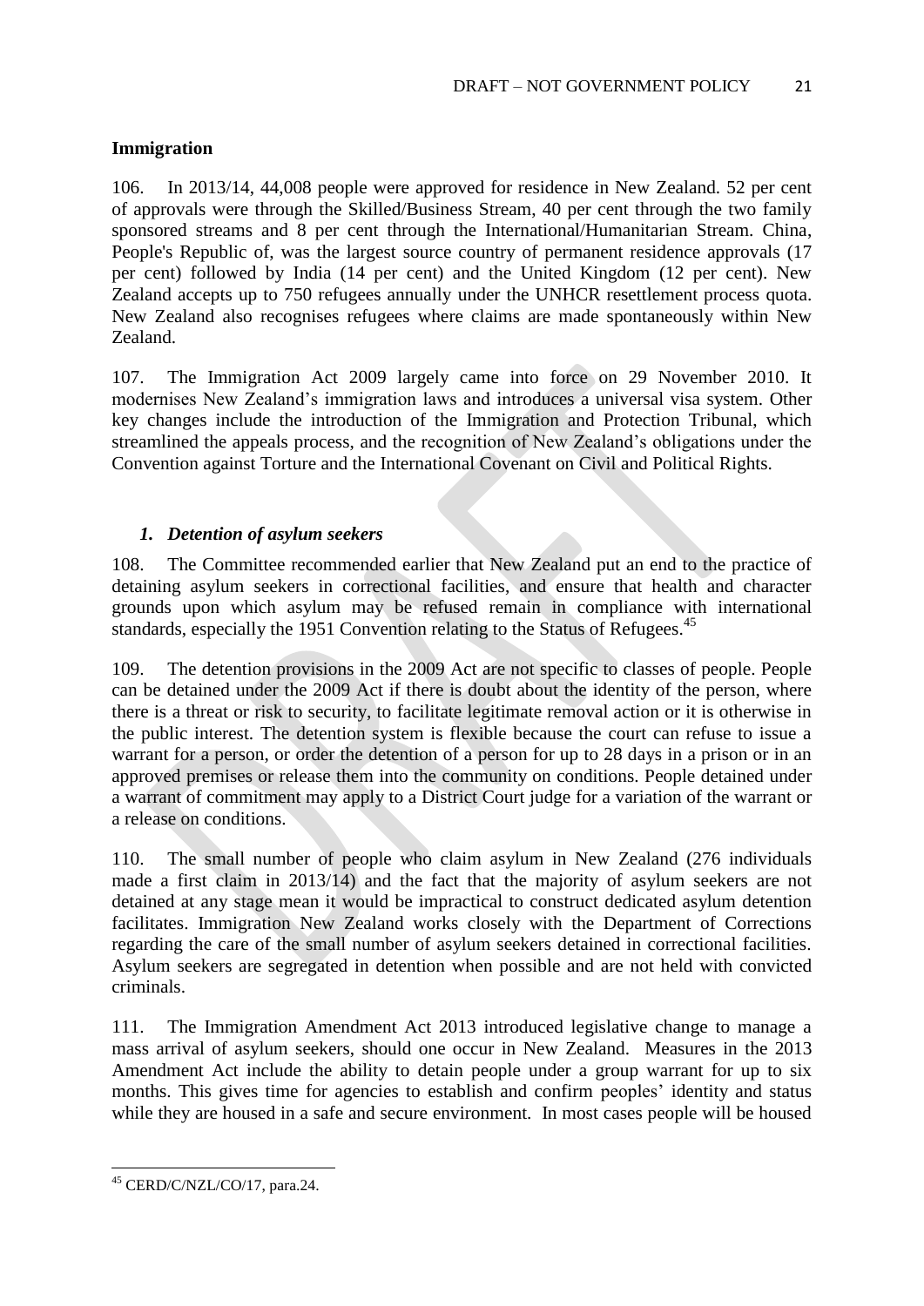## Immigration

106. In 2013/14, 44,008 people were approved for residence in New Zealand. 52 per cent of approvals were through the Skilled/Business Stream, 40 per cent through the two family sponsored streams and 8 per cent through the International/Humanitarian Stream. China, People's Republic of, was the largest source country of permanent residence approvals (17 per cent) followed by India (14 per cent) and the United Kingdom (12 per cent). New Zealand accepts up to 750 refugees annually under the UNHCR resettlement process quota. New Zealand also recognises refugees where claims are made spontaneously within New Zealand.

107. The Immigration Act 2009 largely came into force on 29 November 2010. It modernises New Zealand's immigration laws and introduces a universal visa system. Other key changes include the introduction of the Immigration and Protection Tribunal, which streamlined the appeals process, and the recognition of New Zealand's obligations under the Convention against Torture and the International Covenant on Civil and Political Rights.

### *1. Detention of asylum seekers*

108. The Committee recommended earlier that New Zealand put an end to the practice of detaining asylum seekers in correctional facilities, and ensure that health and character grounds upon which asylum may be refused remain in compliance with international standards, especially the 1951 Convention relating to the Status of Refugees.[45]

109. The detention provisions in the 2009 Act are not specific to classes of people. People can be detained under the 2009 Act if there is doubt about the identity of the person, where there is a threat or risk to security, to facilitate legitimate removal action or it is otherwise in the public interest. The detention system is flexible because the court can refuse to issue a warrant for a person, or order the detention of a person for up to 28 days in a prison or in an approved premises or release them into the community on conditions. People detained under a warrant of commitment may apply to a District Court judge for a variation of the warrant or a release on conditions.

110. The small number of people who claim asylum in New Zealand (276 individuals made a first claim in 2013/14) and the fact that the majority of asylum seekers are not detained at any stage mean it would be impractical to construct dedicated asylum detention facilitates. Immigration New Zealand works closely with the Department of Corrections regarding the care of the small number of asylum seekers detained in correctional facilities. Asylum seekers are segregated in detention when possible and are not held with convicted criminals.

111. The Immigration Amendment Act 2013 introduced legislative change to manage a mass arrival of asylum seekers, should one occur in New Zealand. Measures in the 2013 Amendment Act include the ability to detain people under a group warrant for up to six months. This gives time for agencies to establish and confirm peoples' identity and status while they are housed in a safe and secure environment. In most cases people will be housed

[45] CERD/C/NZL/CO/17, para.24.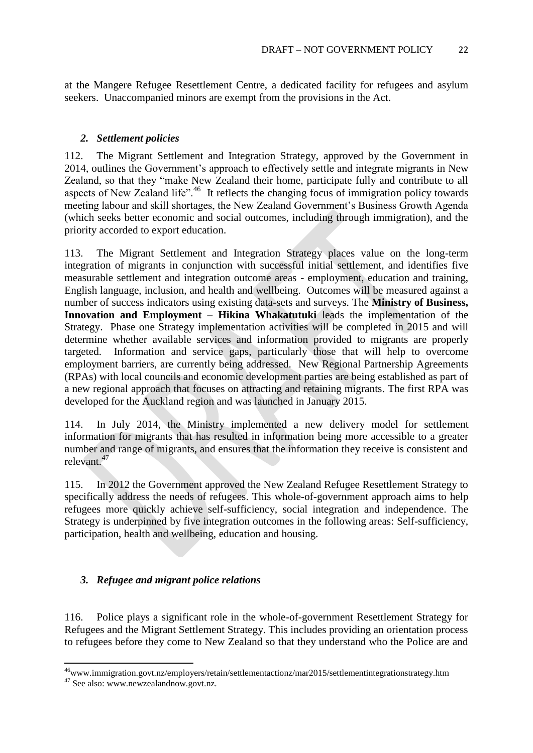at the Mangere Refugee Resettlement Centre, a dedicated facility for refugees and asylum seekers. Unaccompanied minors are exempt from the provisions in the Act.

### *2. Settlement policies*

112. The Migrant Settlement and Integration Strategy, approved by the Government in 2014, outlines the Government's approach to effectively settle and integrate migrants in New Zealand, so that they "make New Zealand their home, participate fully and contribute to all aspects of New Zealand life".[46] It reflects the changing focus of immigration policy towards meeting labour and skill shortages, the New Zealand Government's Business Growth Agenda (which seeks better economic and social outcomes, including through immigration), and the priority accorded to export education.

113. The Migrant Settlement and Integration Strategy places value on the long-term integration of migrants in conjunction with successful initial settlement, and identifies five measurable settlement and integration outcome areas - employment, education and training, English language, inclusion, and health and wellbeing. Outcomes will be measured against a number of success indicators using existing data-sets and surveys. The **Ministry of Business, Innovation and Employment – Hikina Whakatutuki** leads the implementation of the Strategy. Phase one Strategy implementation activities will be completed in 2015 and will determine whether available services and information provided to migrants are properly targeted. Information and service gaps, particularly those that will help to overcome employment barriers, are currently being addressed. New Regional Partnership Agreements (RPAs) with local councils and economic development parties are being established as part of a new regional approach that focuses on attracting and retaining migrants. The first RPA was developed for the Auckland region and was launched in January 2015.

114. In July 2014, the Ministry implemented a new delivery model for settlement information for migrants that has resulted in information being more accessible to a greater number and range of migrants, and ensures that the information they receive is consistent and relevant.[47]

115. In 2012 the Government approved the New Zealand Refugee Resettlement Strategy to specifically address the needs of refugees. This whole-of-government approach aims to help refugees more quickly achieve self-sufficiency, social integration and independence. The Strategy is underpinned by five integration outcomes in the following areas: Self-sufficiency, participation, health and wellbeing, education and housing.

### *3. Refugee and migrant police relations*

116. Police plays a significant role in the whole-of-government Resettlement Strategy for Refugees and the Migrant Settlement Strategy. This includes providing an orientation process to refugees before they come to New Zealand so that they understand who the Police are and

---

[46] www.immigration.govt.nz/employers/retain/settlementactionz/mar2015/settlementintegrationstrategy.htm

[47] See also: www.newzealandnow.govt.nz.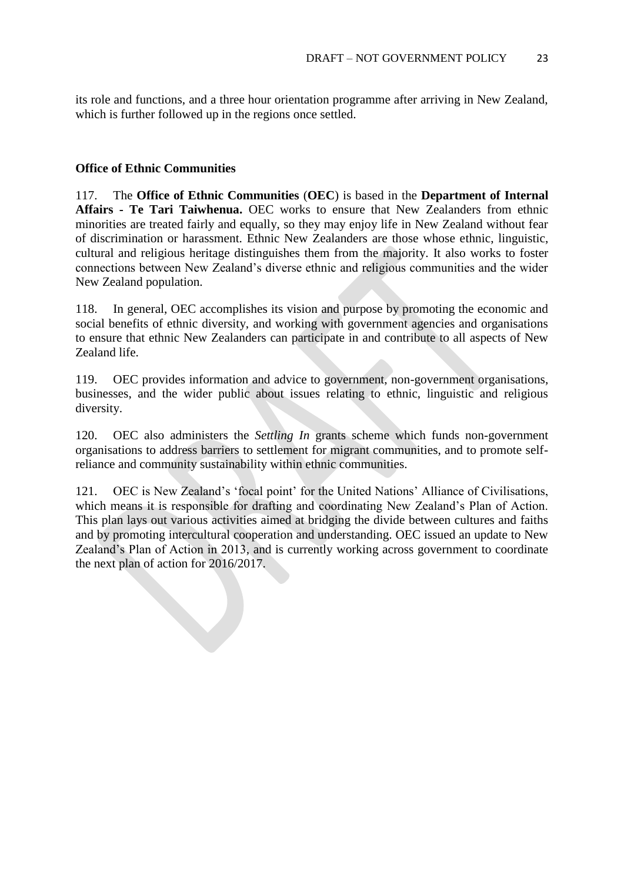its role and functions, and a three hour orientation programme after arriving in New Zealand, which is further followed up in the regions once settled.

### Office of Ethnic Communities

117. The **Office of Ethnic Communities** (**OEC**) is based in the **Department of Internal Affairs - Te Tari Taiwhenua.** OEC works to ensure that New Zealanders from ethnic minorities are treated fairly and equally, so they may enjoy life in New Zealand without fear of discrimination or harassment. Ethnic New Zealanders are those whose ethnic, linguistic, cultural and religious heritage distinguishes them from the majority. It also works to foster connections between New Zealand's diverse ethnic and religious communities and the wider New Zealand population.

118. In general, OEC accomplishes its vision and purpose by promoting the economic and social benefits of ethnic diversity, and working with government agencies and organisations to ensure that ethnic New Zealanders can participate in and contribute to all aspects of New Zealand life.

119. OEC provides information and advice to government, non-government organisations, businesses, and the wider public about issues relating to ethnic, linguistic and religious diversity.

120. OEC also administers the *Settling In* grants scheme which funds non-government organisations to address barriers to settlement for migrant communities, and to promote self-reliance and community sustainability within ethnic communities.

121. OEC is New Zealand's 'focal point' for the United Nations' Alliance of Civilisations, which means it is responsible for drafting and coordinating New Zealand's Plan of Action. This plan lays out various activities aimed at bridging the divide between cultures and faiths and by promoting intercultural cooperation and understanding. OEC issued an update to New Zealand's Plan of Action in 2013, and is currently working across government to coordinate the next plan of action for 2016/2017.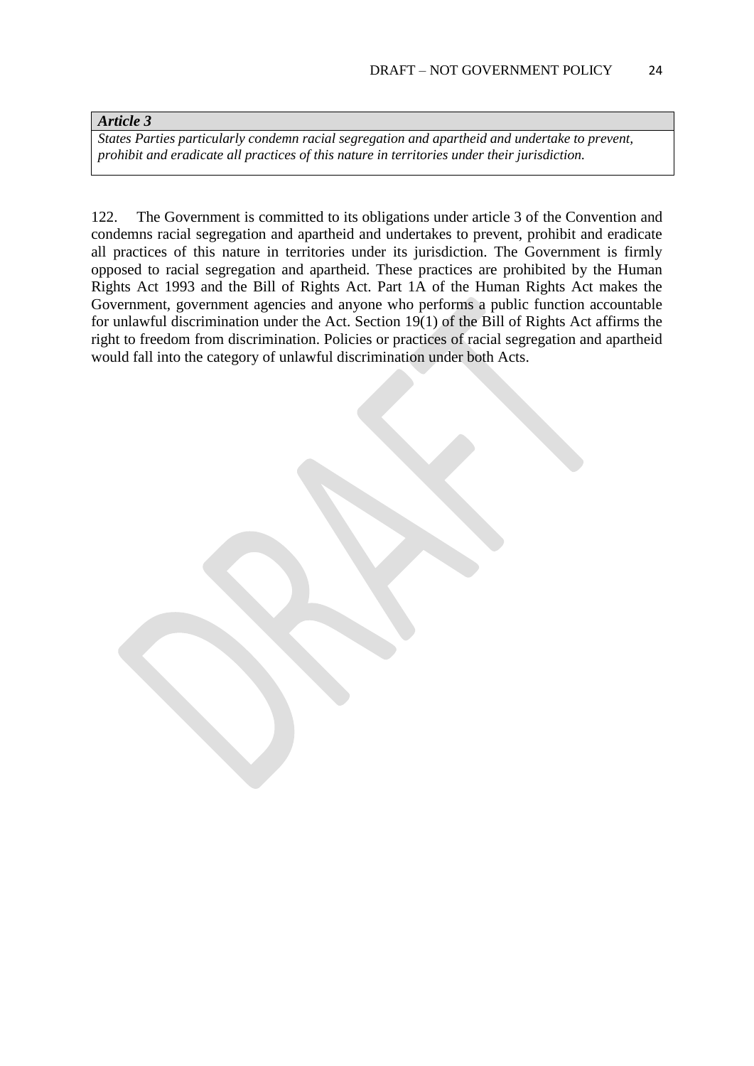***Article 3***

*States Parties particularly condemn racial segregation and apartheid and undertake to prevent, prohibit and eradicate all practices of this nature in territories under their jurisdiction.*

122. The Government is committed to its obligations under article 3 of the Convention and condemns racial segregation and apartheid and undertakes to prevent, prohibit and eradicate all practices of this nature in territories under its jurisdiction. The Government is firmly opposed to racial segregation and apartheid. These practices are prohibited by the Human Rights Act 1993 and the Bill of Rights Act. Part 1A of the Human Rights Act makes the Government, government agencies and anyone who performs a public function accountable for unlawful discrimination under the Act. Section 19(1) of the Bill of Rights Act affirms the right to freedom from discrimination. Policies or practices of racial segregation and apartheid would fall into the category of unlawful discrimination under both Acts.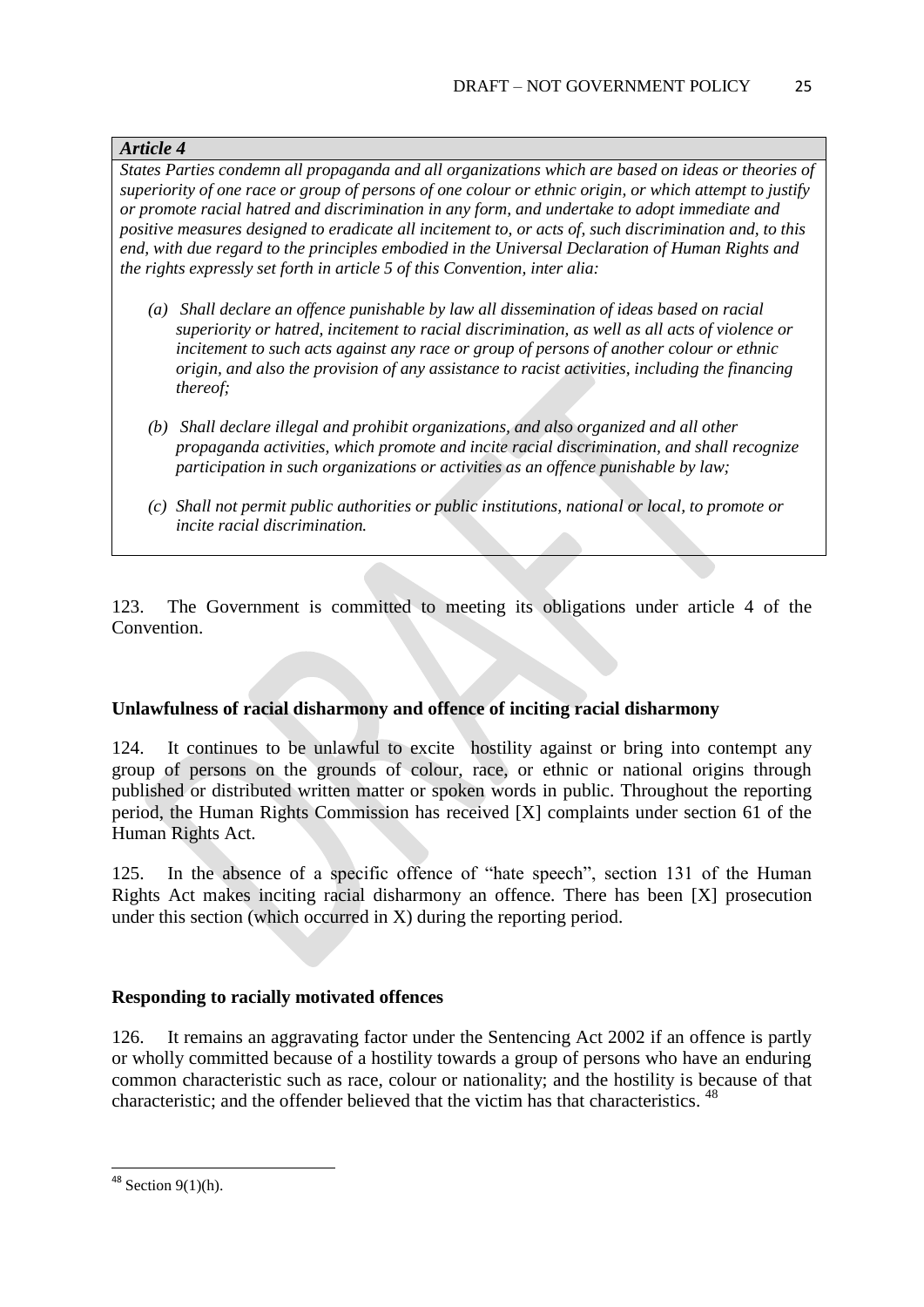*Article 4*

*States Parties condemn all propaganda and all organizations which are based on ideas or theories of superiority of one race or group of persons of one colour or ethnic origin, or which attempt to justify or promote racial hatred and discrimination in any form, and undertake to adopt immediate and positive measures designed to eradicate all incitement to, or acts of, such discrimination and, to this end, with due regard to the principles embodied in the Universal Declaration of Human Rights and the rights expressly set forth in article 5 of this Convention, inter alia:*

*(a) Shall declare an offence punishable by law all dissemination of ideas based on racial superiority or hatred, incitement to racial discrimination, as well as all acts of violence or incitement to such acts against any race or group of persons of another colour or ethnic origin, and also the provision of any assistance to racist activities, including the financing thereof;*

*(b) Shall declare illegal and prohibit organizations, and also organized and all other propaganda activities, which promote and incite racial discrimination, and shall recognize participation in such organizations or activities as an offence punishable by law;*

*(c) Shall not permit public authorities or public institutions, national or local, to promote or incite racial discrimination.*

123. The Government is committed to meeting its obligations under article 4 of the Convention.

**Unlawfulness of racial disharmony and offence of inciting racial disharmony**

124. It continues to be unlawful to excite hostility against or bring into contempt any group of persons on the grounds of colour, race, or ethnic or national origins through published or distributed written matter or spoken words in public. Throughout the reporting period, the Human Rights Commission has received [X] complaints under section 61 of the Human Rights Act.

125. In the absence of a specific offence of "hate speech", section 131 of the Human Rights Act makes inciting racial disharmony an offence. There has been [X] prosecution under this section (which occurred in X) during the reporting period.

**Responding to racially motivated offences**

126. It remains an aggravating factor under the Sentencing Act 2002 if an offence is partly or wholly committed because of a hostility towards a group of persons who have an enduring common characteristic such as race, colour or nationality; and the hostility is because of that characteristic; and the offender believed that the victim has that characteristics. [48]

---

[48] Section 9(1)(h).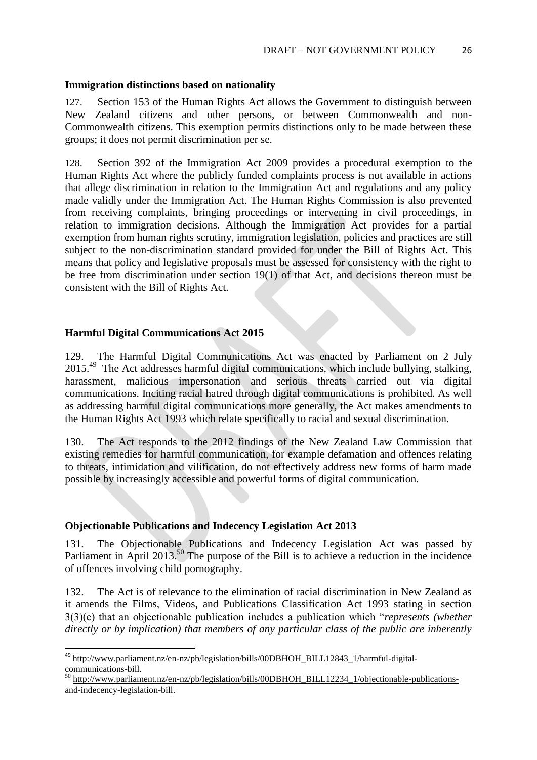### Immigration distinctions based on nationality

127. Section 153 of the Human Rights Act allows the Government to distinguish between New Zealand citizens and other persons, or between Commonwealth and non-Commonwealth citizens. This exemption permits distinctions only to be made between these groups; it does not permit discrimination per se.

128. Section 392 of the Immigration Act 2009 provides a procedural exemption to the Human Rights Act where the publicly funded complaints process is not available in actions that allege discrimination in relation to the Immigration Act and regulations and any policy made validly under the Immigration Act. The Human Rights Commission is also prevented from receiving complaints, bringing proceedings or intervening in civil proceedings, in relation to immigration decisions. Although the Immigration Act provides for a partial exemption from human rights scrutiny, immigration legislation, policies and practices are still subject to the non-discrimination standard provided for under the Bill of Rights Act. This means that policy and legislative proposals must be assessed for consistency with the right to be free from discrimination under section 19(1) of that Act, and decisions thereon must be consistent with the Bill of Rights Act.

### Harmful Digital Communications Act 2015

129. The Harmful Digital Communications Act was enacted by Parliament on 2 July 2015.[49] The Act addresses harmful digital communications, which include bullying, stalking, harassment, malicious impersonation and serious threats carried out via digital communications. Inciting racial hatred through digital communications is prohibited. As well as addressing harmful digital communications more generally, the Act makes amendments to the Human Rights Act 1993 which relate specifically to racial and sexual discrimination.

130. The Act responds to the 2012 findings of the New Zealand Law Commission that existing remedies for harmful communication, for example defamation and offences relating to threats, intimidation and vilification, do not effectively address new forms of harm made possible by increasingly accessible and powerful forms of digital communication.

### Objectionable Publications and Indecency Legislation Act 2013

131. The Objectionable Publications and Indecency Legislation Act was passed by Parliament in April 2013.[50] The purpose of the Bill is to achieve a reduction in the incidence of offences involving child pornography.

132. The Act is of relevance to the elimination of racial discrimination in New Zealand as it amends the Films, Videos, and Publications Classification Act 1993 stating in section 3(3)(e) that an objectionable publication includes a publication which "*represents (whether directly or by implication) that members of any particular class of the public are inherently*

---

[49] http://www.parliament.nz/en-nz/pb/legislation/bills/00DBHOH_BILL12843_1/harmful-digital-communications-bill.

[50] http://www.parliament.nz/en-nz/pb/legislation/bills/00DBHOH_BILL12234_1/objectionable-publications-and-indecency-legislation-bill.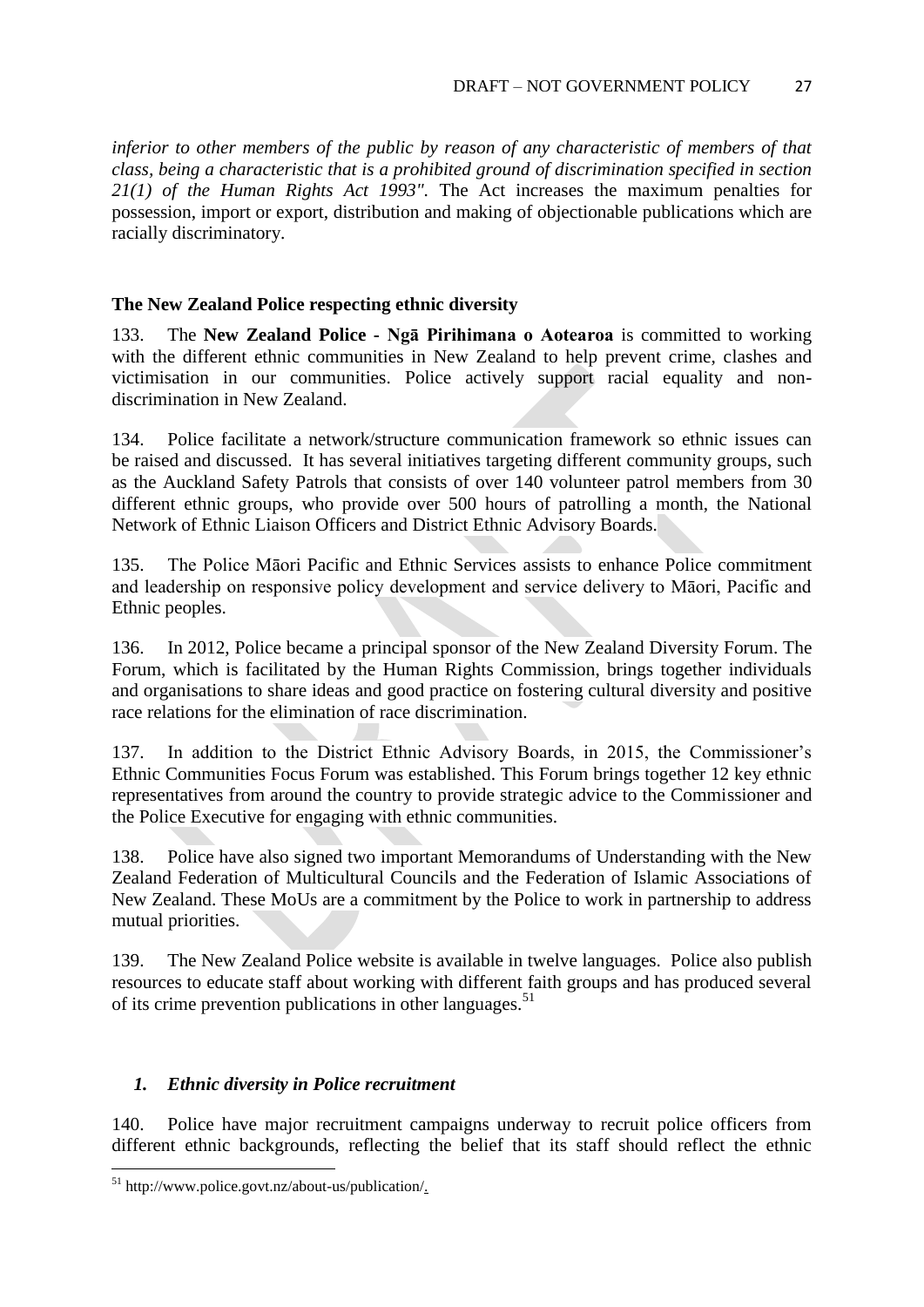*inferior to other members of the public by reason of any characteristic of members of that class, being a characteristic that is a prohibited ground of discrimination specified in section 21(1) of the Human Rights Act 1993"*. The Act increases the maximum penalties for possession, import or export, distribution and making of objectionable publications which are racially discriminatory.

### The New Zealand Police respecting ethnic diversity

133. The **New Zealand Police - Ngā Pirihimana o Aotearoa** is committed to working with the different ethnic communities in New Zealand to help prevent crime, clashes and victimisation in our communities. Police actively support racial equality and non-discrimination in New Zealand.

134. Police facilitate a network/structure communication framework so ethnic issues can be raised and discussed. It has several initiatives targeting different community groups, such as the Auckland Safety Patrols that consists of over 140 volunteer patrol members from 30 different ethnic groups, who provide over 500 hours of patrolling a month, the National Network of Ethnic Liaison Officers and District Ethnic Advisory Boards.

135. The Police Māori Pacific and Ethnic Services assists to enhance Police commitment and leadership on responsive policy development and service delivery to Māori, Pacific and Ethnic peoples.

136. In 2012, Police became a principal sponsor of the New Zealand Diversity Forum. The Forum, which is facilitated by the Human Rights Commission, brings together individuals and organisations to share ideas and good practice on fostering cultural diversity and positive race relations for the elimination of race discrimination.

137. In addition to the District Ethnic Advisory Boards, in 2015, the Commissioner's Ethnic Communities Focus Forum was established. This Forum brings together 12 key ethnic representatives from around the country to provide strategic advice to the Commissioner and the Police Executive for engaging with ethnic communities.

138. Police have also signed two important Memorandums of Understanding with the New Zealand Federation of Multicultural Councils and the Federation of Islamic Associations of New Zealand. These MoUs are a commitment by the Police to work in partnership to address mutual priorities.

139. The New Zealand Police website is available in twelve languages. Police also publish resources to educate staff about working with different faith groups and has produced several of its crime prevention publications in other languages.[51]

#### *1. Ethnic diversity in Police recruitment*

140. Police have major recruitment campaigns underway to recruit police officers from different ethnic backgrounds, reflecting the belief that its staff should reflect the ethnic

[51] http://www.police.govt.nz/about-us/publication/.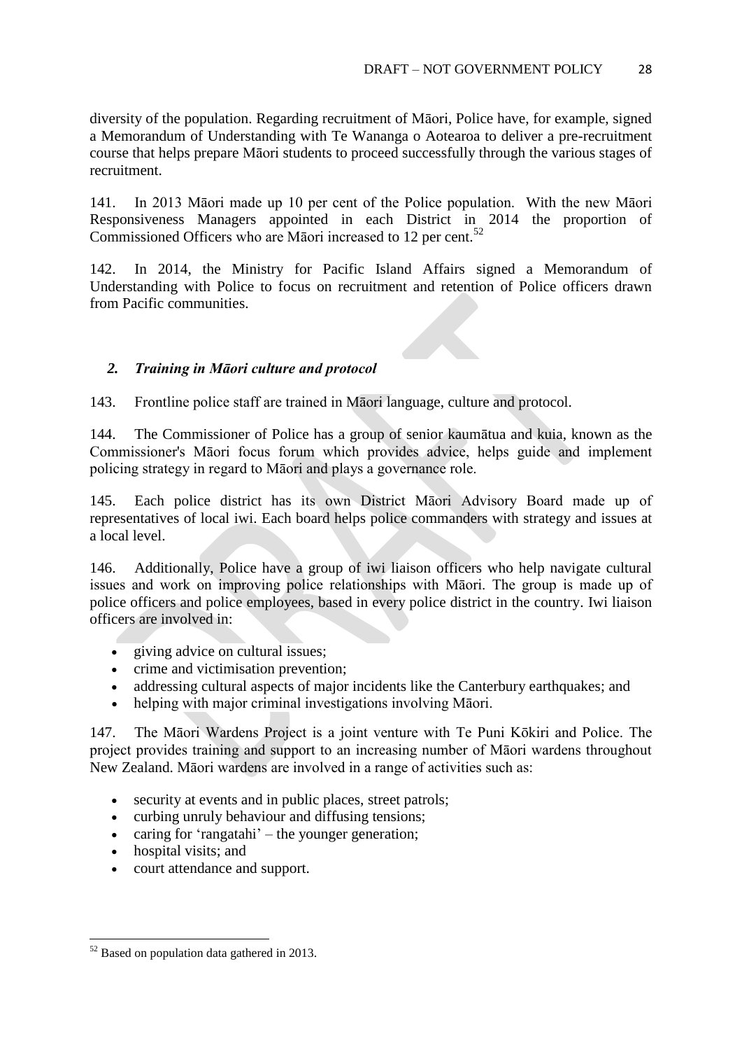diversity of the population. Regarding recruitment of Māori, Police have, for example, signed a Memorandum of Understanding with Te Wananga o Aotearoa to deliver a pre-recruitment course that helps prepare Māori students to proceed successfully through the various stages of recruitment.

141. In 2013 Māori made up 10 per cent of the Police population. With the new Māori Responsiveness Managers appointed in each District in 2014 the proportion of Commissioned Officers who are Māori increased to 12 per cent.[52]

142. In 2014, the Ministry for Pacific Island Affairs signed a Memorandum of Understanding with Police to focus on recruitment and retention of Police officers drawn from Pacific communities.

### *2. Training in Māori culture and protocol*

143. Frontline police staff are trained in Māori language, culture and protocol.

144. The Commissioner of Police has a group of senior kaumātua and kuia, known as the Commissioner's Māori focus forum which provides advice, helps guide and implement policing strategy in regard to Māori and plays a governance role.

145. Each police district has its own District Māori Advisory Board made up of representatives of local iwi. Each board helps police commanders with strategy and issues at a local level.

146. Additionally, Police have a group of iwi liaison officers who help navigate cultural issues and work on improving police relationships with Māori. The group is made up of police officers and police employees, based in every police district in the country. Iwi liaison officers are involved in:

- giving advice on cultural issues;
- crime and victimisation prevention;
- addressing cultural aspects of major incidents like the Canterbury earthquakes; and
- helping with major criminal investigations involving Māori.

147. The Māori Wardens Project is a joint venture with Te Puni Kōkiri and Police. The project provides training and support to an increasing number of Māori wardens throughout New Zealand. Māori wardens are involved in a range of activities such as:

- security at events and in public places, street patrols;
- curbing unruly behaviour and diffusing tensions;
- caring for 'rangatahi' – the younger generation;
- hospital visits; and
- court attendance and support.

---

[52] Based on population data gathered in 2013.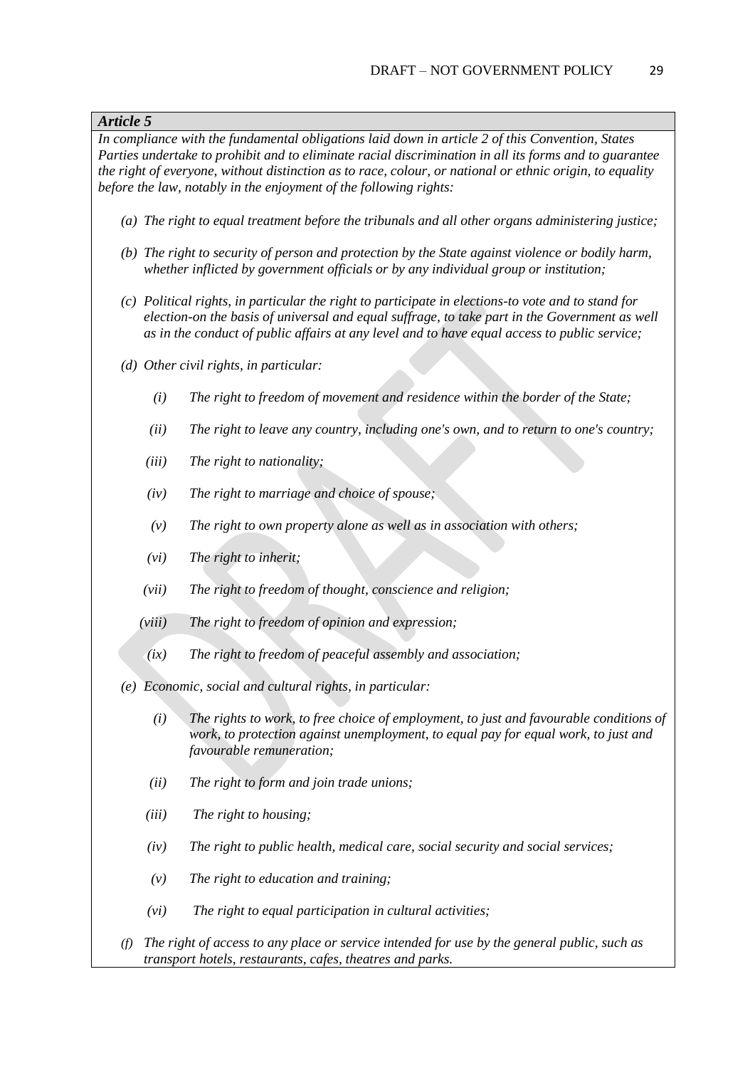***Article 5***

*In compliance with the fundamental obligations laid down in article 2 of this Convention, States Parties undertake to prohibit and to eliminate racial discrimination in all its forms and to guarantee the right of everyone, without distinction as to race, colour, or national or ethnic origin, to equality before the law, notably in the enjoyment of the following rights:*

*(a) The right to equal treatment before the tribunals and all other organs administering justice;*

*(b) The right to security of person and protection by the State against violence or bodily harm, whether inflicted by government officials or by any individual group or institution;*

*(c) Political rights, in particular the right to participate in elections-to vote and to stand for election-on the basis of universal and equal suffrage, to take part in the Government as well as in the conduct of public affairs at any level and to have equal access to public service;*

*(d) Other civil rights, in particular:*

*(i) The right to freedom of movement and residence within the border of the State;*

*(ii) The right to leave any country, including one's own, and to return to one's country;*

*(iii) The right to nationality;*

*(iv) The right to marriage and choice of spouse;*

*(v) The right to own property alone as well as in association with others;*

*(vi) The right to inherit;*

*(vii) The right to freedom of thought, conscience and religion;*

*(viii) The right to freedom of opinion and expression;*

*(ix) The right to freedom of peaceful assembly and association;*

*(e) Economic, social and cultural rights, in particular:*

*(i) The rights to work, to free choice of employment, to just and favourable conditions of work, to protection against unemployment, to equal pay for equal work, to just and favourable remuneration;*

*(ii) The right to form and join trade unions;*

*(iii) The right to housing;*

*(iv) The right to public health, medical care, social security and social services;*

*(v) The right to education and training;*

*(vi) The right to equal participation in cultural activities;*

*(f) The right of access to any place or service intended for use by the general public, such as transport hotels, restaurants, cafes, theatres and parks.*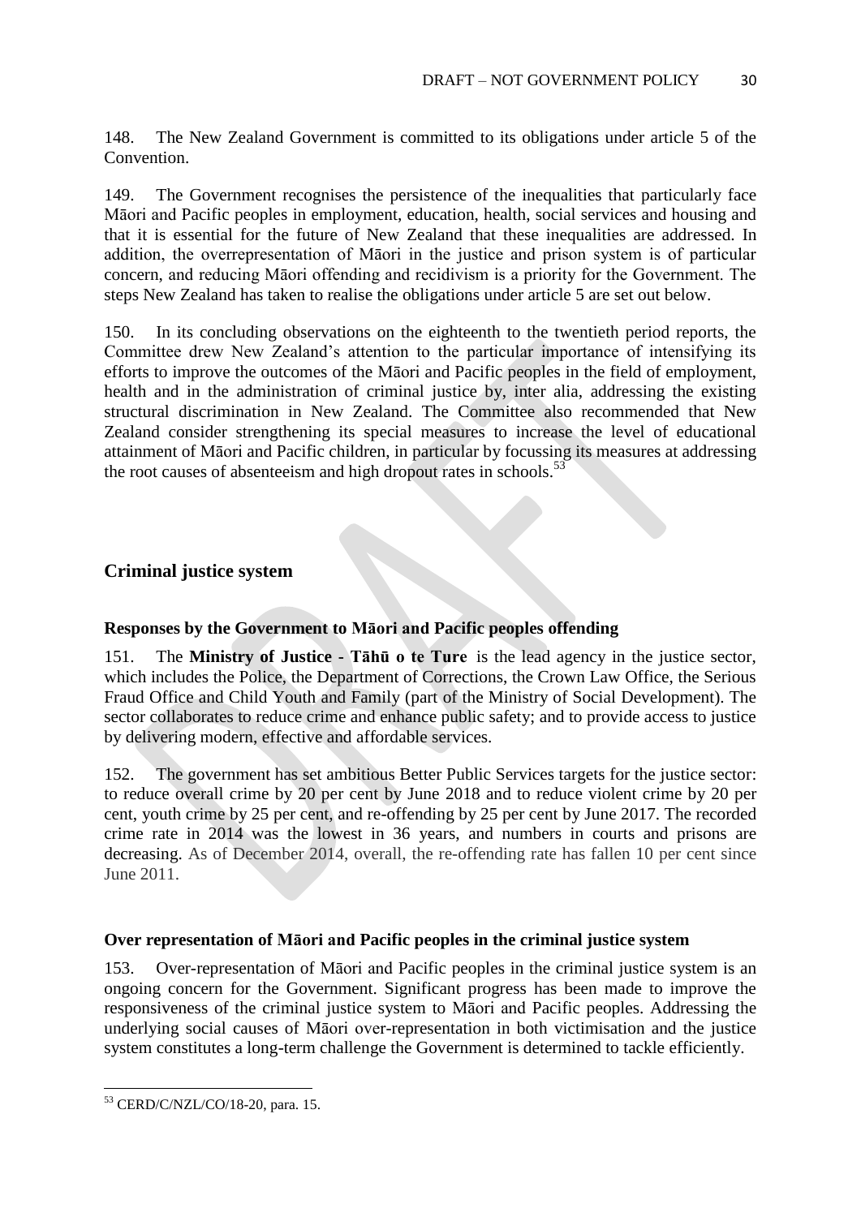148. The New Zealand Government is committed to its obligations under article 5 of the Convention.

149. The Government recognises the persistence of the inequalities that particularly face Māori and Pacific peoples in employment, education, health, social services and housing and that it is essential for the future of New Zealand that these inequalities are addressed. In addition, the overrepresentation of Māori in the justice and prison system is of particular concern, and reducing Māori offending and recidivism is a priority for the Government. The steps New Zealand has taken to realise the obligations under article 5 are set out below.

150. In its concluding observations on the eighteenth to the twentieth period reports, the Committee drew New Zealand's attention to the particular importance of intensifying its efforts to improve the outcomes of the Māori and Pacific peoples in the field of employment, health and in the administration of criminal justice by, inter alia, addressing the existing structural discrimination in New Zealand. The Committee also recommended that New Zealand consider strengthening its special measures to increase the level of educational attainment of Māori and Pacific children, in particular by focussing its measures at addressing the root causes of absenteeism and high dropout rates in schools.[53]

## Criminal justice system

### Responses by the Government to Māori and Pacific peoples offending

151. The **Ministry of Justice - Tāhū o te Ture** is the lead agency in the justice sector, which includes the Police, the Department of Corrections, the Crown Law Office, the Serious Fraud Office and Child Youth and Family (part of the Ministry of Social Development). The sector collaborates to reduce crime and enhance public safety; and to provide access to justice by delivering modern, effective and affordable services.

152. The government has set ambitious Better Public Services targets for the justice sector: to reduce overall crime by 20 per cent by June 2018 and to reduce violent crime by 20 per cent, youth crime by 25 per cent, and re-offending by 25 per cent by June 2017. The recorded crime rate in 2014 was the lowest in 36 years, and numbers in courts and prisons are decreasing. As of December 2014, overall, the re-offending rate has fallen 10 per cent since June 2011.

### Over representation of Māori and Pacific peoples in the criminal justice system

153. Over-representation of Māori and Pacific peoples in the criminal justice system is an ongoing concern for the Government. Significant progress has been made to improve the responsiveness of the criminal justice system to Māori and Pacific peoples. Addressing the underlying social causes of Māori over-representation in both victimisation and the justice system constitutes a long-term challenge the Government is determined to tackle efficiently.

---

[53] CERD/C/NZL/CO/18-20, para. 15.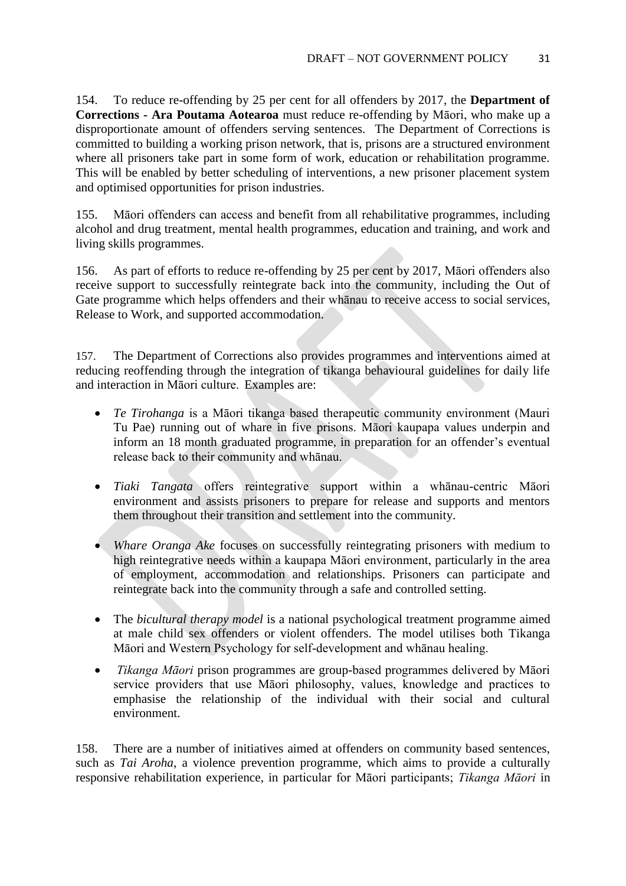154. To reduce re-offending by 25 per cent for all offenders by 2017, the **Department of Corrections - Ara Poutama Aotearoa** must reduce re-offending by Māori, who make up a disproportionate amount of offenders serving sentences. The Department of Corrections is committed to building a working prison network, that is, prisons are a structured environment where all prisoners take part in some form of work, education or rehabilitation programme. This will be enabled by better scheduling of interventions, a new prisoner placement system and optimised opportunities for prison industries.

155. Māori offenders can access and benefit from all rehabilitative programmes, including alcohol and drug treatment, mental health programmes, education and training, and work and living skills programmes.

156. As part of efforts to reduce re-offending by 25 per cent by 2017, Māori offenders also receive support to successfully reintegrate back into the community, including the Out of Gate programme which helps offenders and their whānau to receive access to social services, Release to Work, and supported accommodation.

157. The Department of Corrections also provides programmes and interventions aimed at reducing reoffending through the integration of tikanga behavioural guidelines for daily life and interaction in Māori culture. Examples are:

- *Te Tirohanga* is a Māori tikanga based therapeutic community environment (Mauri Tu Pae) running out of whare in five prisons. Māori kaupapa values underpin and inform an 18 month graduated programme, in preparation for an offender's eventual release back to their community and whānau.
- *Tiaki Tangata* offers reintegrative support within a whānau-centric Māori environment and assists prisoners to prepare for release and supports and mentors them throughout their transition and settlement into the community.
- *Whare Oranga Ake* focuses on successfully reintegrating prisoners with medium to high reintegrative needs within a kaupapa Māori environment, particularly in the area of employment, accommodation and relationships. Prisoners can participate and reintegrate back into the community through a safe and controlled setting.
- The *bicultural therapy model* is a national psychological treatment programme aimed at male child sex offenders or violent offenders. The model utilises both Tikanga Māori and Western Psychology for self-development and whānau healing.
- *Tikanga Māori* prison programmes are group-based programmes delivered by Māori service providers that use Māori philosophy, values, knowledge and practices to emphasise the relationship of the individual with their social and cultural environment.

158. There are a number of initiatives aimed at offenders on community based sentences, such as *Tai Aroha*, a violence prevention programme, which aims to provide a culturally responsive rehabilitation experience, in particular for Māori participants; *Tikanga Māori* in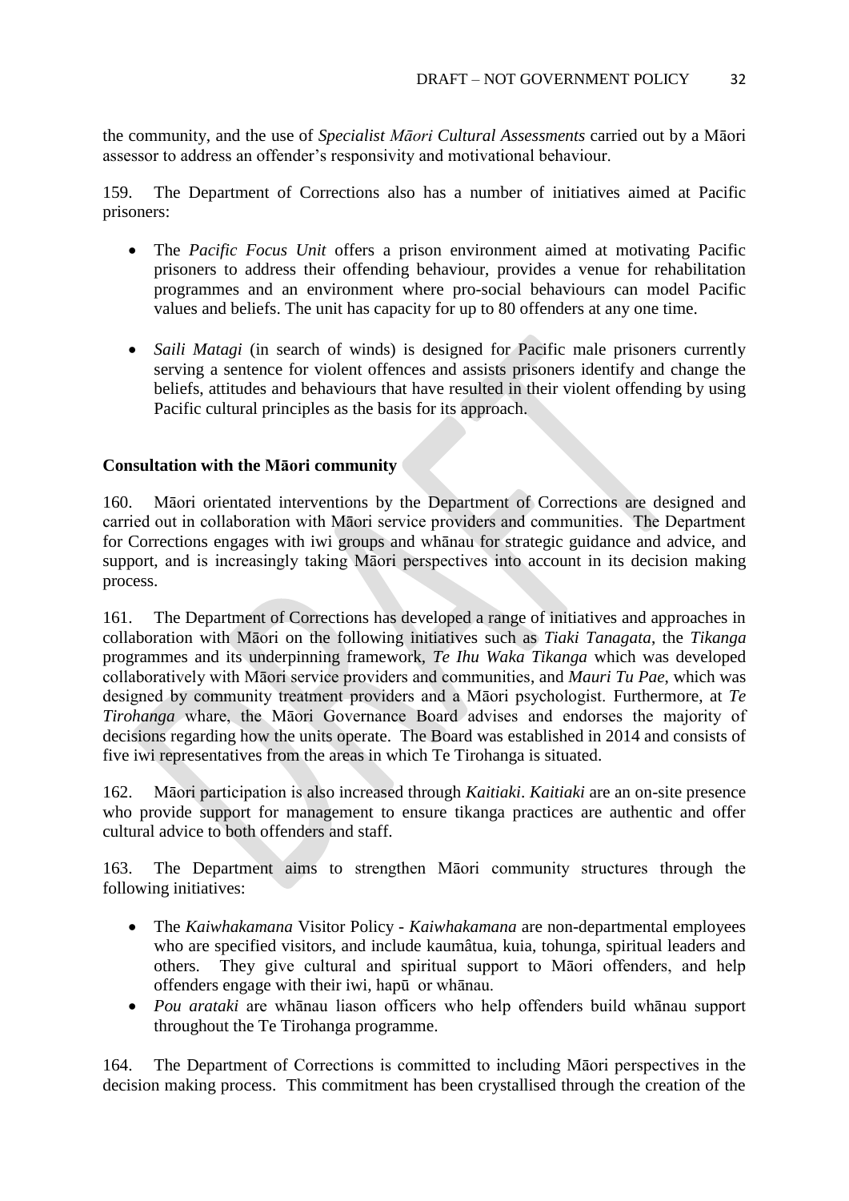the community, and the use of *Specialist Māori Cultural Assessments* carried out by a Māori assessor to address an offender's responsivity and motivational behaviour.

159. The Department of Corrections also has a number of initiatives aimed at Pacific prisoners:

- The *Pacific Focus Unit* offers a prison environment aimed at motivating Pacific prisoners to address their offending behaviour, provides a venue for rehabilitation programmes and an environment where pro-social behaviours can model Pacific values and beliefs. The unit has capacity for up to 80 offenders at any one time.

- *Saili Matagi* (in search of winds) is designed for Pacific male prisoners currently serving a sentence for violent offences and assists prisoners identify and change the beliefs, attitudes and behaviours that have resulted in their violent offending by using Pacific cultural principles as the basis for its approach.

**Consultation with the Māori community**

160. Māori orientated interventions by the Department of Corrections are designed and carried out in collaboration with Māori service providers and communities. The Department for Corrections engages with iwi groups and whānau for strategic guidance and advice, and support, and is increasingly taking Māori perspectives into account in its decision making process.

161. The Department of Corrections has developed a range of initiatives and approaches in collaboration with Māori on the following initiatives such as *Tiaki Tanagata*, the *Tikanga* programmes and its underpinning framework, *Te Ihu Waka Tikanga* which was developed collaboratively with Māori service providers and communities, and *Mauri Tu Pae*, which was designed by community treatment providers and a Māori psychologist. Furthermore, at *Te Tirohanga* whare, the Māori Governance Board advises and endorses the majority of decisions regarding how the units operate. The Board was established in 2014 and consists of five iwi representatives from the areas in which Te Tirohanga is situated.

162. Māori participation is also increased through *Kaitiaki*. *Kaitiaki* are an on-site presence who provide support for management to ensure tikanga practices are authentic and offer cultural advice to both offenders and staff.

163. The Department aims to strengthen Māori community structures through the following initiatives:

- The *Kaiwhakamana* Visitor Policy - *Kaiwhakamana* are non-departmental employees who are specified visitors, and include kaumâtua, kuia, tohunga, spiritual leaders and others. They give cultural and spiritual support to Māori offenders, and help offenders engage with their iwi, hapū or whānau.
- *Pou arataki* are whānau liason officers who help offenders build whānau support throughout the Te Tirohanga programme.

164. The Department of Corrections is committed to including Māori perspectives in the decision making process. This commitment has been crystallised through the creation of the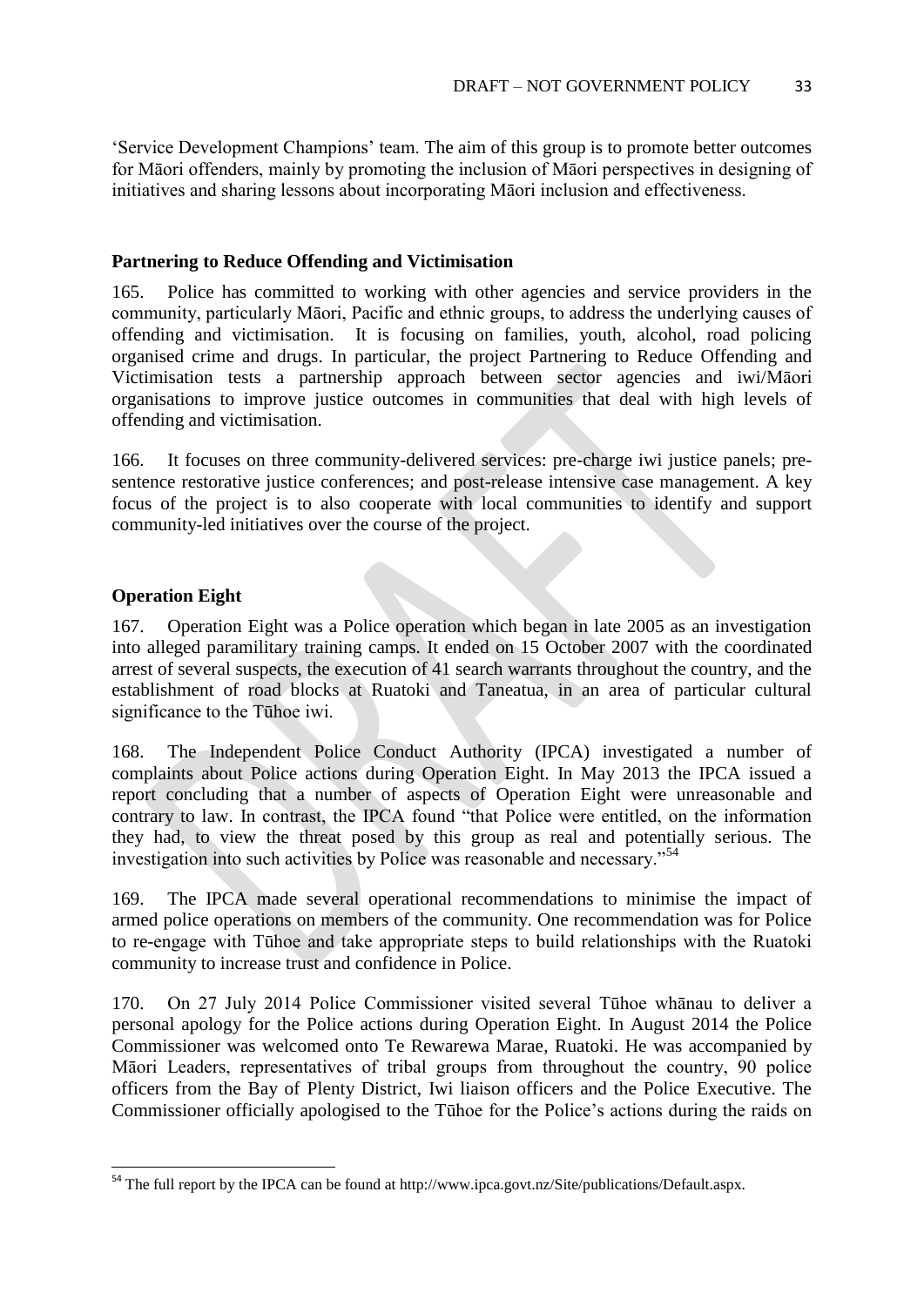'Service Development Champions' team. The aim of this group is to promote better outcomes for Māori offenders, mainly by promoting the inclusion of Māori perspectives in designing of initiatives and sharing lessons about incorporating Māori inclusion and effectiveness.

**Partnering to Reduce Offending and Victimisation**

165. Police has committed to working with other agencies and service providers in the community, particularly Māori, Pacific and ethnic groups, to address the underlying causes of offending and victimisation. It is focusing on families, youth, alcohol, road policing organised crime and drugs. In particular, the project Partnering to Reduce Offending and Victimisation tests a partnership approach between sector agencies and iwi/Māori organisations to improve justice outcomes in communities that deal with high levels of offending and victimisation.

166. It focuses on three community-delivered services: pre-charge iwi justice panels; pre-sentence restorative justice conferences; and post-release intensive case management. A key focus of the project is to also cooperate with local communities to identify and support community-led initiatives over the course of the project.

**Operation Eight**

167. Operation Eight was a Police operation which began in late 2005 as an investigation into alleged paramilitary training camps. It ended on 15 October 2007 with the coordinated arrest of several suspects, the execution of 41 search warrants throughout the country, and the establishment of road blocks at Ruatoki and Taneatua, in an area of particular cultural significance to the Tūhoe iwi.

168. The Independent Police Conduct Authority (IPCA) investigated a number of complaints about Police actions during Operation Eight. In May 2013 the IPCA issued a report concluding that a number of aspects of Operation Eight were unreasonable and contrary to law. In contrast, the IPCA found "that Police were entitled, on the information they had, to view the threat posed by this group as real and potentially serious. The investigation into such activities by Police was reasonable and necessary."[54]

169. The IPCA made several operational recommendations to minimise the impact of armed police operations on members of the community. One recommendation was for Police to re-engage with Tūhoe and take appropriate steps to build relationships with the Ruatoki community to increase trust and confidence in Police.

170. On 27 July 2014 Police Commissioner visited several Tūhoe whānau to deliver a personal apology for the Police actions during Operation Eight. In August 2014 the Police Commissioner was welcomed onto Te Rewarewa Marae, Ruatoki. He was accompanied by Māori Leaders, representatives of tribal groups from throughout the country, 90 police officers from the Bay of Plenty District, Iwi liaison officers and the Police Executive. The Commissioner officially apologised to the Tūhoe for the Police's actions during the raids on

[54] The full report by the IPCA can be found at http://www.ipca.govt.nz/Site/publications/Default.aspx.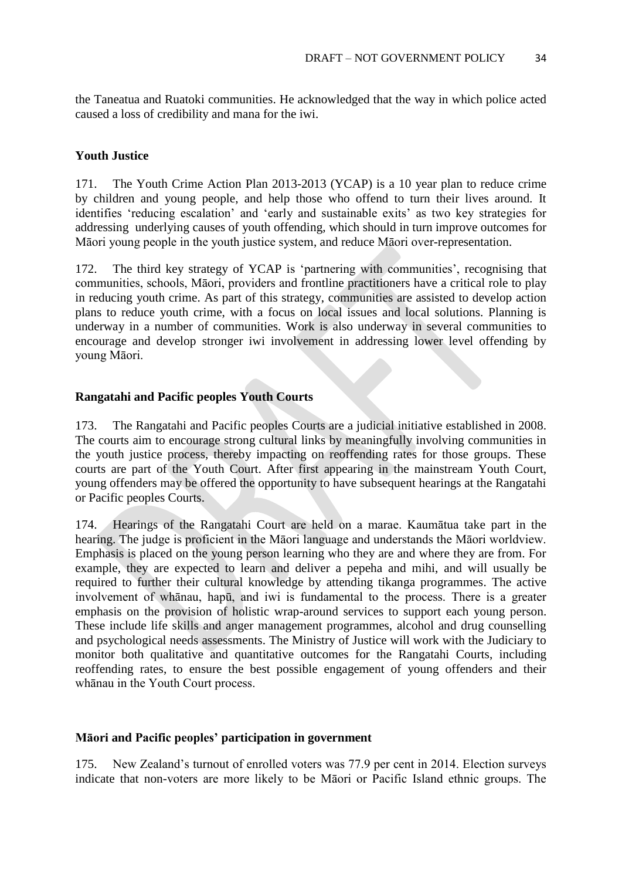the Taneatua and Ruatoki communities. He acknowledged that the way in which police acted caused a loss of credibility and mana for the iwi.

**Youth Justice**

171. The Youth Crime Action Plan 2013-2013 (YCAP) is a 10 year plan to reduce crime by children and young people, and help those who offend to turn their lives around. It identifies 'reducing escalation' and 'early and sustainable exits' as two key strategies for addressing underlying causes of youth offending, which should in turn improve outcomes for Māori young people in the youth justice system, and reduce Māori over-representation.

172. The third key strategy of YCAP is 'partnering with communities', recognising that communities, schools, Māori, providers and frontline practitioners have a critical role to play in reducing youth crime. As part of this strategy, communities are assisted to develop action plans to reduce youth crime, with a focus on local issues and local solutions. Planning is underway in a number of communities. Work is also underway in several communities to encourage and develop stronger iwi involvement in addressing lower level offending by young Māori.

**Rangatahi and Pacific peoples Youth Courts**

173. The Rangatahi and Pacific peoples Courts are a judicial initiative established in 2008. The courts aim to encourage strong cultural links by meaningfully involving communities in the youth justice process, thereby impacting on reoffending rates for those groups. These courts are part of the Youth Court. After first appearing in the mainstream Youth Court, young offenders may be offered the opportunity to have subsequent hearings at the Rangatahi or Pacific peoples Courts.

174. Hearings of the Rangatahi Court are held on a marae. Kaumātua take part in the hearing. The judge is proficient in the Māori language and understands the Māori worldview. Emphasis is placed on the young person learning who they are and where they are from. For example, they are expected to learn and deliver a pepeha and mihi, and will usually be required to further their cultural knowledge by attending tikanga programmes. The active involvement of whānau, hapū, and iwi is fundamental to the process. There is a greater emphasis on the provision of holistic wrap-around services to support each young person. These include life skills and anger management programmes, alcohol and drug counselling and psychological needs assessments. The Ministry of Justice will work with the Judiciary to monitor both qualitative and quantitative outcomes for the Rangatahi Courts, including reoffending rates, to ensure the best possible engagement of young offenders and their whānau in the Youth Court process.

**Māori and Pacific peoples' participation in government**

175. New Zealand's turnout of enrolled voters was 77.9 per cent in 2014. Election surveys indicate that non-voters are more likely to be Māori or Pacific Island ethnic groups. The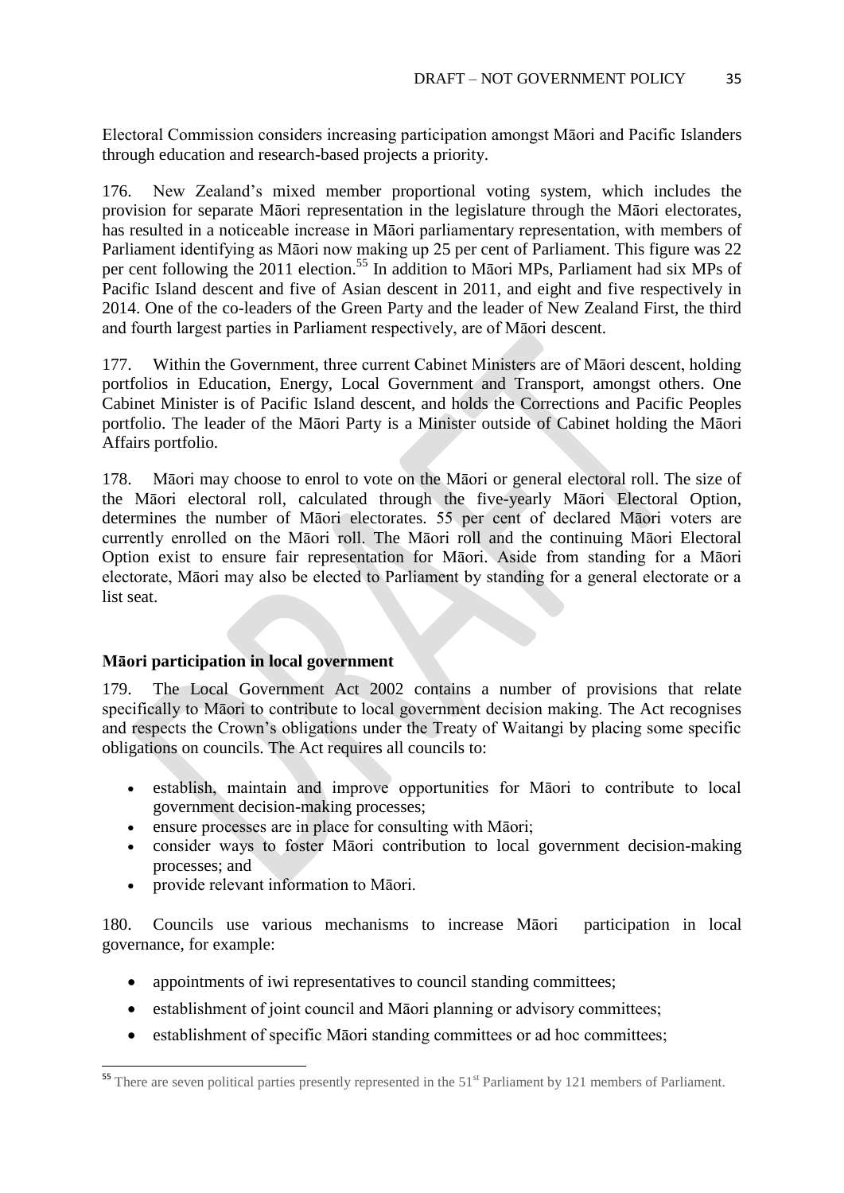Electoral Commission considers increasing participation amongst Māori and Pacific Islanders through education and research-based projects a priority.

176. New Zealand's mixed member proportional voting system, which includes the provision for separate Māori representation in the legislature through the Māori electorates, has resulted in a noticeable increase in Māori parliamentary representation, with members of Parliament identifying as Māori now making up 25 per cent of Parliament. This figure was 22 per cent following the 2011 election.[55] In addition to Māori MPs, Parliament had six MPs of Pacific Island descent and five of Asian descent in 2011, and eight and five respectively in 2014. One of the co-leaders of the Green Party and the leader of New Zealand First, the third and fourth largest parties in Parliament respectively, are of Māori descent.

177. Within the Government, three current Cabinet Ministers are of Māori descent, holding portfolios in Education, Energy, Local Government and Transport, amongst others. One Cabinet Minister is of Pacific Island descent, and holds the Corrections and Pacific Peoples portfolio. The leader of the Māori Party is a Minister outside of Cabinet holding the Māori Affairs portfolio.

178. Māori may choose to enrol to vote on the Māori or general electoral roll. The size of the Māori electoral roll, calculated through the five-yearly Māori Electoral Option, determines the number of Māori electorates. 55 per cent of declared Māori voters are currently enrolled on the Māori roll. The Māori roll and the continuing Māori Electoral Option exist to ensure fair representation for Māori. Aside from standing for a Māori electorate, Māori may also be elected to Parliament by standing for a general electorate or a list seat.

**Māori participation in local government**

179. The Local Government Act 2002 contains a number of provisions that relate specifically to Māori to contribute to local government decision making. The Act recognises and respects the Crown's obligations under the Treaty of Waitangi by placing some specific obligations on councils. The Act requires all councils to:

- establish, maintain and improve opportunities for Māori to contribute to local government decision-making processes;
- ensure processes are in place for consulting with Māori;
- consider ways to foster Māori contribution to local government decision-making processes; and
- provide relevant information to Māori.

180. Councils use various mechanisms to increase Māori participation in local governance, for example:

- appointments of iwi representatives to council standing committees;
- establishment of joint council and Māori planning or advisory committees;
- establishment of specific Māori standing committees or ad hoc committees;

[55] There are seven political parties presently represented in the 51st Parliament by 121 members of Parliament.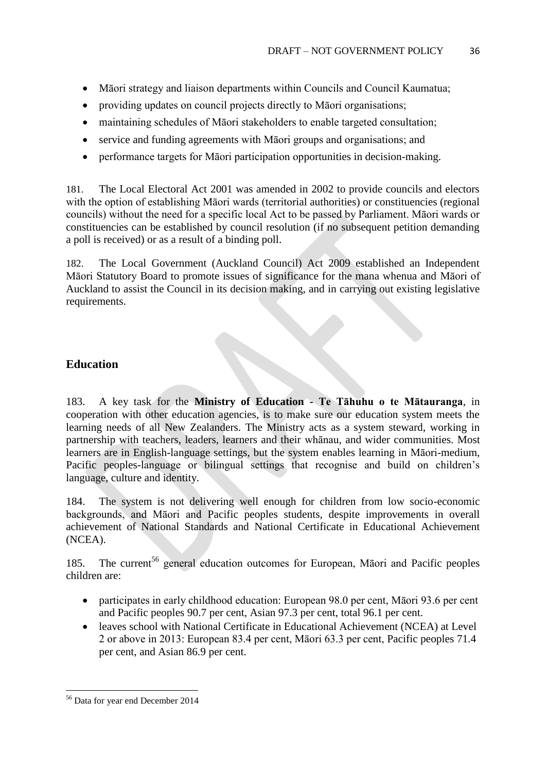- Māori strategy and liaison departments within Councils and Council Kaumatua;
- providing updates on council projects directly to Māori organisations;
- maintaining schedules of Māori stakeholders to enable targeted consultation;
- service and funding agreements with Māori groups and organisations; and
- performance targets for Māori participation opportunities in decision-making.

181. The Local Electoral Act 2001 was amended in 2002 to provide councils and electors with the option of establishing Māori wards (territorial authorities) or constituencies (regional councils) without the need for a specific local Act to be passed by Parliament. Māori wards or constituencies can be established by council resolution (if no subsequent petition demanding a poll is received) or as a result of a binding poll.

182. The Local Government (Auckland Council) Act 2009 established an Independent Māori Statutory Board to promote issues of significance for the mana whenua and Māori of Auckland to assist the Council in its decision making, and in carrying out existing legislative requirements.

## Education

183. A key task for the **Ministry of Education - Te Tāhuhu o te Mātauranga**, in cooperation with other education agencies, is to make sure our education system meets the learning needs of all New Zealanders. The Ministry acts as a system steward, working in partnership with teachers, leaders, learners and their whānau, and wider communities. Most learners are in English-language settings, but the system enables learning in Māori-medium, Pacific peoples-language or bilingual settings that recognise and build on children's language, culture and identity.

184. The system is not delivering well enough for children from low socio-economic backgrounds, and Māori and Pacific peoples students, despite improvements in overall achievement of National Standards and National Certificate in Educational Achievement (NCEA).

185. The current[56] general education outcomes for European, Māori and Pacific peoples children are:

- participates in early childhood education: European 98.0 per cent, Māori 93.6 per cent and Pacific peoples 90.7 per cent, Asian 97.3 per cent, total 96.1 per cent.
- leaves school with National Certificate in Educational Achievement (NCEA) at Level 2 or above in 2013: European 83.4 per cent, Māori 63.3 per cent, Pacific peoples 71.4 per cent, and Asian 86.9 per cent.

[56] Data for year end December 2014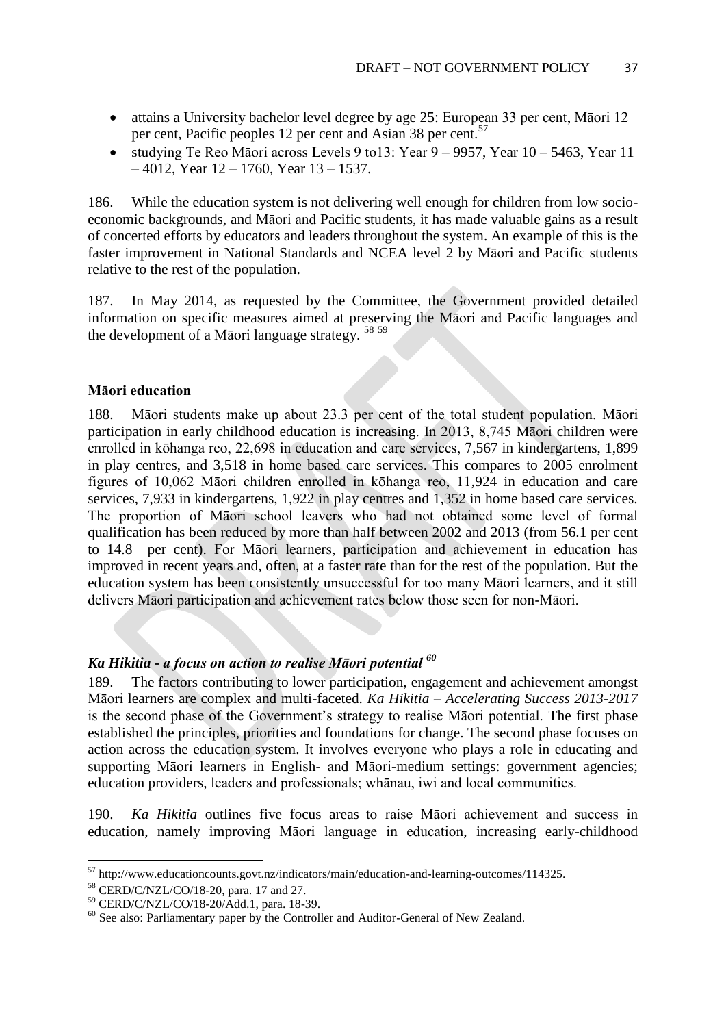- attains a University bachelor level degree by age 25: European 33 per cent, Māori 12 per cent, Pacific peoples 12 per cent and Asian 38 per cent.[57]
- studying Te Reo Māori across Levels 9 to13: Year 9 – 9957, Year 10 – 5463, Year 11 – 4012, Year 12 – 1760, Year 13 – 1537.

186. While the education system is not delivering well enough for children from low socio-economic backgrounds, and Māori and Pacific students, it has made valuable gains as a result of concerted efforts by educators and leaders throughout the system. An example of this is the faster improvement in National Standards and NCEA level 2 by Māori and Pacific students relative to the rest of the population.

187. In May 2014, as requested by the Committee, the Government provided detailed information on specific measures aimed at preserving the Māori and Pacific languages and the development of a Māori language strategy.[58] [59]

**Māori education**

188. Māori students make up about 23.3 per cent of the total student population. Māori participation in early childhood education is increasing. In 2013, 8,745 Māori children were enrolled in kōhanga reo, 22,698 in education and care services, 7,567 in kindergartens, 1,899 in play centres, and 3,518 in home based care services. This compares to 2005 enrolment figures of 10,062 Māori children enrolled in kōhanga reo, 11,924 in education and care services, 7,933 in kindergartens, 1,922 in play centres and 1,352 in home based care services. The proportion of Māori school leavers who had not obtained some level of formal qualification has been reduced by more than half between 2002 and 2013 (from 56.1 per cent to 14.8 per cent). For Māori learners, participation and achievement in education has improved in recent years and, often, at a faster rate than for the rest of the population. But the education system has been consistently unsuccessful for too many Māori learners, and it still delivers Māori participation and achievement rates below those seen for non-Māori.

***Ka Hikitia - a focus on action to realise Māori potential*** [60]

189. The factors contributing to lower participation, engagement and achievement amongst Māori learners are complex and multi-faceted. *Ka Hikitia – Accelerating Success 2013-2017* is the second phase of the Government's strategy to realise Māori potential. The first phase established the principles, priorities and foundations for change. The second phase focuses on action across the education system. It involves everyone who plays a role in educating and supporting Māori learners in English- and Māori-medium settings: government agencies; education providers, leaders and professionals; whānau, iwi and local communities.

190. *Ka Hikitia* outlines five focus areas to raise Māori achievement and success in education, namely improving Māori language in education, increasing early-childhood

---

[57] http://www.educationcounts.govt.nz/indicators/main/education-and-learning-outcomes/114325.

[58] CERD/C/NZL/CO/18-20, para. 17 and 27.

[59] CERD/C/NZL/CO/18-20/Add.1, para. 18-39.

[60] See also: Parliamentary paper by the Controller and Auditor-General of New Zealand.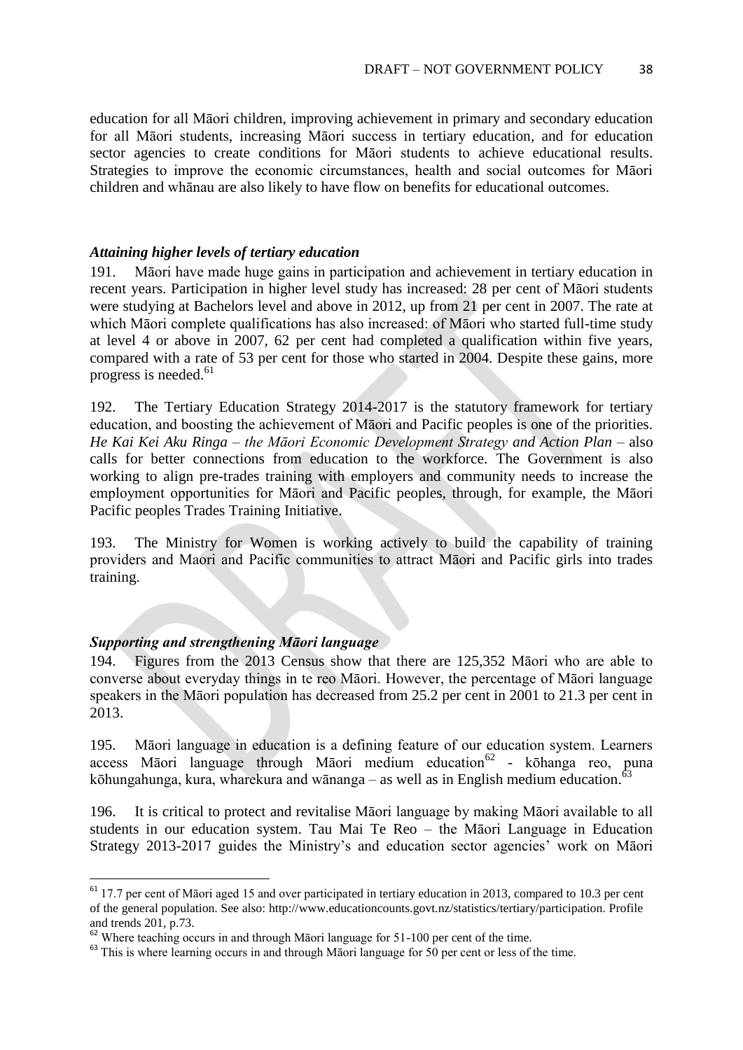education for all Māori children, improving achievement in primary and secondary education for all Māori students, increasing Māori success in tertiary education, and for education sector agencies to create conditions for Māori students to achieve educational results. Strategies to improve the economic circumstances, health and social outcomes for Māori children and whānau are also likely to have flow on benefits for educational outcomes.

### *Attaining higher levels of tertiary education*

191. Māori have made huge gains in participation and achievement in tertiary education in recent years. Participation in higher level study has increased: 28 per cent of Māori students were studying at Bachelors level and above in 2012, up from 21 per cent in 2007. The rate at which Māori complete qualifications has also increased: of Māori who started full-time study at level 4 or above in 2007, 62 per cent had completed a qualification within five years, compared with a rate of 53 per cent for those who started in 2004. Despite these gains, more progress is needed.[61]

192. The Tertiary Education Strategy 2014-2017 is the statutory framework for tertiary education, and boosting the achievement of Māori and Pacific peoples is one of the priorities. *He Kai Kei Aku Ringa – the Māori Economic Development Strategy and Action Plan* – also calls for better connections from education to the workforce. The Government is also working to align pre-trades training with employers and community needs to increase the employment opportunities for Māori and Pacific peoples, through, for example, the Māori Pacific peoples Trades Training Initiative.

193. The Ministry for Women is working actively to build the capability of training providers and Maori and Pacific communities to attract Māori and Pacific girls into trades training.

### *Supporting and strengthening Māori language*

194. Figures from the 2013 Census show that there are 125,352 Māori who are able to converse about everyday things in te reo Māori. However, the percentage of Māori language speakers in the Māori population has decreased from 25.2 per cent in 2001 to 21.3 per cent in 2013.

195. Māori language in education is a defining feature of our education system. Learners access Māori language through Māori medium education[62] - kōhanga reo, puna kōhungahunga, kura, wharekura and wānanga – as well as in English medium education.[63]

196. It is critical to protect and revitalise Māori language by making Māori available to all students in our education system. Tau Mai Te Reo – the Māori Language in Education Strategy 2013-2017 guides the Ministry's and education sector agencies' work on Māori

---

[61] 17.7 per cent of Māori aged 15 and over participated in tertiary education in 2013, compared to 10.3 per cent of the general population. See also: http://www.educationcounts.govt.nz/statistics/tertiary/participation. Profile and trends 201, p.73.

[62] Where teaching occurs in and through Māori language for 51-100 per cent of the time.

[63] This is where learning occurs in and through Māori language for 50 per cent or less of the time.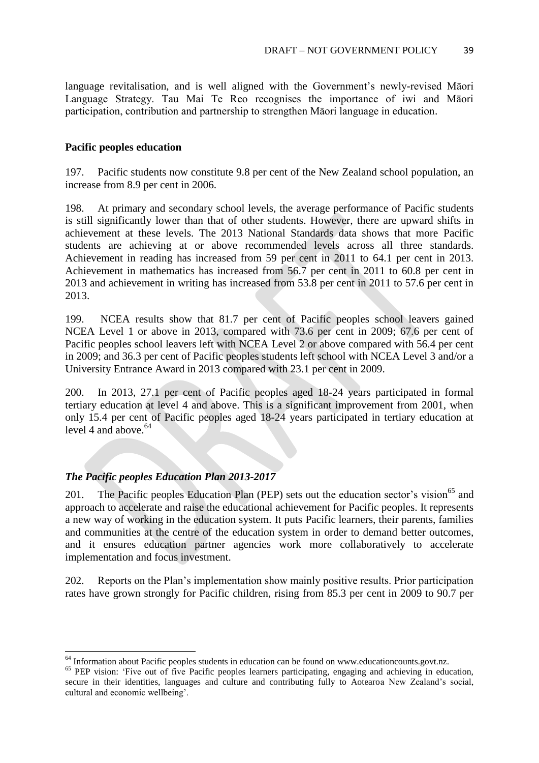language revitalisation, and is well aligned with the Government's newly-revised Māori Language Strategy. Tau Mai Te Reo recognises the importance of iwi and Māori participation, contribution and partnership to strengthen Māori language in education.

### Pacific peoples education

197. Pacific students now constitute 9.8 per cent of the New Zealand school population, an increase from 8.9 per cent in 2006.

198. At primary and secondary school levels, the average performance of Pacific students is still significantly lower than that of other students. However, there are upward shifts in achievement at these levels. The 2013 National Standards data shows that more Pacific students are achieving at or above recommended levels across all three standards. Achievement in reading has increased from 59 per cent in 2011 to 64.1 per cent in 2013. Achievement in mathematics has increased from 56.7 per cent in 2011 to 60.8 per cent in 2013 and achievement in writing has increased from 53.8 per cent in 2011 to 57.6 per cent in 2013.

199. NCEA results show that 81.7 per cent of Pacific peoples school leavers gained NCEA Level 1 or above in 2013, compared with 73.6 per cent in 2009; 67.6 per cent of Pacific peoples school leavers left with NCEA Level 2 or above compared with 56.4 per cent in 2009; and 36.3 per cent of Pacific peoples students left school with NCEA Level 3 and/or a University Entrance Award in 2013 compared with 23.1 per cent in 2009.

200. In 2013, 27.1 per cent of Pacific peoples aged 18-24 years participated in formal tertiary education at level 4 and above. This is a significant improvement from 2001, when only 15.4 per cent of Pacific peoples aged 18-24 years participated in tertiary education at level 4 and above.[64]

### *The Pacific peoples Education Plan 2013-2017*

201. The Pacific peoples Education Plan (PEP) sets out the education sector's vision[65] and approach to accelerate and raise the educational achievement for Pacific peoples. It represents a new way of working in the education system. It puts Pacific learners, their parents, families and communities at the centre of the education system in order to demand better outcomes, and it ensures education partner agencies work more collaboratively to accelerate implementation and focus investment.

202. Reports on the Plan's implementation show mainly positive results. Prior participation rates have grown strongly for Pacific children, rising from 85.3 per cent in 2009 to 90.7 per

---

[64] Information about Pacific peoples students in education can be found on www.educationcounts.govt.nz.

[65] PEP vision: 'Five out of five Pacific peoples learners participating, engaging and achieving in education, secure in their identities, languages and culture and contributing fully to Aotearoa New Zealand's social, cultural and economic wellbeing'.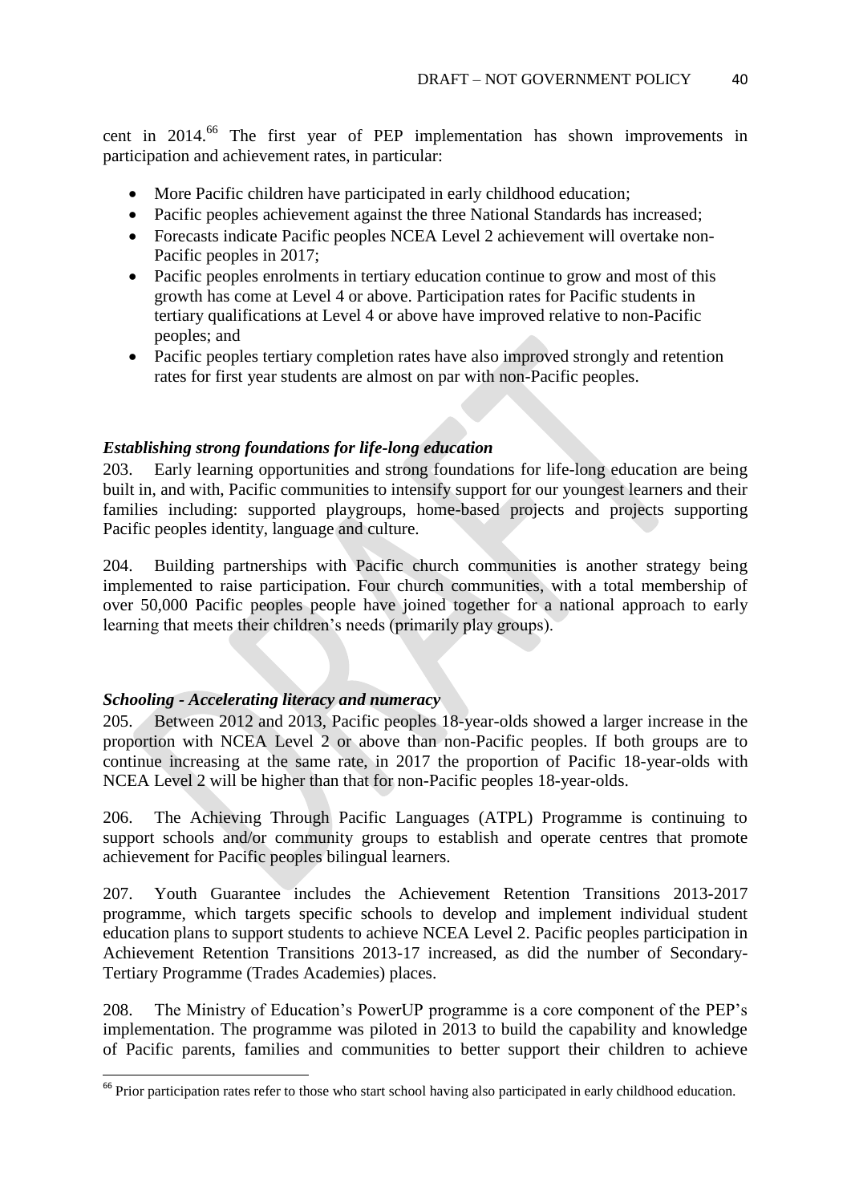cent in 2014.[66] The first year of PEP implementation has shown improvements in participation and achievement rates, in particular:

- More Pacific children have participated in early childhood education;
- Pacific peoples achievement against the three National Standards has increased;
- Forecasts indicate Pacific peoples NCEA Level 2 achievement will overtake non-Pacific peoples in 2017;
- Pacific peoples enrolments in tertiary education continue to grow and most of this growth has come at Level 4 or above. Participation rates for Pacific students in tertiary qualifications at Level 4 or above have improved relative to non-Pacific peoples; and
- Pacific peoples tertiary completion rates have also improved strongly and retention rates for first year students are almost on par with non-Pacific peoples.

### *Establishing strong foundations for life-long education*

203. Early learning opportunities and strong foundations for life-long education are being built in, and with, Pacific communities to intensify support for our youngest learners and their families including: supported playgroups, home-based projects and projects supporting Pacific peoples identity, language and culture.

204. Building partnerships with Pacific church communities is another strategy being implemented to raise participation. Four church communities, with a total membership of over 50,000 Pacific peoples people have joined together for a national approach to early learning that meets their children's needs (primarily play groups).

### *Schooling - Accelerating literacy and numeracy*

205. Between 2012 and 2013, Pacific peoples 18-year-olds showed a larger increase in the proportion with NCEA Level 2 or above than non-Pacific peoples. If both groups are to continue increasing at the same rate, in 2017 the proportion of Pacific 18-year-olds with NCEA Level 2 will be higher than that for non-Pacific peoples 18-year-olds.

206. The Achieving Through Pacific Languages (ATPL) Programme is continuing to support schools and/or community groups to establish and operate centres that promote achievement for Pacific peoples bilingual learners.

207. Youth Guarantee includes the Achievement Retention Transitions 2013-2017 programme, which targets specific schools to develop and implement individual student education plans to support students to achieve NCEA Level 2. Pacific peoples participation in Achievement Retention Transitions 2013-17 increased, as did the number of Secondary-Tertiary Programme (Trades Academies) places.

208. The Ministry of Education's PowerUP programme is a core component of the PEP's implementation. The programme was piloted in 2013 to build the capability and knowledge of Pacific parents, families and communities to better support their children to achieve

---

[66] Prior participation rates refer to those who start school having also participated in early childhood education.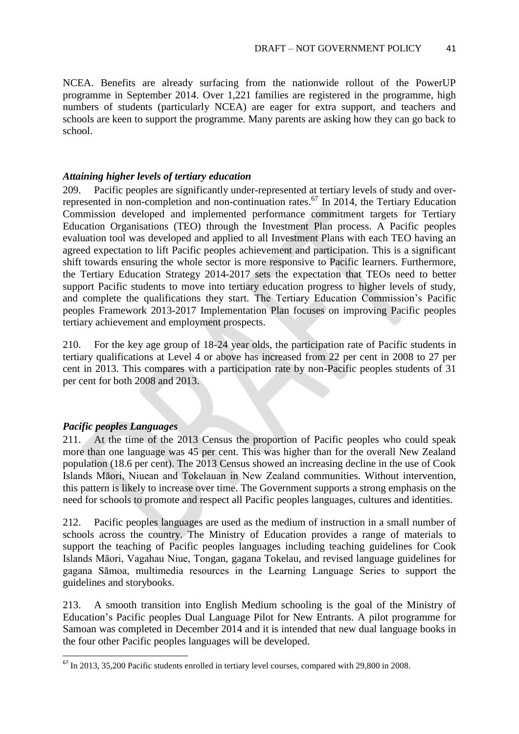NCEA. Benefits are already surfacing from the nationwide rollout of the PowerUP programme in September 2014. Over 1,221 families are registered in the programme, high numbers of students (particularly NCEA) are eager for extra support, and teachers and schools are keen to support the programme. Many parents are asking how they can go back to school.

### *Attaining higher levels of tertiary education*

209. Pacific peoples are significantly under-represented at tertiary levels of study and over-represented in non-completion and non-continuation rates.[67] In 2014, the Tertiary Education Commission developed and implemented performance commitment targets for Tertiary Education Organisations (TEO) through the Investment Plan process. A Pacific peoples evaluation tool was developed and applied to all Investment Plans with each TEO having an agreed expectation to lift Pacific peoples achievement and participation. This is a significant shift towards ensuring the whole sector is more responsive to Pacific learners. Furthermore, the Tertiary Education Strategy 2014-2017 sets the expectation that TEOs need to better support Pacific students to move into tertiary education progress to higher levels of study, and complete the qualifications they start. The Tertiary Education Commission's Pacific peoples Framework 2013-2017 Implementation Plan focuses on improving Pacific peoples tertiary achievement and employment prospects.

210. For the key age group of 18-24 year olds, the participation rate of Pacific students in tertiary qualifications at Level 4 or above has increased from 22 per cent in 2008 to 27 per cent in 2013. This compares with a participation rate by non-Pacific peoples students of 31 per cent for both 2008 and 2013.

### *Pacific peoples Languages*

211. At the time of the 2013 Census the proportion of Pacific peoples who could speak more than one language was 45 per cent. This was higher than for the overall New Zealand population (18.6 per cent). The 2013 Census showed an increasing decline in the use of Cook Islands Māori, Niuean and Tokelauan in New Zealand communities. Without intervention, this pattern is likely to increase over time. The Government supports a strong emphasis on the need for schools to promote and respect all Pacific peoples languages, cultures and identities.

212. Pacific peoples languages are used as the medium of instruction in a small number of schools across the country. The Ministry of Education provides a range of materials to support the teaching of Pacific peoples languages including teaching guidelines for Cook Islands Māori, Vagahau Niue, Tongan, gagana Tokelau, and revised language guidelines for gagana Sāmoa, multimedia resources in the Learning Language Series to support the guidelines and storybooks.

213. A smooth transition into English Medium schooling is the goal of the Ministry of Education's Pacific peoples Dual Language Pilot for New Entrants. A pilot programme for Samoan was completed in December 2014 and it is intended that new dual language books in the four other Pacific peoples languages will be developed.

---

[67] In 2013, 35,200 Pacific students enrolled in tertiary level courses, compared with 29,800 in 2008.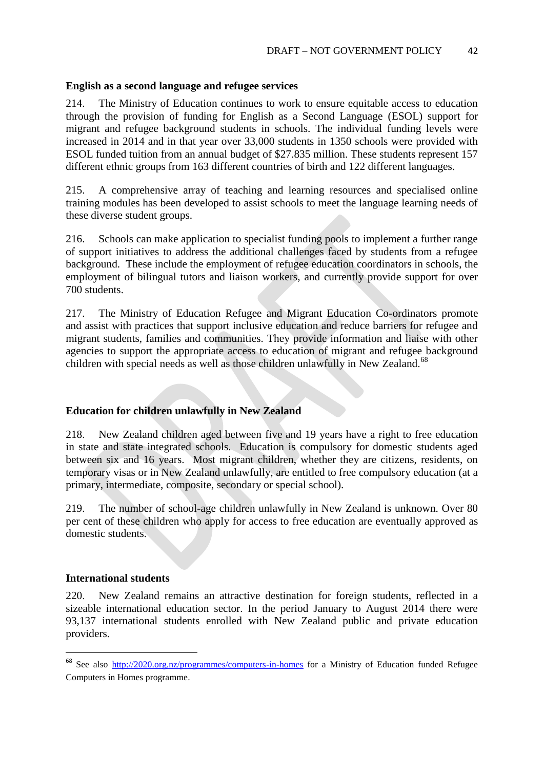### English as a second language and refugee services

214. The Ministry of Education continues to work to ensure equitable access to education through the provision of funding for English as a Second Language (ESOL) support for migrant and refugee background students in schools. The individual funding levels were increased in 2014 and in that year over 33,000 students in 1350 schools were provided with ESOL funded tuition from an annual budget of $27.835 million. These students represent 157 different ethnic groups from 163 different countries of birth and 122 different languages.

215. A comprehensive array of teaching and learning resources and specialised online training modules has been developed to assist schools to meet the language learning needs of these diverse student groups.

216. Schools can make application to specialist funding pools to implement a further range of support initiatives to address the additional challenges faced by students from a refugee background. These include the employment of refugee education coordinators in schools, the employment of bilingual tutors and liaison workers, and currently provide support for over 700 students.

217. The Ministry of Education Refugee and Migrant Education Co-ordinators promote and assist with practices that support inclusive education and reduce barriers for refugee and migrant students, families and communities. They provide information and liaise with other agencies to support the appropriate access to education of migrant and refugee background children with special needs as well as those children unlawfully in New Zealand.[68]

### Education for children unlawfully in New Zealand

218. New Zealand children aged between five and 19 years have a right to free education in state and state integrated schools. Education is compulsory for domestic students aged between six and 16 years. Most migrant children, whether they are citizens, residents, on temporary visas or in New Zealand unlawfully, are entitled to free compulsory education (at a primary, intermediate, composite, secondary or special school).

219. The number of school-age children unlawfully in New Zealand is unknown. Over 80 per cent of these children who apply for access to free education are eventually approved as domestic students.

### International students

220. New Zealand remains an attractive destination for foreign students, reflected in a sizeable international education sector. In the period January to August 2014 there were 93,137 international students enrolled with New Zealand public and private education providers.

---

[68] See also http://2020.org.nz/programmes/computers-in-homes for a Ministry of Education funded Refugee Computers in Homes programme.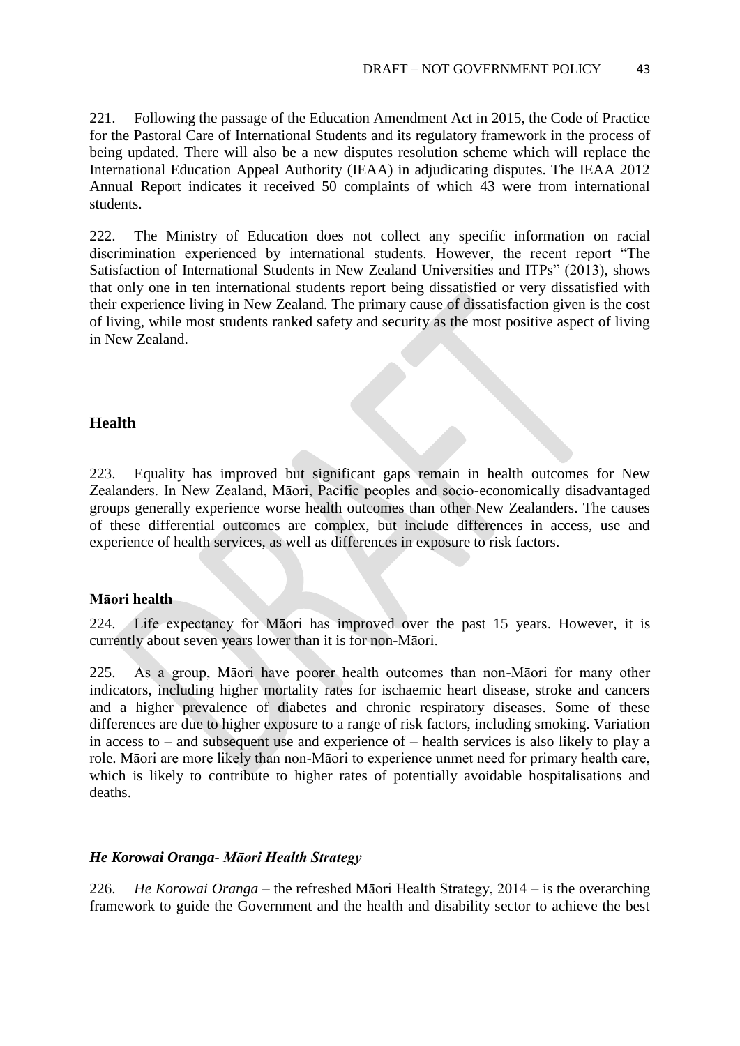221. Following the passage of the Education Amendment Act in 2015, the Code of Practice for the Pastoral Care of International Students and its regulatory framework in the process of being updated. There will also be a new disputes resolution scheme which will replace the International Education Appeal Authority (IEAA) in adjudicating disputes. The IEAA 2012 Annual Report indicates it received 50 complaints of which 43 were from international students.

222. The Ministry of Education does not collect any specific information on racial discrimination experienced by international students. However, the recent report "The Satisfaction of International Students in New Zealand Universities and ITPs" (2013), shows that only one in ten international students report being dissatisfied or very dissatisfied with their experience living in New Zealand. The primary cause of dissatisfaction given is the cost of living, while most students ranked safety and security as the most positive aspect of living in New Zealand.

## Health

223. Equality has improved but significant gaps remain in health outcomes for New Zealanders. In New Zealand, Māori, Pacific peoples and socio-economically disadvantaged groups generally experience worse health outcomes than other New Zealanders. The causes of these differential outcomes are complex, but include differences in access, use and experience of health services, as well as differences in exposure to risk factors.

### Māori health

224. Life expectancy for Māori has improved over the past 15 years. However, it is currently about seven years lower than it is for non-Māori.

225. As a group, Māori have poorer health outcomes than non-Māori for many other indicators, including higher mortality rates for ischaemic heart disease, stroke and cancers and a higher prevalence of diabetes and chronic respiratory diseases. Some of these differences are due to higher exposure to a range of risk factors, including smoking. Variation in access to – and subsequent use and experience of – health services is also likely to play a role. Māori are more likely than non-Māori to experience unmet need for primary health care, which is likely to contribute to higher rates of potentially avoidable hospitalisations and deaths.

#### *He Korowai Oranga- Māori Health Strategy*

226. *He Korowai Oranga* – the refreshed Māori Health Strategy, 2014 – is the overarching framework to guide the Government and the health and disability sector to achieve the best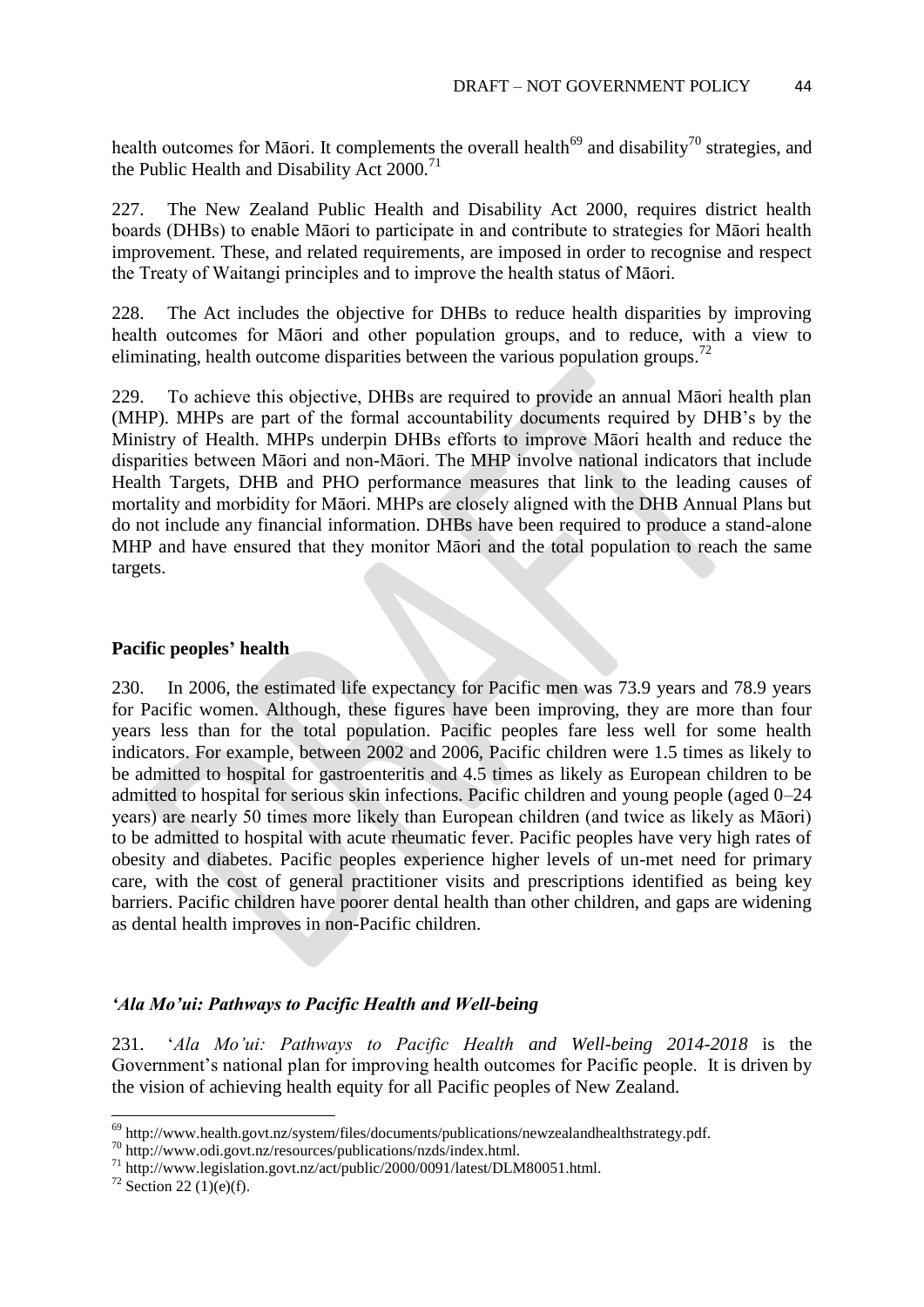health outcomes for Māori. It complements the overall health[69] and disability[70] strategies, and the Public Health and Disability Act 2000.[71]

227. The New Zealand Public Health and Disability Act 2000, requires district health boards (DHBs) to enable Māori to participate in and contribute to strategies for Māori health improvement. These, and related requirements, are imposed in order to recognise and respect the Treaty of Waitangi principles and to improve the health status of Māori.

228. The Act includes the objective for DHBs to reduce health disparities by improving health outcomes for Māori and other population groups, and to reduce, with a view to eliminating, health outcome disparities between the various population groups.[72]

229. To achieve this objective, DHBs are required to provide an annual Māori health plan (MHP). MHPs are part of the formal accountability documents required by DHB's by the Ministry of Health. MHPs underpin DHBs efforts to improve Māori health and reduce the disparities between Māori and non-Māori. The MHP involve national indicators that include Health Targets, DHB and PHO performance measures that link to the leading causes of mortality and morbidity for Māori. MHPs are closely aligned with the DHB Annual Plans but do not include any financial information. DHBs have been required to produce a stand-alone MHP and have ensured that they monitor Māori and the total population to reach the same targets.

**Pacific peoples' health**

230. In 2006, the estimated life expectancy for Pacific men was 73.9 years and 78.9 years for Pacific women. Although, these figures have been improving, they are more than four years less than for the total population. Pacific peoples fare less well for some health indicators. For example, between 2002 and 2006, Pacific children were 1.5 times as likely to be admitted to hospital for gastroenteritis and 4.5 times as likely as European children to be admitted to hospital for serious skin infections. Pacific children and young people (aged 0–24 years) are nearly 50 times more likely than European children (and twice as likely as Māori) to be admitted to hospital with acute rheumatic fever. Pacific peoples have very high rates of obesity and diabetes. Pacific peoples experience higher levels of un-met need for primary care, with the cost of general practitioner visits and prescriptions identified as being key barriers. Pacific children have poorer dental health than other children, and gaps are widening as dental health improves in non-Pacific children.

***'Ala Mo'ui: Pathways to Pacific Health and Well-being***

231. '*Ala Mo'ui: Pathways to Pacific Health and Well-being 2014-2018* is the Government's national plan for improving health outcomes for Pacific people. It is driven by the vision of achieving health equity for all Pacific peoples of New Zealand.

---

[69] http://www.health.govt.nz/system/files/documents/publications/newzealandhealthstrategy.pdf.
[70] http://www.odi.govt.nz/resources/publications/nzds/index.html.
[71] http://www.legislation.govt.nz/act/public/2000/0091/latest/DLM80051.html.
[72] Section 22 (1)(e)(f).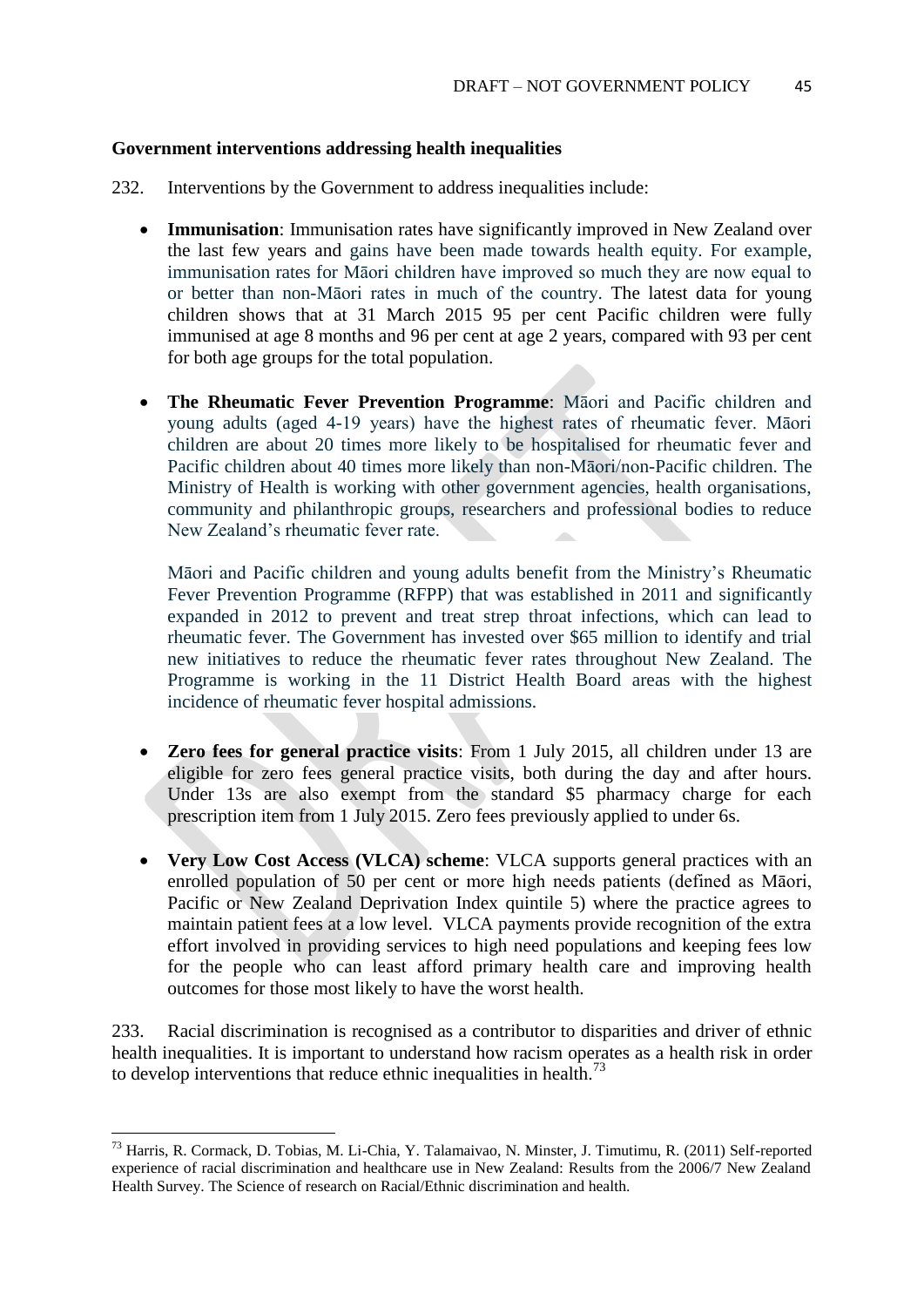**Government interventions addressing health inequalities**

232. Interventions by the Government to address inequalities include:

- **Immunisation**: Immunisation rates have significantly improved in New Zealand over the last few years and gains have been made towards health equity. For example, immunisation rates for Māori children have improved so much they are now equal to or better than non-Māori rates in much of the country. The latest data for young children shows that at 31 March 2015 95 per cent Pacific children were fully immunised at age 8 months and 96 per cent at age 2 years, compared with 93 per cent for both age groups for the total population.

- **The Rheumatic Fever Prevention Programme**: Māori and Pacific children and young adults (aged 4-19 years) have the highest rates of rheumatic fever. Māori children are about 20 times more likely to be hospitalised for rheumatic fever and Pacific children about 40 times more likely than non-Māori/non-Pacific children. The Ministry of Health is working with other government agencies, health organisations, community and philanthropic groups, researchers and professional bodies to reduce New Zealand's rheumatic fever rate.

  Māori and Pacific children and young adults benefit from the Ministry's Rheumatic Fever Prevention Programme (RFPP) that was established in 2011 and significantly expanded in 2012 to prevent and treat strep throat infections, which can lead to rheumatic fever. The Government has invested over $65 million to identify and trial new initiatives to reduce the rheumatic fever rates throughout New Zealand. The Programme is working in the 11 District Health Board areas with the highest incidence of rheumatic fever hospital admissions.

- **Zero fees for general practice visits**: From 1 July 2015, all children under 13 are eligible for zero fees general practice visits, both during the day and after hours. Under 13s are also exempt from the standard $5 pharmacy charge for each prescription item from 1 July 2015. Zero fees previously applied to under 6s.

- **Very Low Cost Access (VLCA) scheme**: VLCA supports general practices with an enrolled population of 50 per cent or more high needs patients (defined as Māori, Pacific or New Zealand Deprivation Index quintile 5) where the practice agrees to maintain patient fees at a low level. VLCA payments provide recognition of the extra effort involved in providing services to high need populations and keeping fees low for the people who can least afford primary health care and improving health outcomes for those most likely to have the worst health.

233. Racial discrimination is recognised as a contributor to disparities and driver of ethnic health inequalities. It is important to understand how racism operates as a health risk in order to develop interventions that reduce ethnic inequalities in health.[73]

[73] Harris, R. Cormack, D. Tobias, M. Li-Chia, Y. Talamaivao, N. Minster, J. Timutimu, R. (2011) Self-reported experience of racial discrimination and healthcare use in New Zealand: Results from the 2006/7 New Zealand Health Survey. The Science of research on Racial/Ethnic discrimination and health.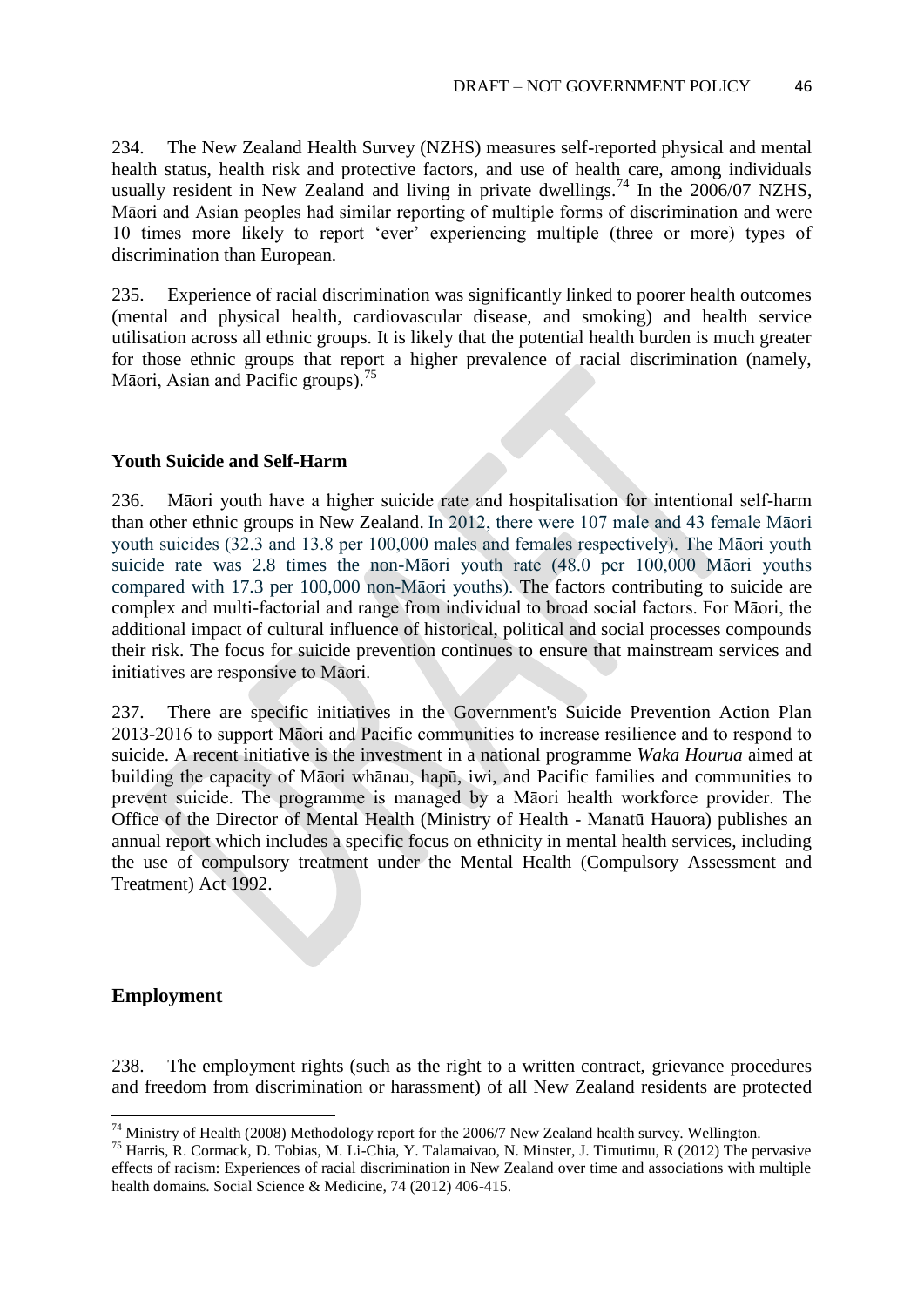234. The New Zealand Health Survey (NZHS) measures self-reported physical and mental health status, health risk and protective factors, and use of health care, among individuals usually resident in New Zealand and living in private dwellings.[74] In the 2006/07 NZHS, Māori and Asian peoples had similar reporting of multiple forms of discrimination and were 10 times more likely to report 'ever' experiencing multiple (three or more) types of discrimination than European.

235. Experience of racial discrimination was significantly linked to poorer health outcomes (mental and physical health, cardiovascular disease, and smoking) and health service utilisation across all ethnic groups. It is likely that the potential health burden is much greater for those ethnic groups that report a higher prevalence of racial discrimination (namely, Māori, Asian and Pacific groups).[75]

**Youth Suicide and Self-Harm**

236. Māori youth have a higher suicide rate and hospitalisation for intentional self-harm than other ethnic groups in New Zealand. In 2012, there were 107 male and 43 female Māori youth suicides (32.3 and 13.8 per 100,000 males and females respectively). The Māori youth suicide rate was 2.8 times the non-Māori youth rate (48.0 per 100,000 Māori youths compared with 17.3 per 100,000 non-Māori youths). The factors contributing to suicide are complex and multi-factorial and range from individual to broad social factors. For Māori, the additional impact of cultural influence of historical, political and social processes compounds their risk. The focus for suicide prevention continues to ensure that mainstream services and initiatives are responsive to Māori.

237. There are specific initiatives in the Government's Suicide Prevention Action Plan 2013-2016 to support Māori and Pacific communities to increase resilience and to respond to suicide. A recent initiative is the investment in a national programme *Waka Hourua* aimed at building the capacity of Māori whānau, hapū, iwi, and Pacific families and communities to prevent suicide. The programme is managed by a Māori health workforce provider. The Office of the Director of Mental Health (Ministry of Health - Manatū Hauora) publishes an annual report which includes a specific focus on ethnicity in mental health services, including the use of compulsory treatment under the Mental Health (Compulsory Assessment and Treatment) Act 1992.

## Employment

238. The employment rights (such as the right to a written contract, grievance procedures and freedom from discrimination or harassment) of all New Zealand residents are protected

---

[74] Ministry of Health (2008) Methodology report for the 2006/7 New Zealand health survey. Wellington.

[75] Harris, R. Cormack, D. Tobias, M. Li-Chia, Y. Talamaivao, N. Minster, J. Timutimu, R (2012) The pervasive effects of racism: Experiences of racial discrimination in New Zealand over time and associations with multiple health domains. Social Science & Medicine, 74 (2012) 406-415.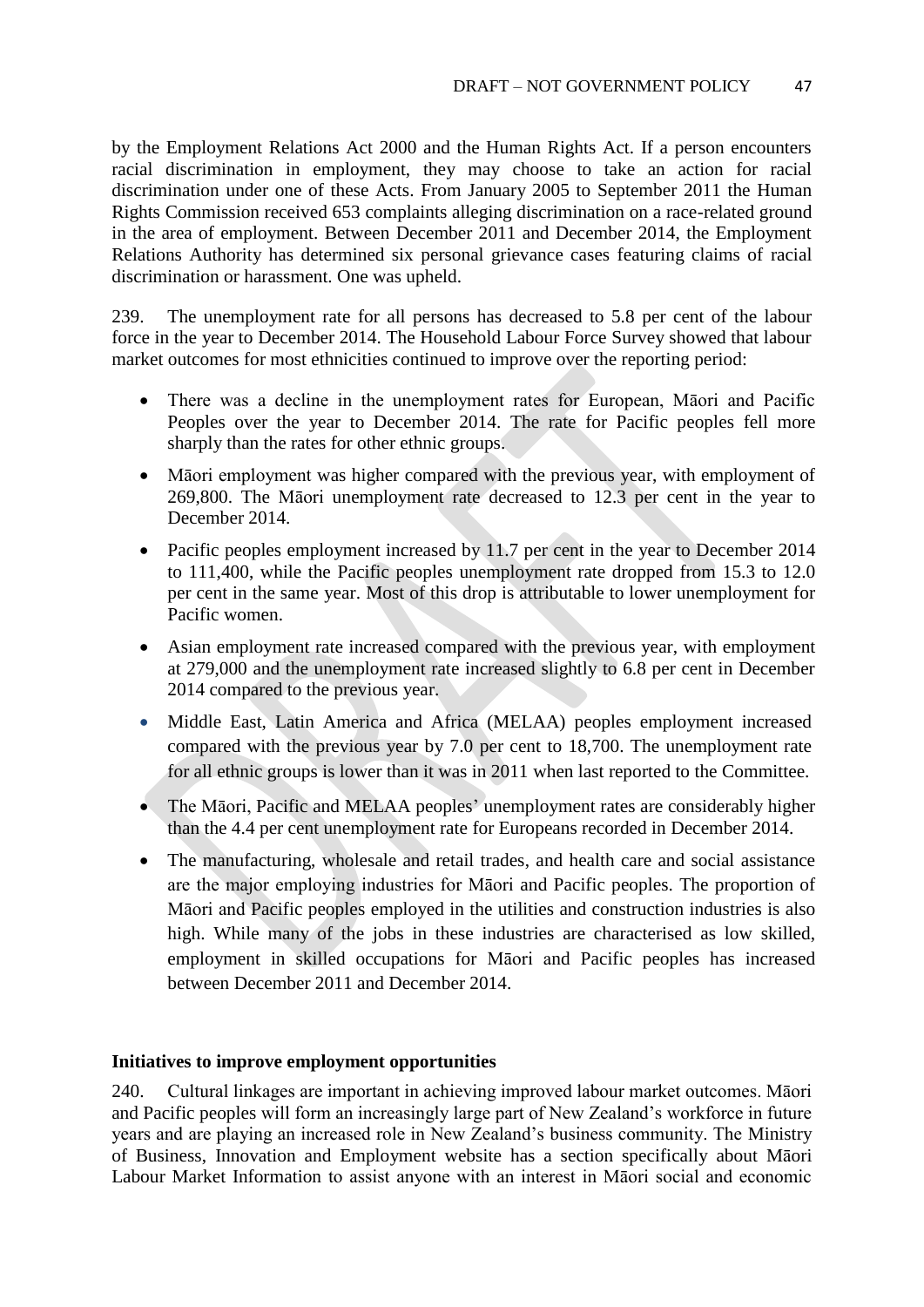by the Employment Relations Act 2000 and the Human Rights Act. If a person encounters racial discrimination in employment, they may choose to take an action for racial discrimination under one of these Acts. From January 2005 to September 2011 the Human Rights Commission received 653 complaints alleging discrimination on a race-related ground in the area of employment. Between December 2011 and December 2014, the Employment Relations Authority has determined six personal grievance cases featuring claims of racial discrimination or harassment. One was upheld.

239. The unemployment rate for all persons has decreased to 5.8 per cent of the labour force in the year to December 2014. The Household Labour Force Survey showed that labour market outcomes for most ethnicities continued to improve over the reporting period:

- There was a decline in the unemployment rates for European, Māori and Pacific Peoples over the year to December 2014. The rate for Pacific peoples fell more sharply than the rates for other ethnic groups.
- Māori employment was higher compared with the previous year, with employment of 269,800. The Māori unemployment rate decreased to 12.3 per cent in the year to December 2014.
- Pacific peoples employment increased by 11.7 per cent in the year to December 2014 to 111,400, while the Pacific peoples unemployment rate dropped from 15.3 to 12.0 per cent in the same year. Most of this drop is attributable to lower unemployment for Pacific women.
- Asian employment rate increased compared with the previous year, with employment at 279,000 and the unemployment rate increased slightly to 6.8 per cent in December 2014 compared to the previous year.
- Middle East, Latin America and Africa (MELAA) peoples employment increased compared with the previous year by 7.0 per cent to 18,700. The unemployment rate for all ethnic groups is lower than it was in 2011 when last reported to the Committee.
- The Māori, Pacific and MELAA peoples' unemployment rates are considerably higher than the 4.4 per cent unemployment rate for Europeans recorded in December 2014.
- The manufacturing, wholesale and retail trades, and health care and social assistance are the major employing industries for Māori and Pacific peoples. The proportion of Māori and Pacific peoples employed in the utilities and construction industries is also high. While many of the jobs in these industries are characterised as low skilled, employment in skilled occupations for Māori and Pacific peoples has increased between December 2011 and December 2014.

**Initiatives to improve employment opportunities**

240. Cultural linkages are important in achieving improved labour market outcomes. Māori and Pacific peoples will form an increasingly large part of New Zealand's workforce in future years and are playing an increased role in New Zealand's business community. The Ministry of Business, Innovation and Employment website has a section specifically about Māori Labour Market Information to assist anyone with an interest in Māori social and economic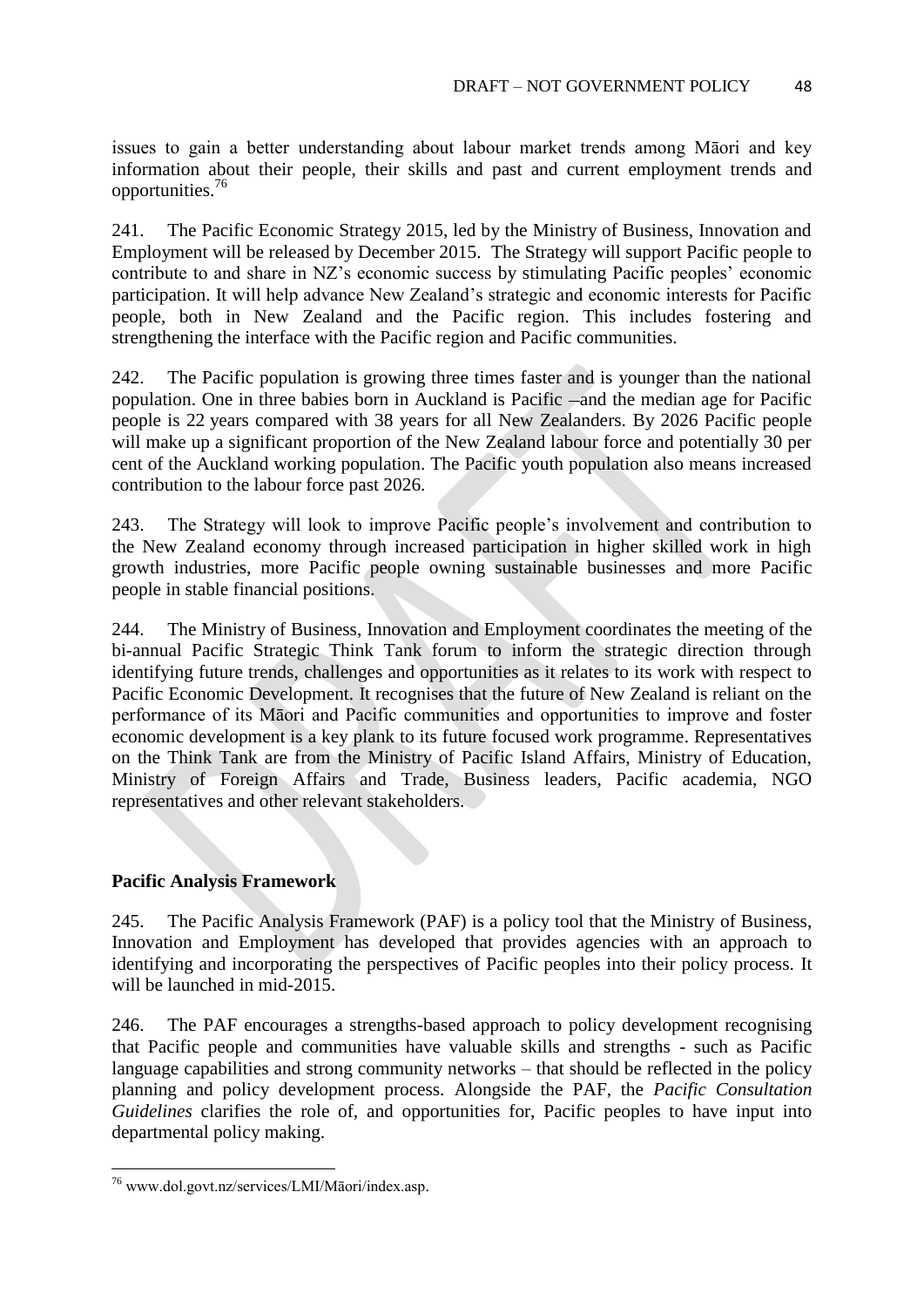issues to gain a better understanding about labour market trends among Māori and key information about their people, their skills and past and current employment trends and opportunities.[76]

241. The Pacific Economic Strategy 2015, led by the Ministry of Business, Innovation and Employment will be released by December 2015. The Strategy will support Pacific people to contribute to and share in NZ's economic success by stimulating Pacific peoples' economic participation. It will help advance New Zealand's strategic and economic interests for Pacific people, both in New Zealand and the Pacific region. This includes fostering and strengthening the interface with the Pacific region and Pacific communities.

242. The Pacific population is growing three times faster and is younger than the national population. One in three babies born in Auckland is Pacific –and the median age for Pacific people is 22 years compared with 38 years for all New Zealanders. By 2026 Pacific people will make up a significant proportion of the New Zealand labour force and potentially 30 per cent of the Auckland working population. The Pacific youth population also means increased contribution to the labour force past 2026.

243. The Strategy will look to improve Pacific people's involvement and contribution to the New Zealand economy through increased participation in higher skilled work in high growth industries, more Pacific people owning sustainable businesses and more Pacific people in stable financial positions.

244. The Ministry of Business, Innovation and Employment coordinates the meeting of the bi-annual Pacific Strategic Think Tank forum to inform the strategic direction through identifying future trends, challenges and opportunities as it relates to its work with respect to Pacific Economic Development. It recognises that the future of New Zealand is reliant on the performance of its Māori and Pacific communities and opportunities to improve and foster economic development is a key plank to its future focused work programme. Representatives on the Think Tank are from the Ministry of Pacific Island Affairs, Ministry of Education, Ministry of Foreign Affairs and Trade, Business leaders, Pacific academia, NGO representatives and other relevant stakeholders.

**Pacific Analysis Framework**

245. The Pacific Analysis Framework (PAF) is a policy tool that the Ministry of Business, Innovation and Employment has developed that provides agencies with an approach to identifying and incorporating the perspectives of Pacific peoples into their policy process. It will be launched in mid-2015.

246. The PAF encourages a strengths-based approach to policy development recognising that Pacific people and communities have valuable skills and strengths - such as Pacific language capabilities and strong community networks – that should be reflected in the policy planning and policy development process. Alongside the PAF, the *Pacific Consultation Guidelines* clarifies the role of, and opportunities for, Pacific peoples to have input into departmental policy making.

[76] www.dol.govt.nz/services/LMI/Māori/index.asp.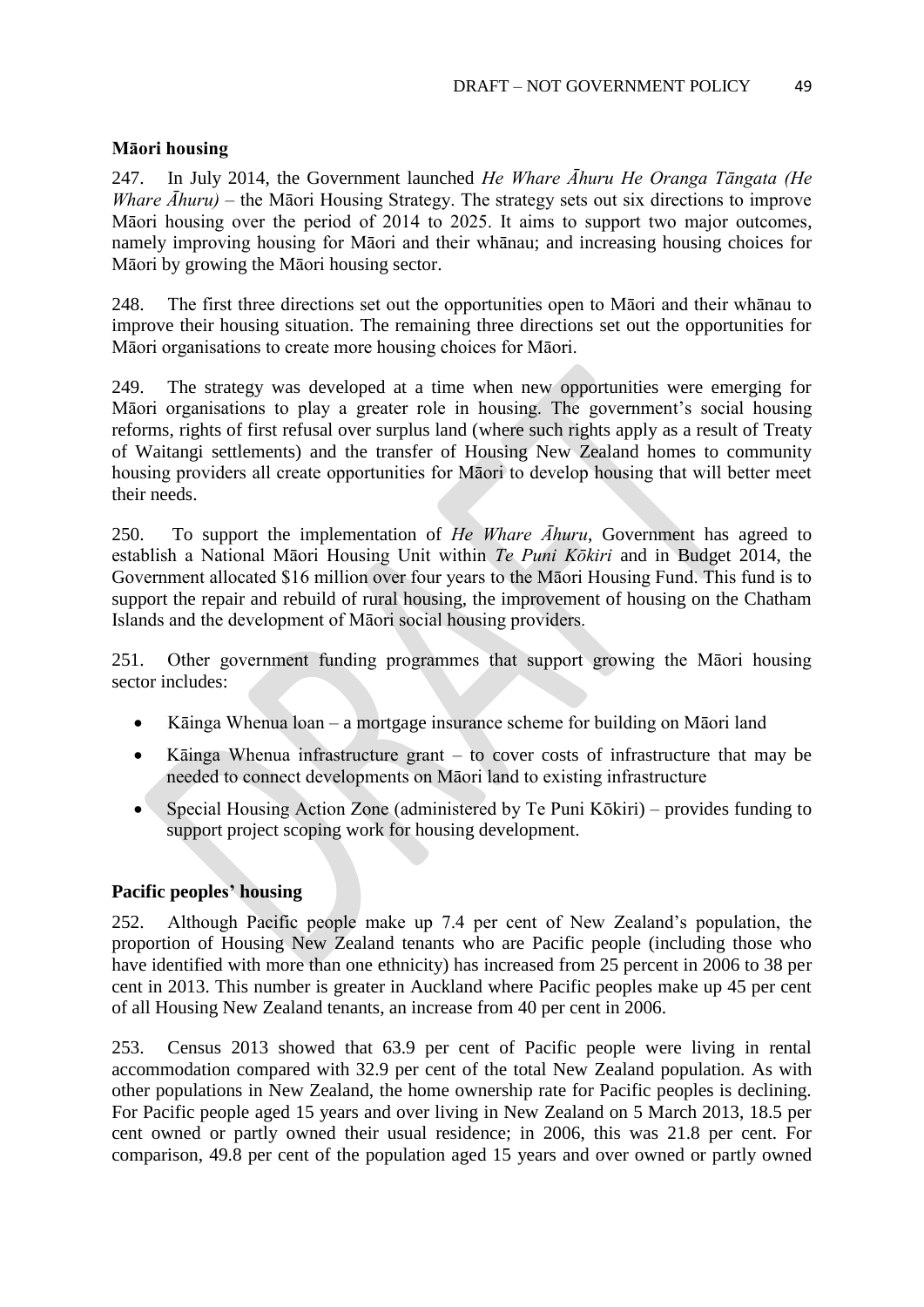### Māori housing

247. In July 2014, the Government launched *He Whare Āhuru He Oranga Tāngata (He Whare Āhuru)* – the Māori Housing Strategy. The strategy sets out six directions to improve Māori housing over the period of 2014 to 2025. It aims to support two major outcomes, namely improving housing for Māori and their whānau; and increasing housing choices for Māori by growing the Māori housing sector.

248. The first three directions set out the opportunities open to Māori and their whānau to improve their housing situation. The remaining three directions set out the opportunities for Māori organisations to create more housing choices for Māori.

249. The strategy was developed at a time when new opportunities were emerging for Māori organisations to play a greater role in housing. The government's social housing reforms, rights of first refusal over surplus land (where such rights apply as a result of Treaty of Waitangi settlements) and the transfer of Housing New Zealand homes to community housing providers all create opportunities for Māori to develop housing that will better meet their needs.

250. To support the implementation of *He Whare Āhuru*, Government has agreed to establish a National Māori Housing Unit within *Te Puni Kōkiri* and in Budget 2014, the Government allocated $16 million over four years to the Māori Housing Fund. This fund is to support the repair and rebuild of rural housing, the improvement of housing on the Chatham Islands and the development of Māori social housing providers.

251. Other government funding programmes that support growing the Māori housing sector includes:

- Kāinga Whenua loan – a mortgage insurance scheme for building on Māori land
- Kāinga Whenua infrastructure grant – to cover costs of infrastructure that may be needed to connect developments on Māori land to existing infrastructure
- Special Housing Action Zone (administered by Te Puni Kōkiri) – provides funding to support project scoping work for housing development.

### Pacific peoples' housing

252. Although Pacific people make up 7.4 per cent of New Zealand's population, the proportion of Housing New Zealand tenants who are Pacific people (including those who have identified with more than one ethnicity) has increased from 25 percent in 2006 to 38 per cent in 2013. This number is greater in Auckland where Pacific peoples make up 45 per cent of all Housing New Zealand tenants, an increase from 40 per cent in 2006.

253. Census 2013 showed that 63.9 per cent of Pacific people were living in rental accommodation compared with 32.9 per cent of the total New Zealand population. As with other populations in New Zealand, the home ownership rate for Pacific peoples is declining. For Pacific people aged 15 years and over living in New Zealand on 5 March 2013, 18.5 per cent owned or partly owned their usual residence; in 2006, this was 21.8 per cent. For comparison, 49.8 per cent of the population aged 15 years and over owned or partly owned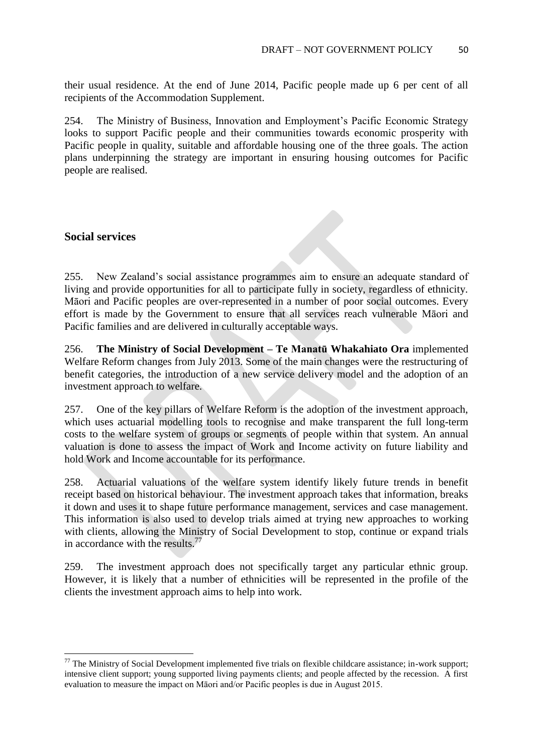their usual residence. At the end of June 2014, Pacific people made up 6 per cent of all recipients of the Accommodation Supplement.

254. The Ministry of Business, Innovation and Employment's Pacific Economic Strategy looks to support Pacific people and their communities towards economic prosperity with Pacific people in quality, suitable and affordable housing one of the three goals. The action plans underpinning the strategy are important in ensuring housing outcomes for Pacific people are realised.

## Social services

255. New Zealand's social assistance programmes aim to ensure an adequate standard of living and provide opportunities for all to participate fully in society, regardless of ethnicity. Māori and Pacific peoples are over-represented in a number of poor social outcomes. Every effort is made by the Government to ensure that all services reach vulnerable Māori and Pacific families and are delivered in culturally acceptable ways.

256. **The Ministry of Social Development – Te Manatū Whakahiato Ora** implemented Welfare Reform changes from July 2013. Some of the main changes were the restructuring of benefit categories, the introduction of a new service delivery model and the adoption of an investment approach to welfare.

257. One of the key pillars of Welfare Reform is the adoption of the investment approach, which uses actuarial modelling tools to recognise and make transparent the full long-term costs to the welfare system of groups or segments of people within that system. An annual valuation is done to assess the impact of Work and Income activity on future liability and hold Work and Income accountable for its performance.

258. Actuarial valuations of the welfare system identify likely future trends in benefit receipt based on historical behaviour. The investment approach takes that information, breaks it down and uses it to shape future performance management, services and case management. This information is also used to develop trials aimed at trying new approaches to working with clients, allowing the Ministry of Social Development to stop, continue or expand trials in accordance with the results.[77]

259. The investment approach does not specifically target any particular ethnic group. However, it is likely that a number of ethnicities will be represented in the profile of the clients the investment approach aims to help into work.

[77] The Ministry of Social Development implemented five trials on flexible childcare assistance; in-work support; intensive client support; young supported living payments clients; and people affected by the recession. A first evaluation to measure the impact on Māori and/or Pacific peoples is due in August 2015.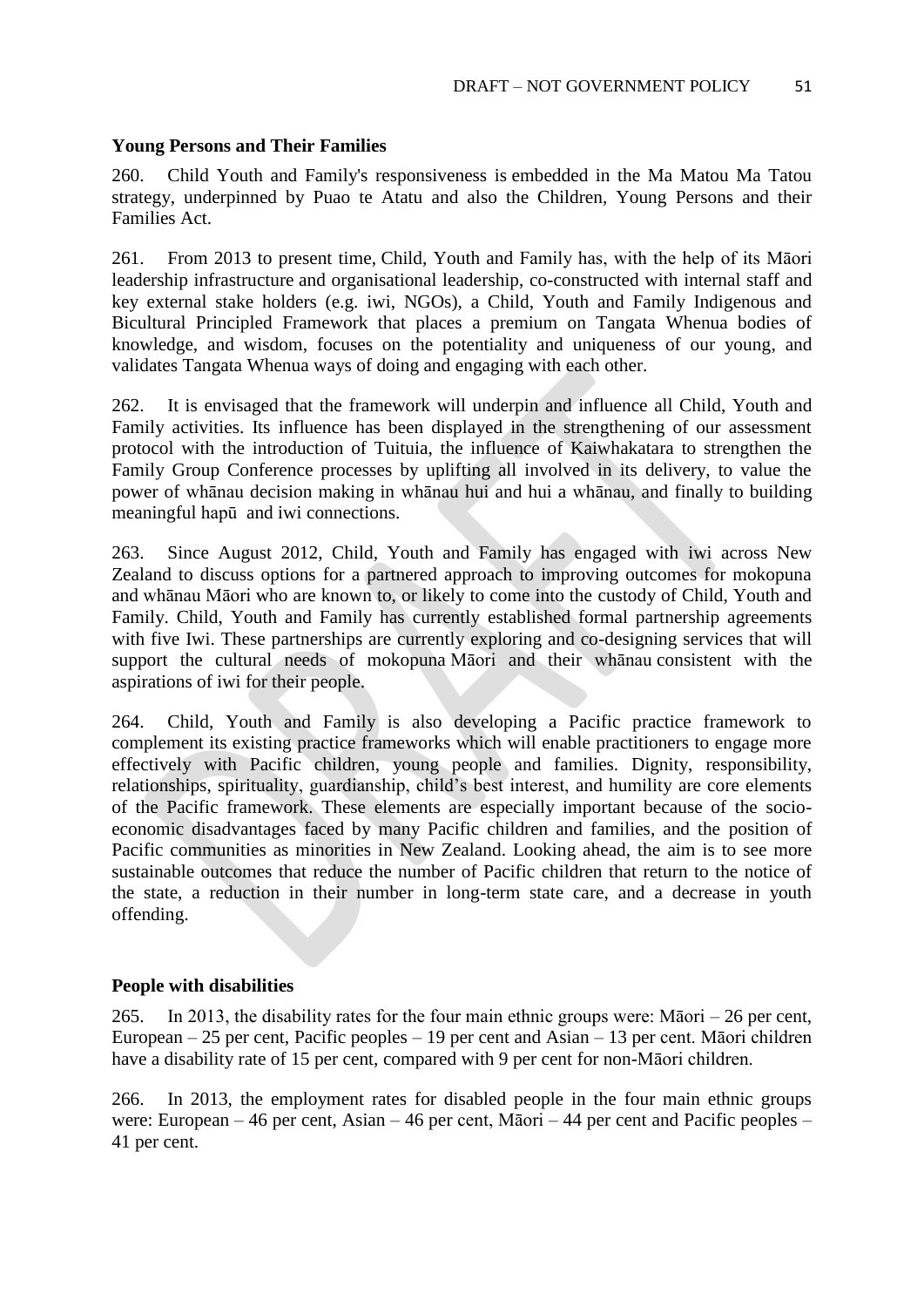### Young Persons and Their Families

260. Child Youth and Family's responsiveness is embedded in the Ma Matou Ma Tatou strategy, underpinned by Puao te Atatu and also the Children, Young Persons and their Families Act.

261. From 2013 to present time, Child, Youth and Family has, with the help of its Māori leadership infrastructure and organisational leadership, co-constructed with internal staff and key external stake holders (e.g. iwi, NGOs), a Child, Youth and Family Indigenous and Bicultural Principled Framework that places a premium on Tangata Whenua bodies of knowledge, and wisdom, focuses on the potentiality and uniqueness of our young, and validates Tangata Whenua ways of doing and engaging with each other.

262. It is envisaged that the framework will underpin and influence all Child, Youth and Family activities. Its influence has been displayed in the strengthening of our assessment protocol with the introduction of Tuituia, the influence of Kaiwhakatara to strengthen the Family Group Conference processes by uplifting all involved in its delivery, to value the power of whānau decision making in whānau hui and hui a whānau, and finally to building meaningful hapū and iwi connections.

263. Since August 2012, Child, Youth and Family has engaged with iwi across New Zealand to discuss options for a partnered approach to improving outcomes for mokopuna and whānau Māori who are known to, or likely to come into the custody of Child, Youth and Family. Child, Youth and Family has currently established formal partnership agreements with five Iwi. These partnerships are currently exploring and co-designing services that will support the cultural needs of mokopuna Māori and their whānau consistent with the aspirations of iwi for their people.

264. Child, Youth and Family is also developing a Pacific practice framework to complement its existing practice frameworks which will enable practitioners to engage more effectively with Pacific children, young people and families. Dignity, responsibility, relationships, spirituality, guardianship, child's best interest, and humility are core elements of the Pacific framework. These elements are especially important because of the socio-economic disadvantages faced by many Pacific children and families, and the position of Pacific communities as minorities in New Zealand. Looking ahead, the aim is to see more sustainable outcomes that reduce the number of Pacific children that return to the notice of the state, a reduction in their number in long-term state care, and a decrease in youth offending.

### People with disabilities

265. In 2013, the disability rates for the four main ethnic groups were: Māori – 26 per cent, European – 25 per cent, Pacific peoples – 19 per cent and Asian – 13 per cent. Māori children have a disability rate of 15 per cent, compared with 9 per cent for non-Māori children.

266. In 2013, the employment rates for disabled people in the four main ethnic groups were: European – 46 per cent, Asian – 46 per cent, Māori – 44 per cent and Pacific peoples – 41 per cent.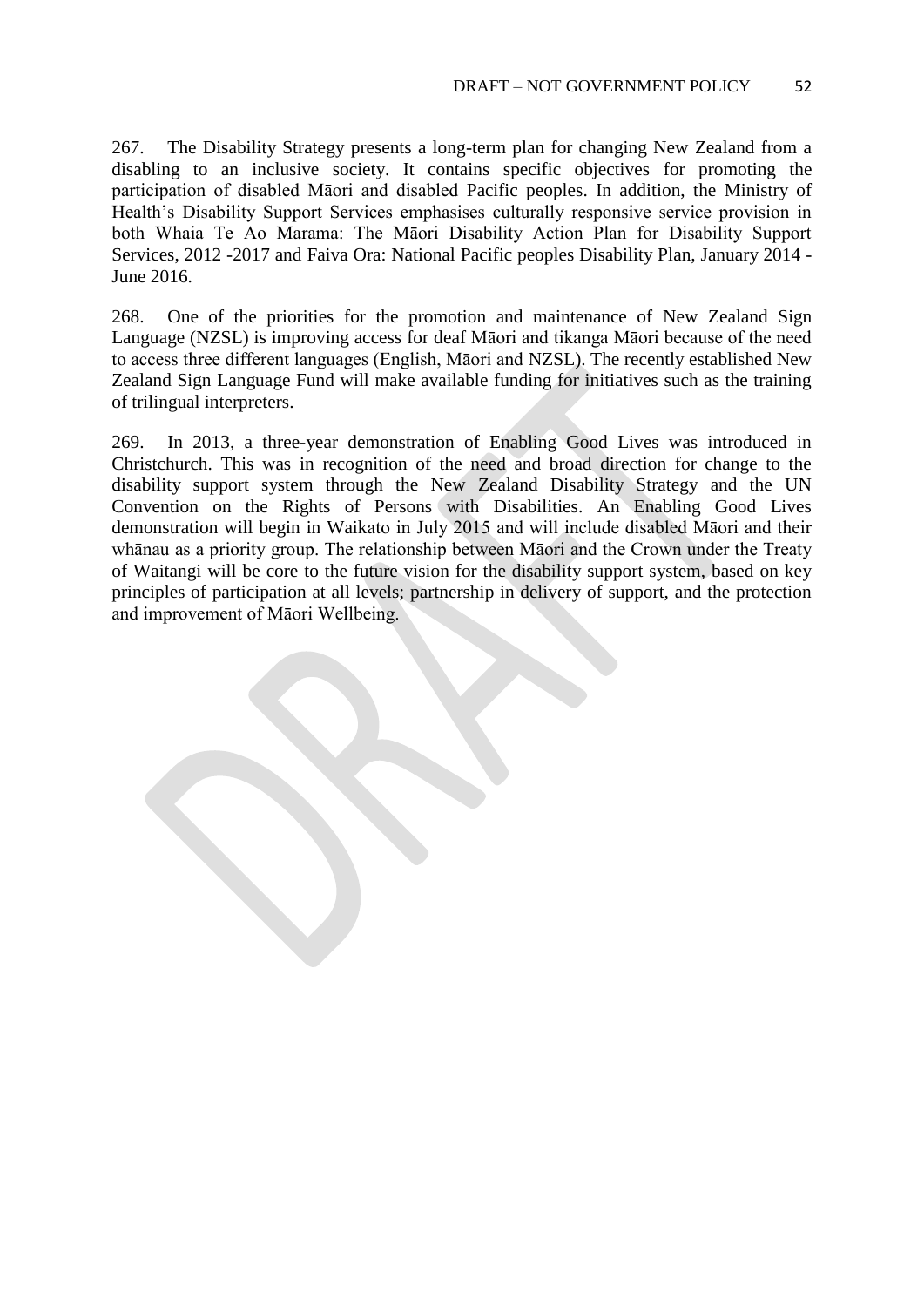267. The Disability Strategy presents a long-term plan for changing New Zealand from a disabling to an inclusive society. It contains specific objectives for promoting the participation of disabled Māori and disabled Pacific peoples. In addition, the Ministry of Health's Disability Support Services emphasises culturally responsive service provision in both Whaia Te Ao Marama: The Māori Disability Action Plan for Disability Support Services, 2012 -2017 and Faiva Ora: National Pacific peoples Disability Plan, January 2014 - June 2016.

268. One of the priorities for the promotion and maintenance of New Zealand Sign Language (NZSL) is improving access for deaf Māori and tikanga Māori because of the need to access three different languages (English, Māori and NZSL). The recently established New Zealand Sign Language Fund will make available funding for initiatives such as the training of trilingual interpreters.

269. In 2013, a three-year demonstration of Enabling Good Lives was introduced in Christchurch. This was in recognition of the need and broad direction for change to the disability support system through the New Zealand Disability Strategy and the UN Convention on the Rights of Persons with Disabilities. An Enabling Good Lives demonstration will begin in Waikato in July 2015 and will include disabled Māori and their whānau as a priority group. The relationship between Māori and the Crown under the Treaty of Waitangi will be core to the future vision for the disability support system, based on key principles of participation at all levels; partnership in delivery of support, and the protection and improvement of Māori Wellbeing.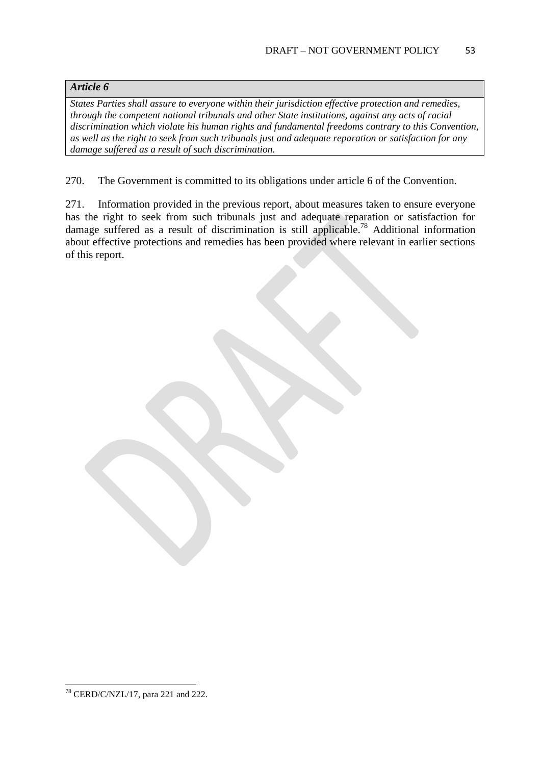***Article 6***

*States Parties shall assure to everyone within their jurisdiction effective protection and remedies, through the competent national tribunals and other State institutions, against any acts of racial discrimination which violate his human rights and fundamental freedoms contrary to this Convention, as well as the right to seek from such tribunals just and adequate reparation or satisfaction for any damage suffered as a result of such discrimination.*

270. The Government is committed to its obligations under article 6 of the Convention.

271. Information provided in the previous report, about measures taken to ensure everyone has the right to seek from such tribunals just and adequate reparation or satisfaction for damage suffered as a result of discrimination is still applicable.[78] Additional information about effective protections and remedies has been provided where relevant in earlier sections of this report.

[78] CERD/C/NZL/17, para 221 and 222.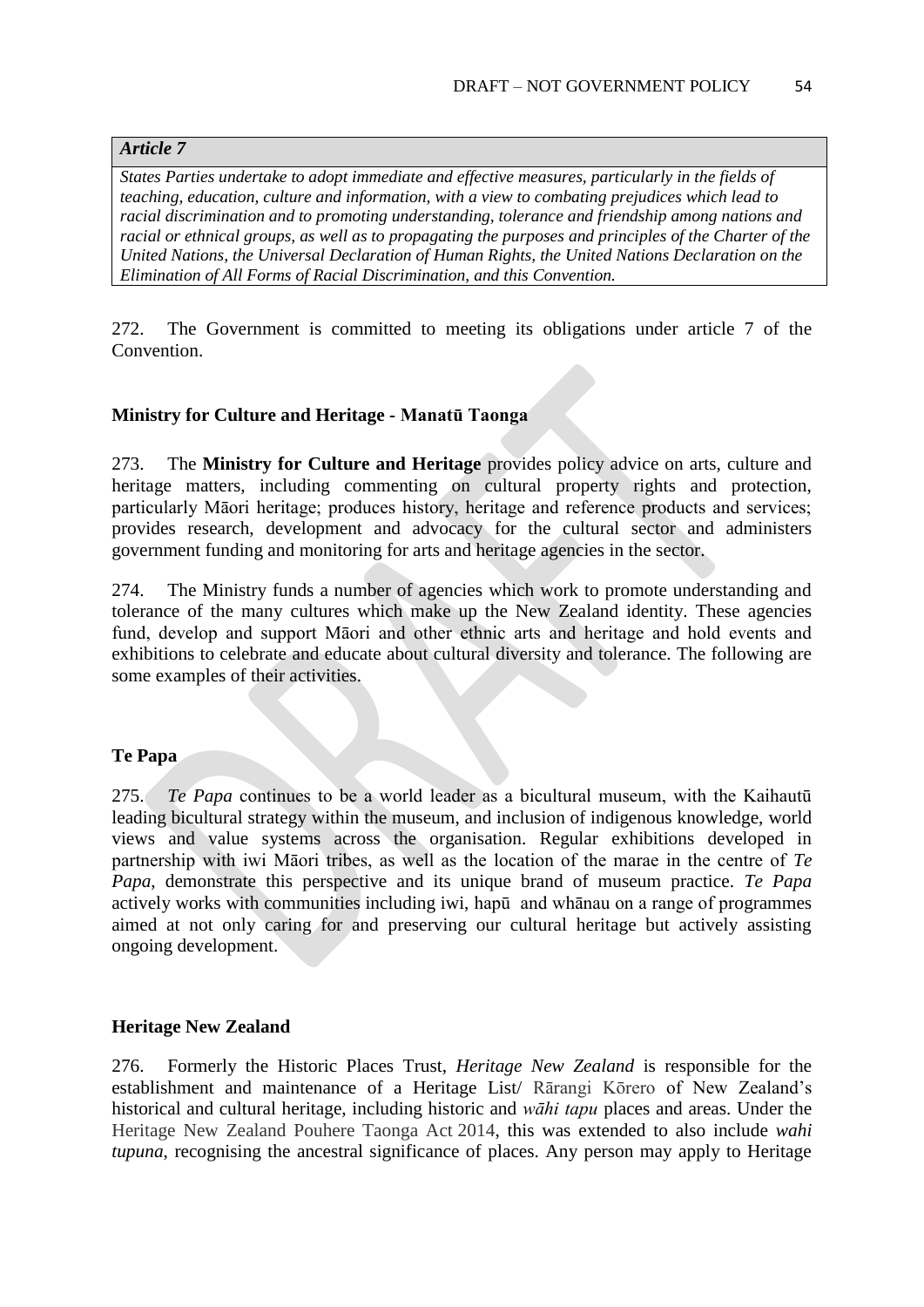*Article 7*

*States Parties undertake to adopt immediate and effective measures, particularly in the fields of teaching, education, culture and information, with a view to combating prejudices which lead to racial discrimination and to promoting understanding, tolerance and friendship among nations and racial or ethnical groups, as well as to propagating the purposes and principles of the Charter of the United Nations, the Universal Declaration of Human Rights, the United Nations Declaration on the Elimination of All Forms of Racial Discrimination, and this Convention.*

272. The Government is committed to meeting its obligations under article 7 of the Convention.

**Ministry for Culture and Heritage - Manatū Taonga**

273. The **Ministry for Culture and Heritage** provides policy advice on arts, culture and heritage matters, including commenting on cultural property rights and protection, particularly Māori heritage; produces history, heritage and reference products and services; provides research, development and advocacy for the cultural sector and administers government funding and monitoring for arts and heritage agencies in the sector.

274. The Ministry funds a number of agencies which work to promote understanding and tolerance of the many cultures which make up the New Zealand identity. These agencies fund, develop and support Māori and other ethnic arts and heritage and hold events and exhibitions to celebrate and educate about cultural diversity and tolerance. The following are some examples of their activities.

**Te Papa**

275. *Te Papa* continues to be a world leader as a bicultural museum, with the Kaihautū leading bicultural strategy within the museum, and inclusion of indigenous knowledge, world views and value systems across the organisation. Regular exhibitions developed in partnership with iwi Māori tribes, as well as the location of the marae in the centre of *Te Papa*, demonstrate this perspective and its unique brand of museum practice. *Te Papa* actively works with communities including iwi, hapū and whānau on a range of programmes aimed at not only caring for and preserving our cultural heritage but actively assisting ongoing development.

**Heritage New Zealand**

276. Formerly the Historic Places Trust, *Heritage New Zealand* is responsible for the establishment and maintenance of a Heritage List/ Rārangi Kōrero of New Zealand's historical and cultural heritage, including historic and *wāhi tapu* places and areas. Under the Heritage New Zealand Pouhere Taonga Act 2014, this was extended to also include *wahi tupuna*, recognising the ancestral significance of places. Any person may apply to Heritage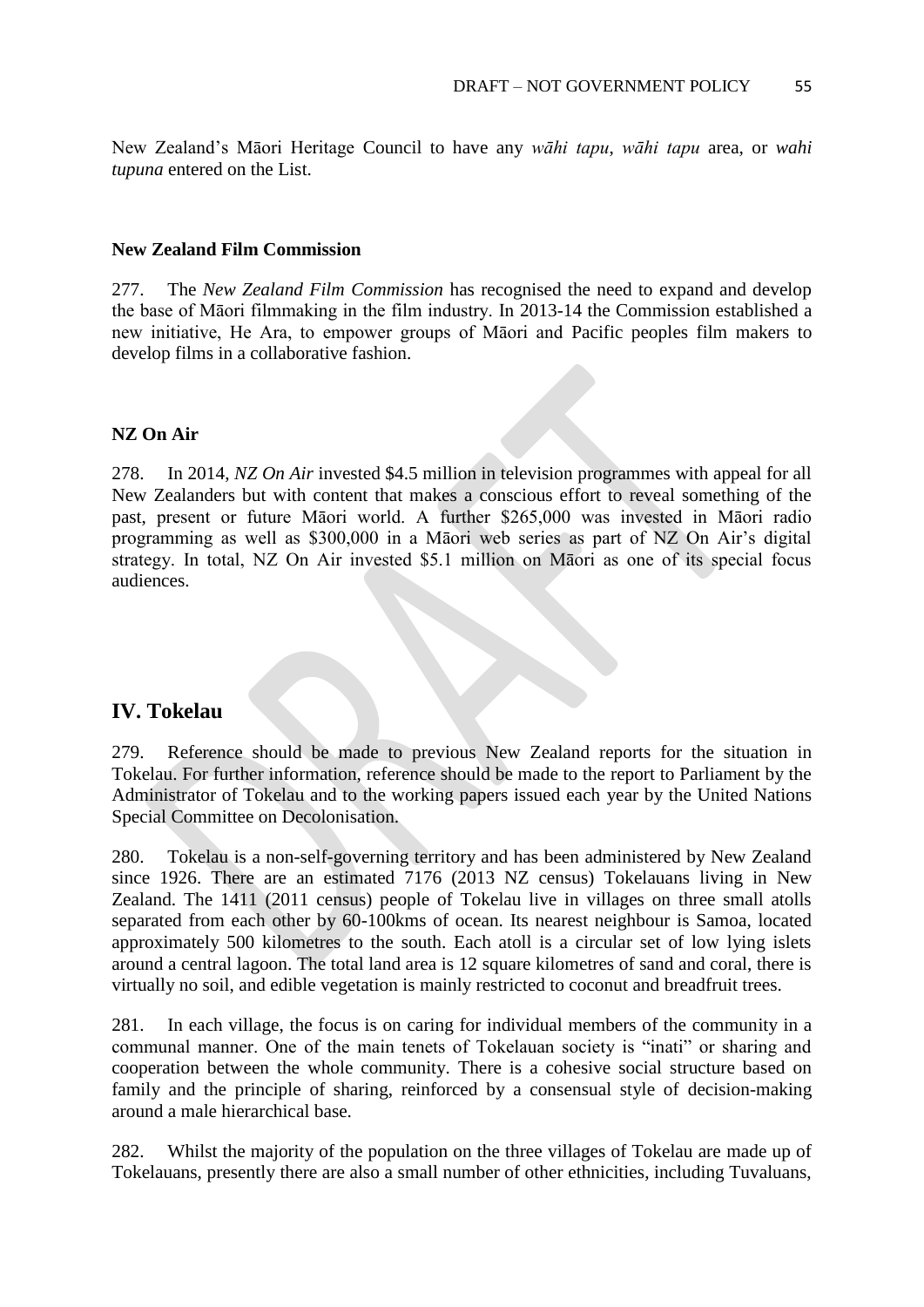New Zealand's Māori Heritage Council to have any *wāhi tapu*, *wāhi tapu* area, or *wahi tupuna* entered on the List.

**New Zealand Film Commission**

277. The *New Zealand Film Commission* has recognised the need to expand and develop the base of Māori filmmaking in the film industry. In 2013-14 the Commission established a new initiative, He Ara, to empower groups of Māori and Pacific peoples film makers to develop films in a collaborative fashion.

**NZ On Air**

278. In 2014, *NZ On Air* invested $4.5 million in television programmes with appeal for all New Zealanders but with content that makes a conscious effort to reveal something of the past, present or future Māori world. A further $265,000 was invested in Māori radio programming as well as $300,000 in a Māori web series as part of NZ On Air's digital strategy. In total, NZ On Air invested $5.1 million on Māori as one of its special focus audiences.

## IV. Tokelau

279. Reference should be made to previous New Zealand reports for the situation in Tokelau. For further information, reference should be made to the report to Parliament by the Administrator of Tokelau and to the working papers issued each year by the United Nations Special Committee on Decolonisation.

280. Tokelau is a non-self-governing territory and has been administered by New Zealand since 1926. There are an estimated 7176 (2013 NZ census) Tokelauans living in New Zealand. The 1411 (2011 census) people of Tokelau live in villages on three small atolls separated from each other by 60-100kms of ocean. Its nearest neighbour is Samoa, located approximately 500 kilometres to the south. Each atoll is a circular set of low lying islets around a central lagoon. The total land area is 12 square kilometres of sand and coral, there is virtually no soil, and edible vegetation is mainly restricted to coconut and breadfruit trees.

281. In each village, the focus is on caring for individual members of the community in a communal manner. One of the main tenets of Tokelauan society is "inati" or sharing and cooperation between the whole community. There is a cohesive social structure based on family and the principle of sharing, reinforced by a consensual style of decision-making around a male hierarchical base.

282. Whilst the majority of the population on the three villages of Tokelau are made up of Tokelauans, presently there are also a small number of other ethnicities, including Tuvaluans,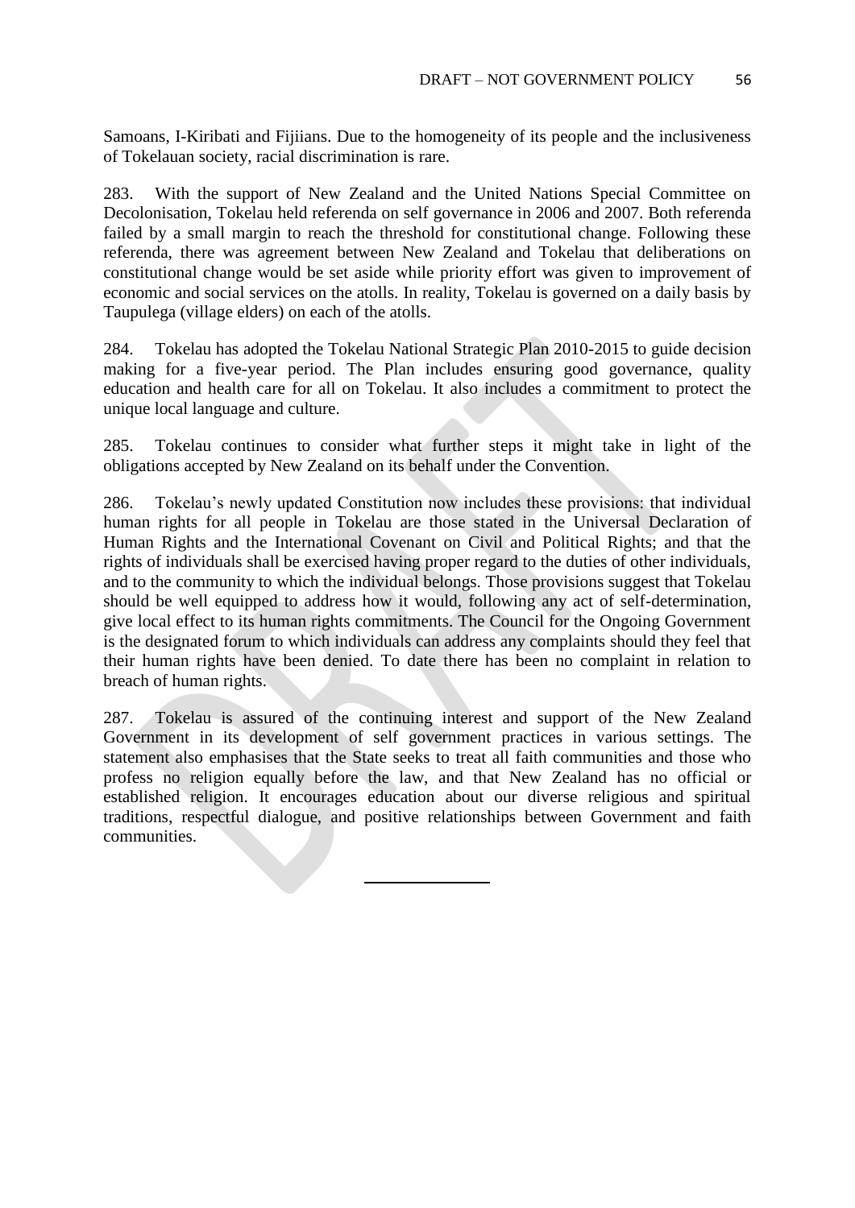Samoans, I-Kiribati and Fijiians. Due to the homogeneity of its people and the inclusiveness of Tokelauan society, racial discrimination is rare.

283. With the support of New Zealand and the United Nations Special Committee on Decolonisation, Tokelau held referenda on self governance in 2006 and 2007. Both referenda failed by a small margin to reach the threshold for constitutional change. Following these referenda, there was agreement between New Zealand and Tokelau that deliberations on constitutional change would be set aside while priority effort was given to improvement of economic and social services on the atolls. In reality, Tokelau is governed on a daily basis by Taupulega (village elders) on each of the atolls.

284. Tokelau has adopted the Tokelau National Strategic Plan 2010-2015 to guide decision making for a five-year period. The Plan includes ensuring good governance, quality education and health care for all on Tokelau. It also includes a commitment to protect the unique local language and culture.

285. Tokelau continues to consider what further steps it might take in light of the obligations accepted by New Zealand on its behalf under the Convention.

286. Tokelau's newly updated Constitution now includes these provisions: that individual human rights for all people in Tokelau are those stated in the Universal Declaration of Human Rights and the International Covenant on Civil and Political Rights; and that the rights of individuals shall be exercised having proper regard to the duties of other individuals, and to the community to which the individual belongs. Those provisions suggest that Tokelau should be well equipped to address how it would, following any act of self-determination, give local effect to its human rights commitments. The Council for the Ongoing Government is the designated forum to which individuals can address any complaints should they feel that their human rights have been denied. To date there has been no complaint in relation to breach of human rights.

287. Tokelau is assured of the continuing interest and support of the New Zealand Government in its development of self government practices in various settings. The statement also emphasises that the State seeks to treat all faith communities and those who profess no religion equally before the law, and that New Zealand has no official or established religion. It encourages education about our diverse religious and spiritual traditions, respectful dialogue, and positive relationships between Government and faith communities.